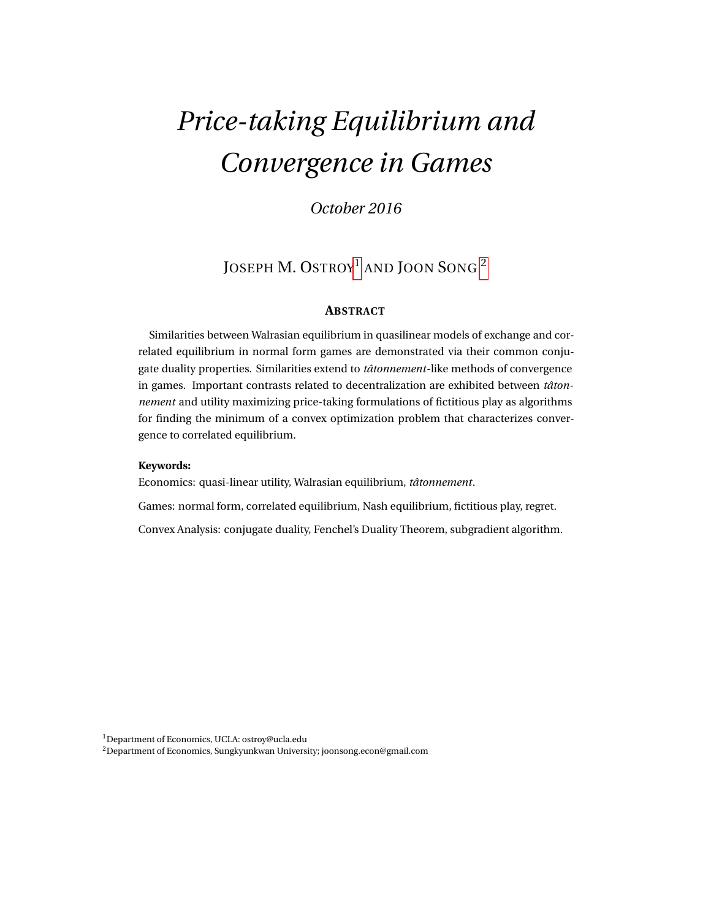# *Price-taking Equilibrium and Convergence in Games*

*October 2016*

JOSEPH M. OSTROY[1] AND JOON SONG[2]

**ABSTRACT**

Similarities between Walrasian equilibrium in quasilinear models of exchange and correlated equilibrium in normal form games are demonstrated via their common conjugate duality properties. Similarities extend to *tâtonnement*-like methods of convergence in games. Important contrasts related to decentralization are exhibited between *tâtonnement* and utility maximizing price-taking formulations of fictitious play as algorithms for finding the minimum of a convex optimization problem that characterizes convergence to correlated equilibrium.

**Keywords:**

Economics: quasi-linear utility, Walrasian equilibrium, *tâtonnement*.

Games: normal form, correlated equilibrium, Nash equilibrium, fictitious play, regret.

Convex Analysis: conjugate duality, Fenchel's Duality Theorem, subgradient algorithm.

[1]Department of Economics, UCLA: ostroy@ucla.edu

[2]Department of Economics, Sungkyunkwan University; joonsong.econ@gmail.com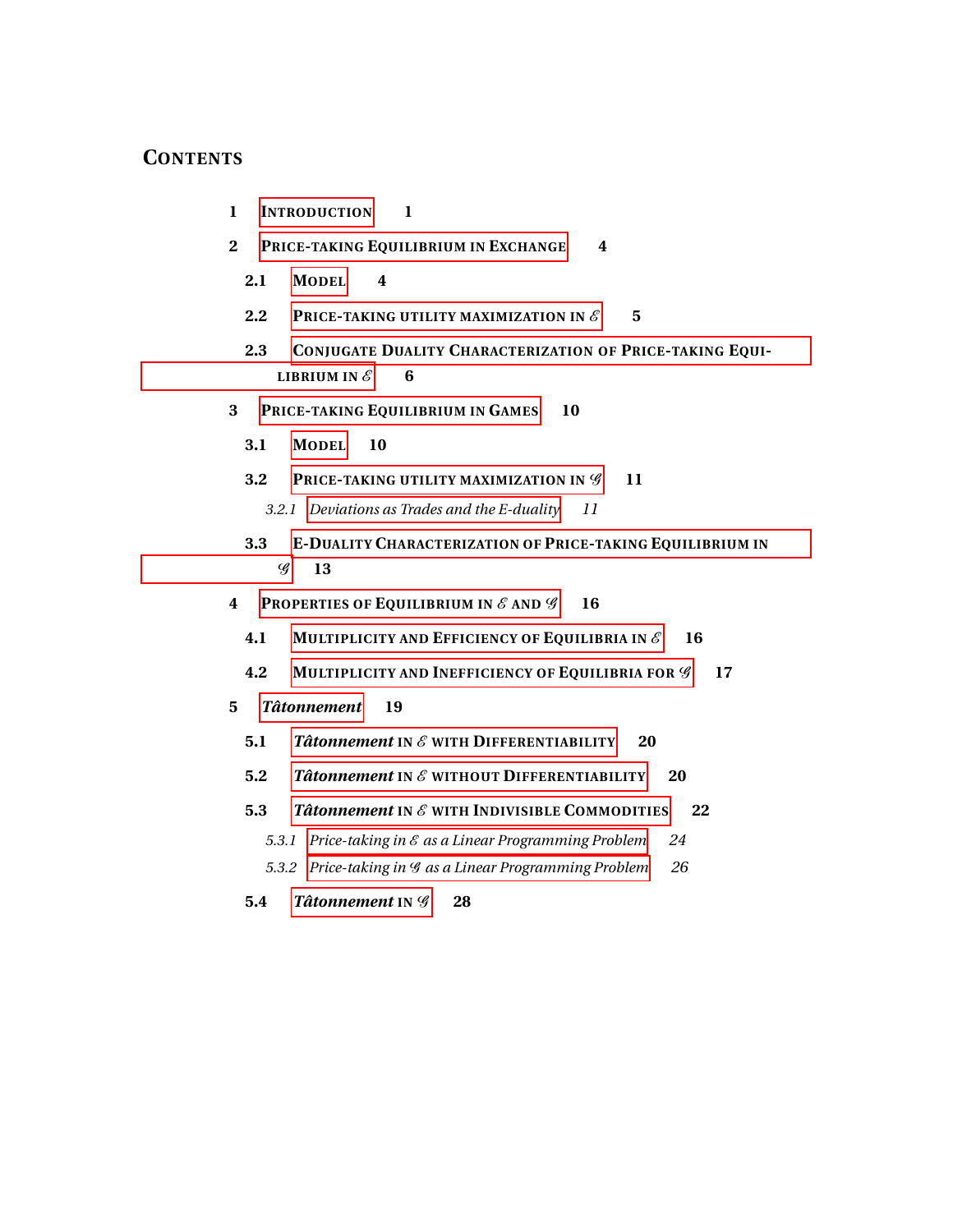# Contents

1 Introduction 1

2 Price-taking Equilibrium in Exchange 4

2.1 Model 4

2.2 Price-taking utility maximization in $\mathscr{E}$ 5

2.3 Conjugate Duality Characterization of Price-taking Equilibrium in $\mathscr{E}$ 6

3 Price-taking Equilibrium in Games 10

3.1 Model 10

3.2 Price-taking utility maximization in $\mathscr{G}$ 11

*3.2.1 Deviations as Trades and the E-duality 11*

3.3 E-Duality Characterization of Price-taking Equilibrium in $\mathscr{G}$ 13

4 Properties of Equilibrium in $\mathscr{E}$ and $\mathscr{G}$ 16

4.1 Multiplicity and Efficiency of Equilibria in $\mathscr{E}$ 16

4.2 Multiplicity and Inefficiency of Equilibria for $\mathscr{G}$ 17

5 *Tâtonnement* 19

5.1 *Tâtonnement* in $\mathscr{E}$ with Differentiability 20

5.2 *Tâtonnement* in $\mathscr{E}$ without Differentiability 20

5.3 *Tâtonnement* in $\mathscr{E}$ with Indivisible Commodities 22

*5.3.1 Price-taking in $\mathscr{E}$ as a Linear Programming Problem 24*

*5.3.2 Price-taking in $\mathscr{G}$ as a Linear Programming Problem 26*

5.4 *Tâtonnement* in $\mathscr{G}$ 28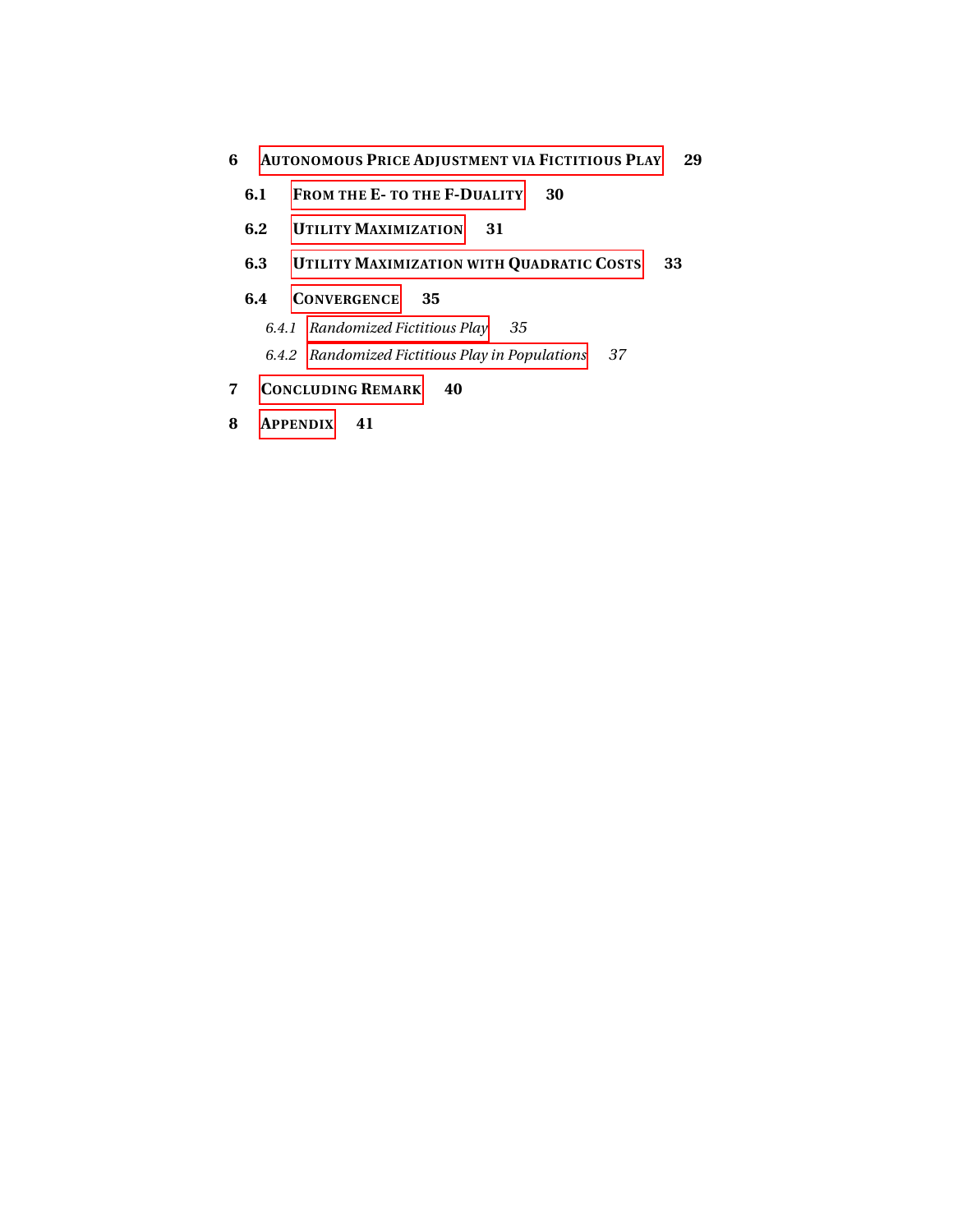**6 Autonomous Price Adjustment via Fictitious Play** 29

**6.1 From the E- to the F-Duality** 30

**6.2 Utility Maximization** 31

**6.3 Utility Maximization with Quadratic Costs** 33

**6.4 Convergence** 35

*6.4.1 Randomized Fictitious Play* 35

*6.4.2 Randomized Fictitious Play in Populations* 37

**7 Concluding Remark** 40

**8 Appendix** 41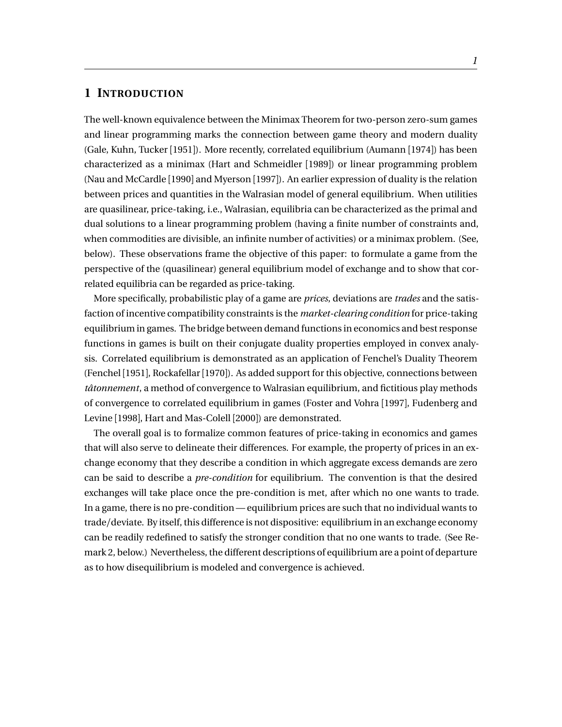# 1 INTRODUCTION

The well-known equivalence between the Minimax Theorem for two-person zero-sum games and linear programming marks the connection between game theory and modern duality (Gale, Kuhn, Tucker [1951]). More recently, correlated equilibrium (Aumann [1974]) has been characterized as a minimax (Hart and Schmeidler [1989]) or linear programming problem (Nau and McCardle [1990] and Myerson [1997]). An earlier expression of duality is the relation between prices and quantities in the Walrasian model of general equilibrium. When utilities are quasilinear, price-taking, i.e., Walrasian, equilibria can be characterized as the primal and dual solutions to a linear programming problem (having a finite number of constraints and, when commodities are divisible, an infinite number of activities) or a minimax problem. (See, below). These observations frame the objective of this paper: to formulate a game from the perspective of the (quasilinear) general equilibrium model of exchange and to show that correlated equilibria can be regarded as price-taking.

More specifically, probabilistic play of a game are *prices*, deviations are *trades* and the satisfaction of incentive compatibility constraints is the *market-clearing condition* for price-taking equilibrium in games. The bridge between demand functions in economics and best response functions in games is built on their conjugate duality properties employed in convex analysis. Correlated equilibrium is demonstrated as an application of Fenchel's Duality Theorem (Fenchel [1951], Rockafellar [1970]). As added support for this objective, connections between *tâtonnement*, a method of convergence to Walrasian equilibrium, and fictitious play methods of convergence to correlated equilibrium in games (Foster and Vohra [1997], Fudenberg and Levine [1998], Hart and Mas-Colell [2000]) are demonstrated.

The overall goal is to formalize common features of price-taking in economics and games that will also serve to delineate their differences. For example, the property of prices in an exchange economy that they describe a condition in which aggregate excess demands are zero can be said to describe a *pre-condition* for equilibrium. The convention is that the desired exchanges will take place once the pre-condition is met, after which no one wants to trade. In a game, there is no pre-condition — equilibrium prices are such that no individual wants to trade/deviate. By itself, this difference is not dispositive: equilibrium in an exchange economy can be readily redefined to satisfy the stronger condition that no one wants to trade. (See Remark 2, below.) Nevertheless, the different descriptions of equilibrium are a point of departure as to how disequilibrium is modeled and convergence is achieved.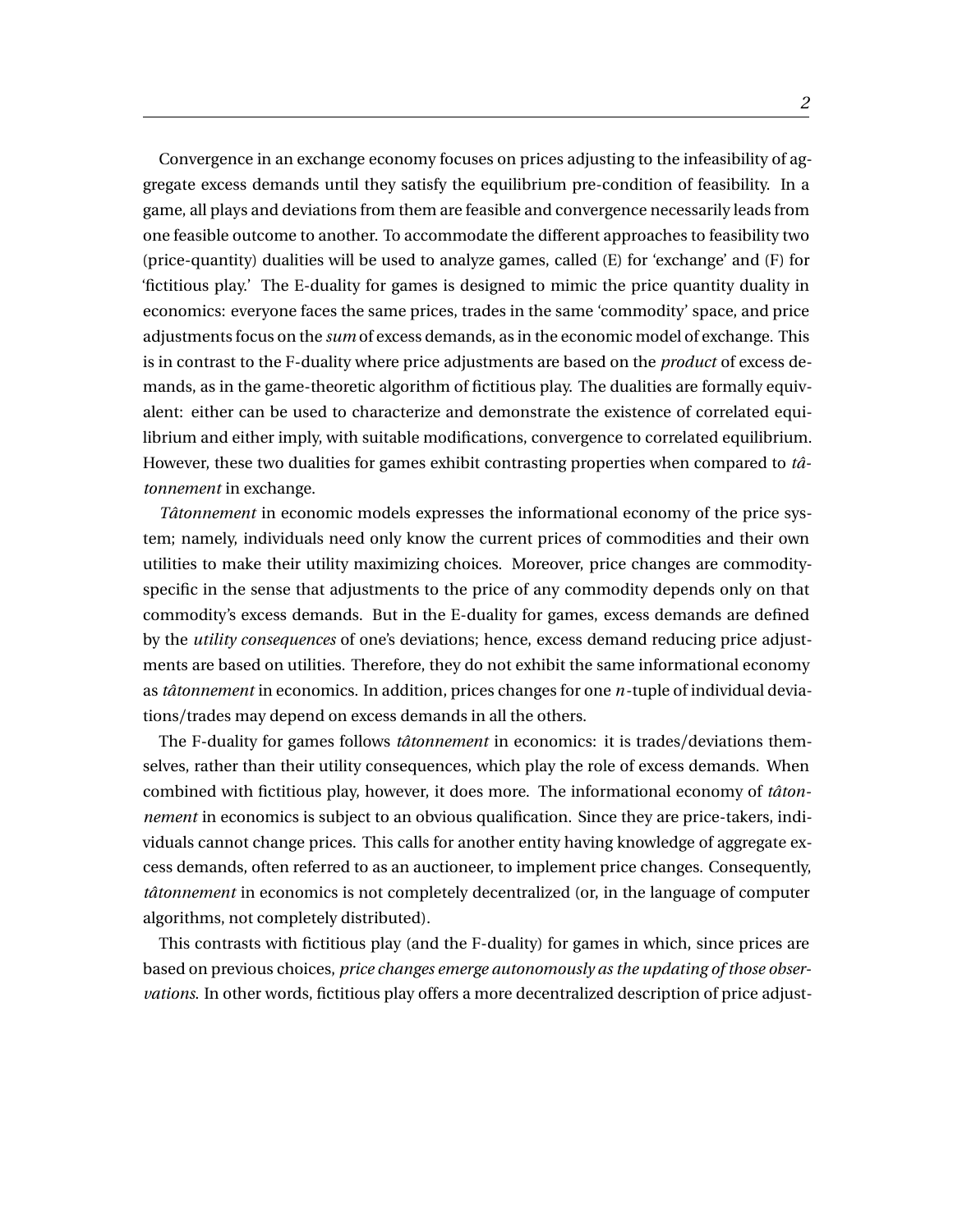Convergence in an exchange economy focuses on prices adjusting to the infeasibility of aggregate excess demands until they satisfy the equilibrium pre-condition of feasibility. In a game, all plays and deviations from them are feasible and convergence necessarily leads from one feasible outcome to another. To accommodate the different approaches to feasibility two (price-quantity) dualities will be used to analyze games, called (E) for 'exchange' and (F) for 'fictitious play.' The E-duality for games is designed to mimic the price quantity duality in economics: everyone faces the same prices, trades in the same 'commodity' space, and price adjustments focus on the *sum* of excess demands, as in the economic model of exchange. This is in contrast to the F-duality where price adjustments are based on the *product* of excess demands, as in the game-theoretic algorithm of fictitious play. The dualities are formally equivalent: either can be used to characterize and demonstrate the existence of correlated equilibrium and either imply, with suitable modifications, convergence to correlated equilibrium. However, these two dualities for games exhibit contrasting properties when compared to *tâtonnement* in exchange.

*Tâtonnement* in economic models expresses the informational economy of the price system; namely, individuals need only know the current prices of commodities and their own utilities to make their utility maximizing choices. Moreover, price changes are commodity-specific in the sense that adjustments to the price of any commodity depends only on that commodity's excess demands. But in the E-duality for games, excess demands are defined by the *utility consequences* of one's deviations; hence, excess demand reducing price adjustments are based on utilities. Therefore, they do not exhibit the same informational economy as *tâtonnement* in economics. In addition, prices changes for one $n$-tuple of individual deviations/trades may depend on excess demands in all the others.

The F-duality for games follows *tâtonnement* in economics: it is trades/deviations themselves, rather than their utility consequences, which play the role of excess demands. When combined with fictitious play, however, it does more. The informational economy of *tâtonnement* in economics is subject to an obvious qualification. Since they are price-takers, individuals cannot change prices. This calls for another entity having knowledge of aggregate excess demands, often referred to as an auctioneer, to implement price changes. Consequently, *tâtonnement* in economics is not completely decentralized (or, in the language of computer algorithms, not completely distributed).

This contrasts with fictitious play (and the F-duality) for games in which, since prices are based on previous choices, *price changes emerge autonomously as the updating of those observations.* In other words, fictitious play offers a more decentralized description of price adjust-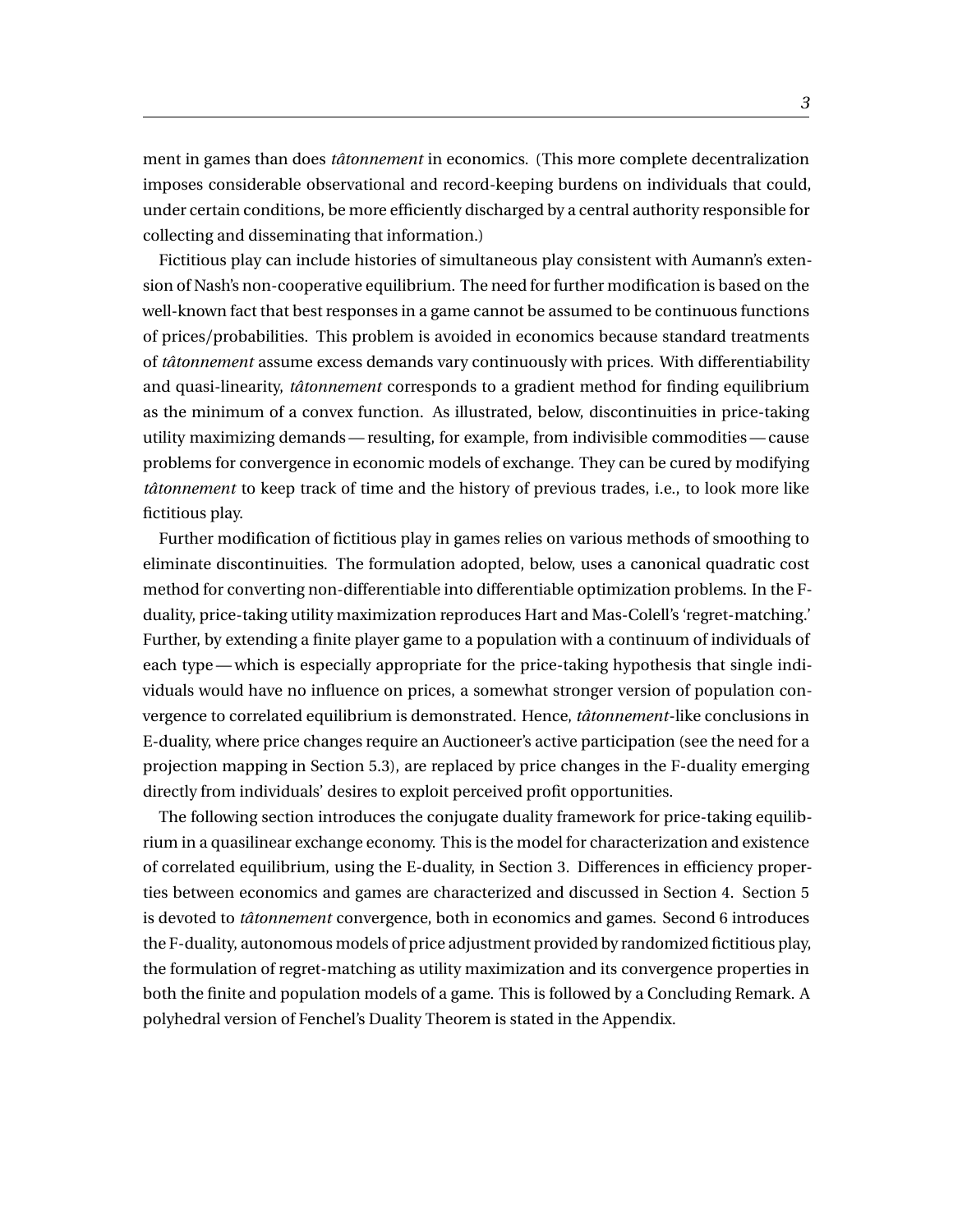ment in games than does *tâtonnement* in economics. (This more complete decentralization imposes considerable observational and record-keeping burdens on individuals that could, under certain conditions, be more efficiently discharged by a central authority responsible for collecting and disseminating that information.)

Fictitious play can include histories of simultaneous play consistent with Aumann's extension of Nash's non-cooperative equilibrium. The need for further modification is based on the well-known fact that best responses in a game cannot be assumed to be continuous functions of prices/probabilities. This problem is avoided in economics because standard treatments of *tâtonnement* assume excess demands vary continuously with prices. With differentiability and quasi-linearity, *tâtonnement* corresponds to a gradient method for finding equilibrium as the minimum of a convex function. As illustrated, below, discontinuities in price-taking utility maximizing demands — resulting, for example, from indivisible commodities — cause problems for convergence in economic models of exchange. They can be cured by modifying *tâtonnement* to keep track of time and the history of previous trades, i.e., to look more like fictitious play.

Further modification of fictitious play in games relies on various methods of smoothing to eliminate discontinuities. The formulation adopted, below, uses a canonical quadratic cost method for converting non-differentiable into differentiable optimization problems. In the F-duality, price-taking utility maximization reproduces Hart and Mas-Colell's 'regret-matching.' Further, by extending a finite player game to a population with a continuum of individuals of each type — which is especially appropriate for the price-taking hypothesis that single individuals would have no influence on prices, a somewhat stronger version of population convergence to correlated equilibrium is demonstrated. Hence, *tâtonnement*-like conclusions in E-duality, where price changes require an Auctioneer's active participation (see the need for a projection mapping in Section 5.3), are replaced by price changes in the F-duality emerging directly from individuals' desires to exploit perceived profit opportunities.

The following section introduces the conjugate duality framework for price-taking equilibrium in a quasilinear exchange economy. This is the model for characterization and existence of correlated equilibrium, using the E-duality, in Section 3. Differences in efficiency properties between economics and games are characterized and discussed in Section 4. Section 5 is devoted to *tâtonnement* convergence, both in economics and games. Second 6 introduces the F-duality, autonomous models of price adjustment provided by randomized fictitious play, the formulation of regret-matching as utility maximization and its convergence properties in both the finite and population models of a game. This is followed by a Concluding Remark. A polyhedral version of Fenchel's Duality Theorem is stated in the Appendix.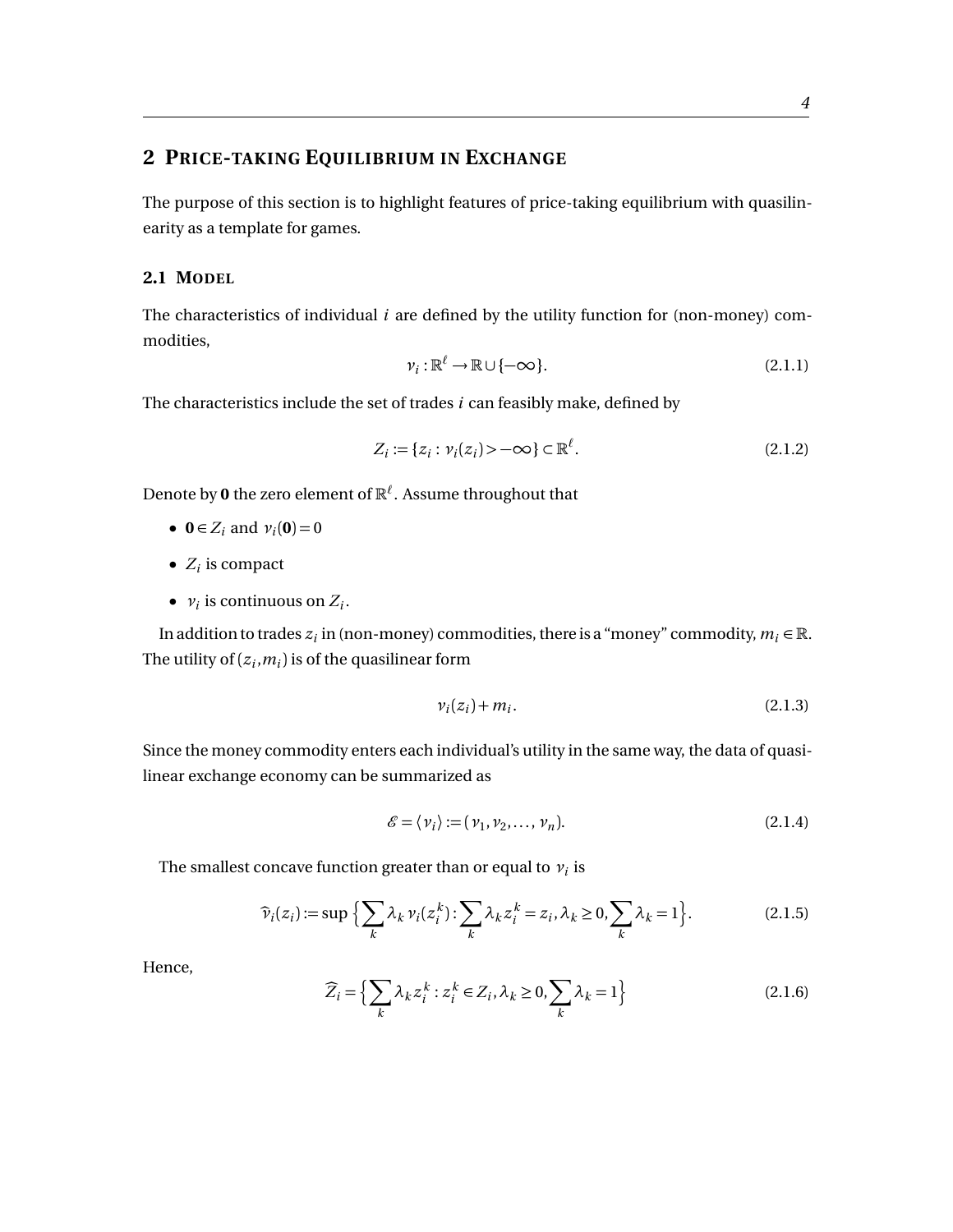# 2 Price-taking Equilibrium in Exchange

The purpose of this section is to highlight features of price-taking equilibrium with quasilinearity as a template for games.

## 2.1 Model

The characteristics of individual $i$ are defined by the utility function for (non-money) commodities,

$$v_i : \mathbb{R}^\ell \to \mathbb{R} \cup \{-\infty\}. \tag{2.1.1}$$

The characteristics include the set of trades $i$ can feasibly make, defined by

$$Z_i := \{z_i : v_i(z_i) > -\infty\} \subset \mathbb{R}^\ell. \tag{2.1.2}$$

Denote by $\mathbf{0}$ the zero element of $\mathbb{R}^\ell$. Assume throughout that

- $\mathbf{0} \in Z_i$ and $v_i(\mathbf{0}) = 0$
- $Z_i$ is compact
- $v_i$ is continuous on $Z_i$.

In addition to trades $z_i$ in (non-money) commodities, there is a "money" commodity, $m_i \in \mathbb{R}$. The utility of $(z_i, m_i)$ is of the quasilinear form

$$v_i(z_i) + m_i. \tag{2.1.3}$$

Since the money commodity enters each individual's utility in the same way, the data of quasilinear exchange economy can be summarized as

$$\mathscr{E} = \langle v_i \rangle := (v_1, v_2, \ldots, v_n). \tag{2.1.4}$$

The smallest concave function greater than or equal to $v_i$ is

$$\widehat{v}_i(z_i) := \sup\Big\{\sum_k \lambda_k v_i(z_i^k) : \sum_k \lambda_k z_i^k = z_i, \lambda_k \geq 0, \sum_k \lambda_k = 1\Big\}. \tag{2.1.5}$$

Hence,

$$\widehat{Z}_i = \Big\{\sum_k \lambda_k z_i^k : z_i^k \in Z_i, \lambda_k \geq 0, \sum_k \lambda_k = 1\Big\} \tag{2.1.6}$$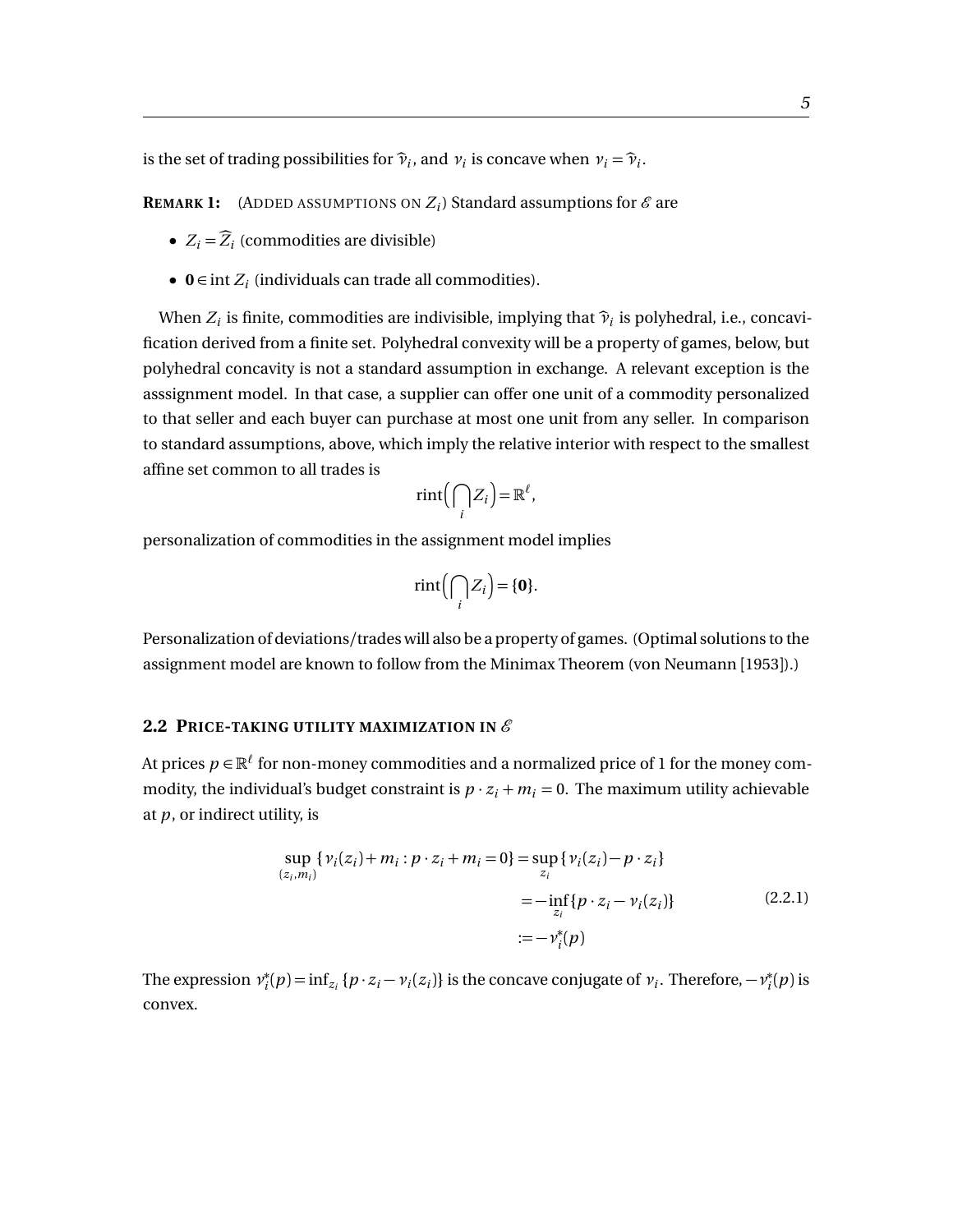is the set of trading possibilities for $\widehat{\nu}_i$, and $\nu_i$ is concave when $\nu_i = \widehat{\nu}_i$.

**REMARK 1:** (ADDED ASSUMPTIONS ON $Z_i$) Standard assumptions for $\mathscr{E}$ are

- $Z_i = \widehat{Z}_i$ (commodities are divisible)
- $\mathbf{0} \in \operatorname{int} Z_i$ (individuals can trade all commodities).

When $Z_i$ is finite, commodities are indivisible, implying that $\widehat{\nu}_i$ is polyhedral, i.e., concavification derived from a finite set. Polyhedral convexity will be a property of games, below, but polyhedral concavity is not a standard assumption in exchange. A relevant exception is the asssignment model. In that case, a supplier can offer one unit of a commodity personalized to that seller and each buyer can purchase at most one unit from any seller. In comparison to standard assumptions, above, which imply the relative interior with respect to the smallest affine set common to all trades is

$$\operatorname{rint}\Big(\bigcap_i Z_i\Big) = \mathbb{R}^\ell,$$

personalization of commodities in the assignment model implies

$$\operatorname{rint}\Big(\bigcap_i Z_i\Big) = \{\mathbf{0}\}.$$

Personalization of deviations/trades will also be a property of games. (Optimal solutions to the assignment model are known to follow from the Minimax Theorem (von Neumann [1953]).)

## 2.2 PRICE-TAKING UTILITY MAXIMIZATION IN $\mathscr{E}$

At prices $p \in \mathbb{R}^\ell$ for non-money commodities and a normalized price of 1 for the money commodity, the individual's budget constraint is $p \cdot z_i + m_i = 0$. The maximum utility achievable at $p$, or indirect utility, is

$$\begin{aligned}
\sup_{(z_i, m_i)} \{\nu_i(z_i) + m_i : p \cdot z_i + m_i = 0\} &= \sup_{z_i} \{\nu_i(z_i) - p \cdot z_i\} \\
&= -\inf_{z_i} \{p \cdot z_i - \nu_i(z_i)\} \\
&:= -\nu_i^*(p)
\end{aligned} \tag{2.2.1}$$

The expression $\nu_i^*(p) = \inf_{z_i} \{p \cdot z_i - \nu_i(z_i)\}$ is the concave conjugate of $\nu_i$. Therefore, $-\nu_i^*(p)$ is convex.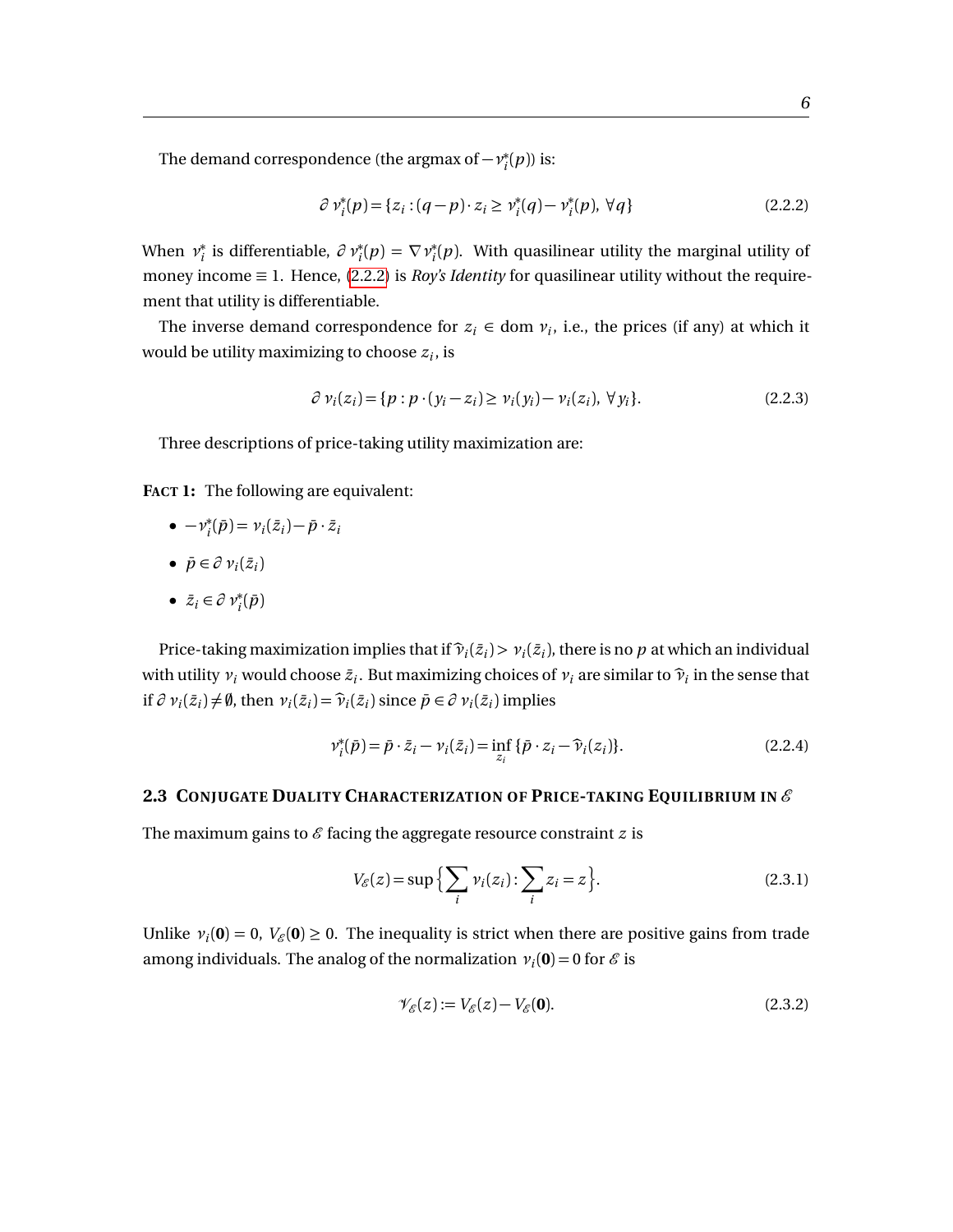The demand correspondence (the argmax of $-v_i^*(p)$) is:

$$\partial v_i^*(p) = \{z_i : (q-p)\cdot z_i \geq v_i^*(q) - v_i^*(p),\ \forall q\} \tag{2.2.2}$$

When $v_i^*$ is differentiable, $\partial v_i^*(p) = \nabla v_i^*(p)$. With quasilinear utility the marginal utility of money income $\equiv 1$. Hence, (2.2.2) is *Roy's Identity* for quasilinear utility without the requirement that utility is differentiable.

The inverse demand correspondence for $z_i \in \operatorname{dom} v_i$, i.e., the prices (if any) at which it would be utility maximizing to choose $z_i$, is

$$\partial v_i(z_i) = \{p : p\cdot(y_i - z_i) \geq v_i(y_i) - v_i(z_i),\ \forall y_i\}. \tag{2.2.3}$$

Three descriptions of price-taking utility maximization are:

**FACT 1:** The following are equivalent:

- $-v_i^*(\bar{p}) = v_i(\bar{z}_i) - \bar{p}\cdot\bar{z}_i$
- $\bar{p} \in \partial v_i(\bar{z}_i)$
- $\bar{z}_i \in \partial v_i^*(\bar{p})$

Price-taking maximization implies that if $\widehat{v}_i(\bar{z}_i) > v_i(\bar{z}_i)$, there is no $p$ at which an individual with utility $v_i$ would choose $\bar{z}_i$. But maximizing choices of $v_i$ are similar to $\widehat{v}_i$ in the sense that if $\partial v_i(\bar{z}_i) \neq \emptyset$, then $v_i(\bar{z}_i) = \widehat{v}_i(\bar{z}_i)$ since $\bar{p} \in \partial v_i(\bar{z}_i)$ implies

$$v_i^*(\bar{p}) = \bar{p}\cdot\bar{z}_i - v_i(\bar{z}_i) = \inf_{z_i}\{\bar{p}\cdot z_i - \widehat{v}_i(z_i)\}. \tag{2.2.4}$$

## 2.3 Conjugate Duality Characterization of Price-taking Equilibrium in $\mathscr{E}$

The maximum gains to $\mathscr{E}$ facing the aggregate resource constraint $z$ is

$$V_{\mathscr{E}}(z) = \sup\Big\{\sum_i v_i(z_i) : \sum_i z_i = z\Big\}. \tag{2.3.1}$$

Unlike $v_i(\mathbf{0}) = 0$, $V_{\mathscr{E}}(\mathbf{0}) \geq 0$. The inequality is strict when there are positive gains from trade among individuals. The analog of the normalization $v_i(\mathbf{0}) = 0$ for $\mathscr{E}$ is

$$\mathscr{V}_{\mathscr{E}}(z) := V_{\mathscr{E}}(z) - V_{\mathscr{E}}(\mathbf{0}). \tag{2.3.2}$$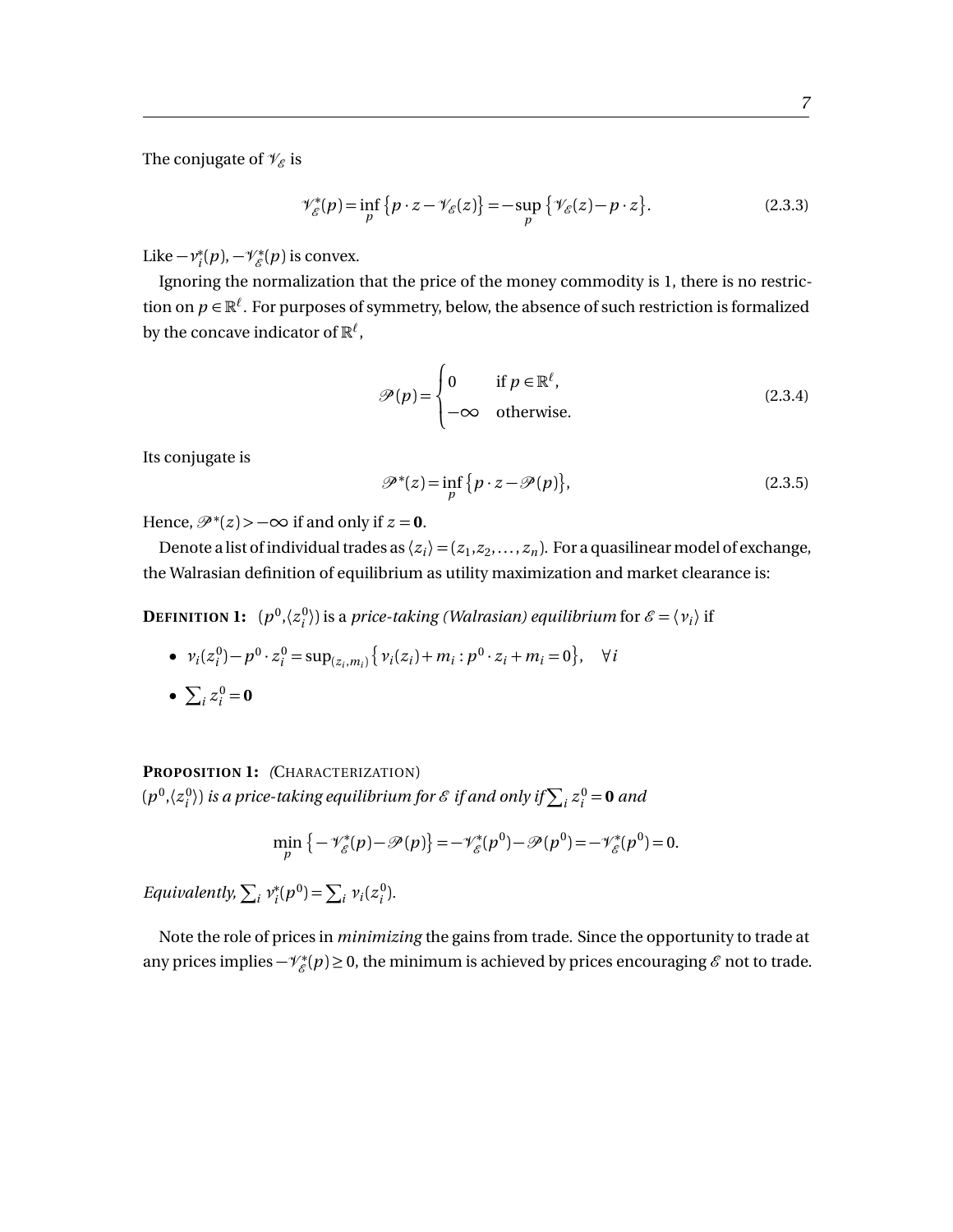The conjugate of $\mathscr{V}_{\mathscr{E}}$ is

$$\mathscr{V}^*_{\mathscr{E}}(p) = \inf_p \left\{ p \cdot z - \mathscr{V}_{\mathscr{E}}(z) \right\} = -\sup_p \left\{ \mathscr{V}_{\mathscr{E}}(z) - p \cdot z \right\}. \tag{2.3.3}$$

Like $-v^*_i(p)$, $-\mathscr{V}^*_{\mathscr{E}}(p)$ is convex.

Ignoring the normalization that the price of the money commodity is 1, there is no restriction on $p \in \mathbb{R}^\ell$. For purposes of symmetry, below, the absence of such restriction is formalized by the concave indicator of $\mathbb{R}^\ell$,

$$\mathscr{P}(p) = \begin{cases} 0 & \text{if } p \in \mathbb{R}^\ell, \\ -\infty & \text{otherwise.} \end{cases} \tag{2.3.4}$$

Its conjugate is

$$\mathscr{P}^*(z) = \inf_p \left\{ p \cdot z - \mathscr{P}(p) \right\}, \tag{2.3.5}$$

Hence, $\mathscr{P}^*(z) > -\infty$ if and only if $z = \mathbf{0}$.

Denote a list of individual trades as $\langle z_i \rangle = (z_1, z_2, \ldots, z_n)$. For a quasilinear model of exchange, the Walrasian definition of equilibrium as utility maximization and market clearance is:

**DEFINITION 1:** $(p^0, \langle z^0_i \rangle)$ is a *price-taking (Walrasian) equilibrium* for $\mathscr{E} = \langle v_i \rangle$ if

- $v_i(z^0_i) - p^0 \cdot z^0_i = \sup_{(z_i, m_i)} \left\{ v_i(z_i) + m_i : p^0 \cdot z_i + m_i = 0 \right\}, \quad \forall i$
- $\sum_i z^0_i = \mathbf{0}$

**PROPOSITION 1:** *(*CHARACTERIZATION)
*$(p^0, \langle z^0_i \rangle)$ is a price-taking equilibrium for $\mathscr{E}$ if and only if $\sum_i z^0_i = \mathbf{0}$ and*

$$\min_p \left\{ -\mathscr{V}^*_{\mathscr{E}}(p) - \mathscr{P}(p) \right\} = -\mathscr{V}^*_{\mathscr{E}}(p^0) - \mathscr{P}(p^0) = -\mathscr{V}^*_{\mathscr{E}}(p^0) = 0.$$

*Equivalently, $\sum_i v^*_i(p^0) = \sum_i v_i(z^0_i)$.*

Note the role of prices in *minimizing* the gains from trade. Since the opportunity to trade at any prices implies $-\mathscr{V}^*_{\mathscr{E}}(p) \geq 0$, the minimum is achieved by prices encouraging $\mathscr{E}$ not to trade.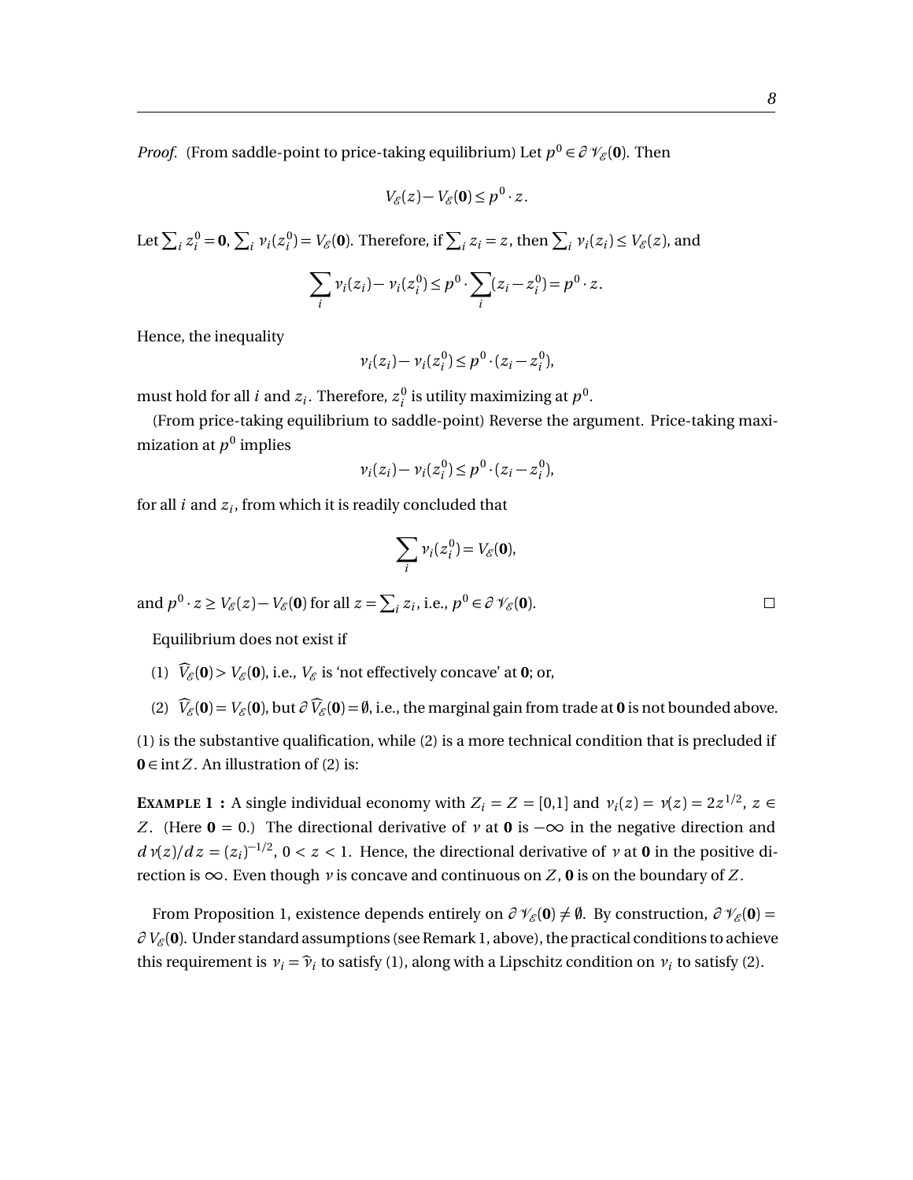*Proof.* (From saddle-point to price-taking equilibrium) Let $p^0 \in \partial \mathscr{V}_{\mathscr{E}}(\mathbf{0})$. Then

$$V_{\mathscr{E}}(z) - V_{\mathscr{E}}(\mathbf{0}) \leq p^0 \cdot z.$$

Let $\sum_i z_i^0 = \mathbf{0}$, $\sum_i v_i(z_i^0) = V_{\mathscr{E}}(\mathbf{0})$. Therefore, if $\sum_i z_i = z$, then $\sum_i v_i(z_i) \leq V_{\mathscr{E}}(z)$, and

$$\sum_i v_i(z_i) - v_i(z_i^0) \leq p^0 \cdot \sum_i (z_i - z_i^0) = p^0 \cdot z.$$

Hence, the inequality

$$v_i(z_i) - v_i(z_i^0) \leq p^0 \cdot (z_i - z_i^0),$$

must hold for all $i$ and $z_i$. Therefore, $z_i^0$ is utility maximizing at $p^0$.

(From price-taking equilibrium to saddle-point) Reverse the argument. Price-taking maximization at $p^0$ implies

$$v_i(z_i) - v_i(z_i^0) \leq p^0 \cdot (z_i - z_i^0),$$

for all $i$ and $z_i$, from which it is readily concluded that

$$\sum_i v_i(z_i^0) = V_{\mathscr{E}}(\mathbf{0}),$$

and $p^0 \cdot z \geq V_{\mathscr{E}}(z) - V_{\mathscr{E}}(\mathbf{0})$ for all $z = \sum_i z_i$, i.e., $p^0 \in \partial \mathscr{V}_{\mathscr{E}}(\mathbf{0})$. □

Equilibrium does not exist if

(1) $\widehat{V}_{\mathscr{E}}(\mathbf{0}) > V_{\mathscr{E}}(\mathbf{0})$, i.e., $V_{\mathscr{E}}$ is 'not effectively concave' at $\mathbf{0}$; or,

(2) $\widehat{V}_{\mathscr{E}}(\mathbf{0}) = V_{\mathscr{E}}(\mathbf{0})$, but $\partial \widehat{V}_{\mathscr{E}}(\mathbf{0}) = \emptyset$, i.e., the marginal gain from trade at $\mathbf{0}$ is not bounded above.

(1) is the substantive qualification, while (2) is a more technical condition that is precluded if $\mathbf{0} \in \operatorname{int} Z$. An illustration of (2) is:

**Example 1 :** A single individual economy with $Z_i = Z = [0,1]$ and $v_i(z) = v(z) = 2z^{1/2}$, $z \in Z$. (Here $\mathbf{0} = 0$.) The directional derivative of $v$ at $\mathbf{0}$ is $-\infty$ in the negative direction and $dv(z)/dz = (z_i)^{-1/2}$, $0 < z < 1$. Hence, the directional derivative of $v$ at $\mathbf{0}$ in the positive direction is $\infty$. Even though $v$ is concave and continuous on $Z$, $\mathbf{0}$ is on the boundary of $Z$.

From Proposition 1, existence depends entirely on $\partial \mathscr{V}_{\mathscr{E}}(\mathbf{0}) \neq \emptyset$. By construction, $\partial \mathscr{V}_{\mathscr{E}}(\mathbf{0}) = \partial V_{\mathscr{E}}(\mathbf{0})$. Under standard assumptions (see Remark 1, above), the practical conditions to achieve this requirement is $v_i = \widehat{v}_i$ to satisfy (1), along with a Lipschitz condition on $v_i$ to satisfy (2).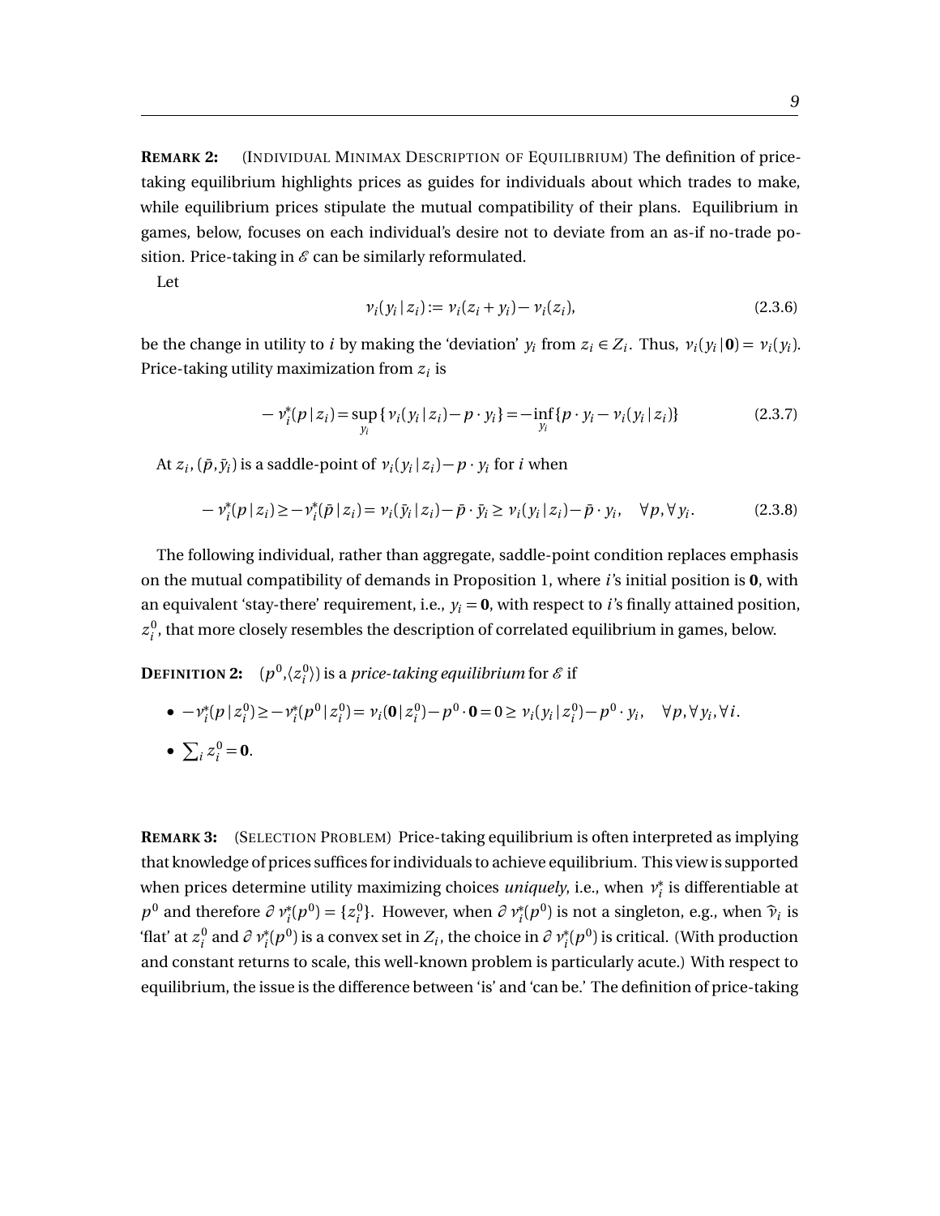**REMARK 2:** (INDIVIDUAL MINIMAX DESCRIPTION OF EQUILIBRIUM) The definition of price-taking equilibrium highlights prices as guides for individuals about which trades to make, while equilibrium prices stipulate the mutual compatibility of their plans. Equilibrium in games, below, focuses on each individual's desire not to deviate from an as-if no-trade position. Price-taking in $\mathscr{E}$ can be similarly reformulated.

Let

$$\nu_i(y_i \,|\, z_i) := \nu_i(z_i + y_i) - \nu_i(z_i), \tag{2.3.6}$$

be the change in utility to $i$ by making the 'deviation' $y_i$ from $z_i \in Z_i$. Thus, $\nu_i(y_i \,|\, \mathbf{0}) = \nu_i(y_i)$. Price-taking utility maximization from $z_i$ is

$$-\nu_i^*(p \,|\, z_i) = \sup_{y_i} \{\nu_i(y_i \,|\, z_i) - p \cdot y_i\} = -\inf_{y_i} \{p \cdot y_i - \nu_i(y_i \,|\, z_i)\} \tag{2.3.7}$$

At $z_i$, $(\bar{p}, \bar{y}_i)$ is a saddle-point of $\nu_i(y_i \,|\, z_i) - p \cdot y_i$ for $i$ when

$$-\nu_i^*(p \,|\, z_i) \geq -\nu_i^*(\bar{p} \,|\, z_i) = \nu_i(\bar{y}_i \,|\, z_i) - \bar{p} \cdot \bar{y}_i \geq \nu_i(y_i \,|\, z_i) - \bar{p} \cdot y_i, \quad \forall p, \forall y_i. \tag{2.3.8}$$

The following individual, rather than aggregate, saddle-point condition replaces emphasis on the mutual compatibility of demands in Proposition 1, where $i$'s initial position is $\mathbf{0}$, with an equivalent 'stay-there' requirement, i.e., $y_i = \mathbf{0}$, with respect to $i$'s finally attained position, $z_i^0$, that more closely resembles the description of correlated equilibrium in games, below.

**DEFINITION 2:** $(p^0, \langle z_i^0 \rangle)$ is a *price-taking equilibrium* for $\mathscr{E}$ if

- $-\nu_i^*(p \,|\, z_i^0) \geq -\nu_i^*(p^0 \,|\, z_i^0) = \nu_i(\mathbf{0} \,|\, z_i^0) - p^0 \cdot \mathbf{0} = 0 \geq \nu_i(y_i \,|\, z_i^0) - p^0 \cdot y_i, \quad \forall p, \forall y_i, \forall i.$
- $\sum_i z_i^0 = \mathbf{0}$.

**REMARK 3:** (SELECTION PROBLEM) Price-taking equilibrium is often interpreted as implying that knowledge of prices suffices for individuals to achieve equilibrium. This view is supported when prices determine utility maximizing choices *uniquely*, i.e., when $\nu_i^*$ is differentiable at $p^0$ and therefore $\partial \nu_i^*(p^0) = \{z_i^0\}$. However, when $\partial \nu_i^*(p^0)$ is not a singleton, e.g., when $\widehat{\nu}_i$ is 'flat' at $z_i^0$ and $\partial \nu_i^*(p^0)$ is a convex set in $Z_i$, the choice in $\partial \nu_i^*(p^0)$ is critical. (With production and constant returns to scale, this well-known problem is particularly acute.) With respect to equilibrium, the issue is the difference between 'is' and 'can be.' The definition of price-taking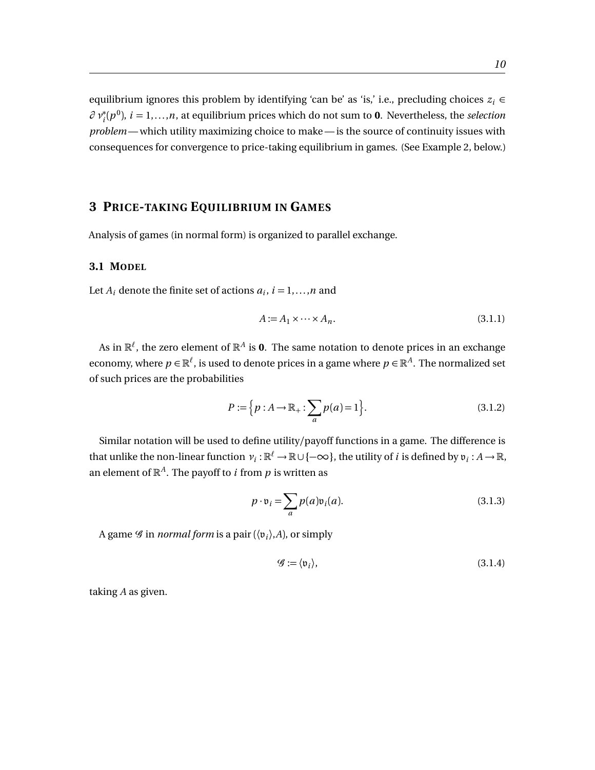equilibrium ignores this problem by identifying 'can be' as 'is,' i.e., precluding choices $z_i \in \partial v_i^*(p^0)$, $i = 1,\ldots,n$, at equilibrium prices which do not sum to $\mathbf{0}$. Nevertheless, the *selection problem* — which utility maximizing choice to make — is the source of continuity issues with consequences for convergence to price-taking equilibrium in games. (See Example 2, below.)

## 3 Price-taking Equilibrium in Games

Analysis of games (in normal form) is organized to parallel exchange.

### 3.1 Model

Let $A_i$ denote the finite set of actions $a_i$, $i = 1,\ldots,n$ and

$$A := A_1 \times \cdots \times A_n. \tag{3.1.1}$$

As in $\mathbb{R}^\ell$, the zero element of $\mathbb{R}^A$ is $\mathbf{0}$. The same notation to denote prices in an exchange economy, where $p \in \mathbb{R}^\ell$, is used to denote prices in a game where $p \in \mathbb{R}^A$. The normalized set of such prices are the probabilities

$$P := \Big\{ p : A \to \mathbb{R}_+ : \sum_a p(a) = 1 \Big\}. \tag{3.1.2}$$

Similar notation will be used to define utility/payoff functions in a game. The difference is that unlike the non-linear function $v_i : \mathbb{R}^\ell \to \mathbb{R} \cup \{-\infty\}$, the utility of $i$ is defined by $\mathfrak{v}_i : A \to \mathbb{R}$, an element of $\mathbb{R}^A$. The payoff to $i$ from $p$ is written as

$$p \cdot \mathfrak{v}_i = \sum_a p(a)\mathfrak{v}_i(a). \tag{3.1.3}$$

A game $\mathcal{G}$ in *normal form* is a pair $(\langle \mathfrak{v}_i \rangle, A)$, or simply

$$\mathcal{G} := \langle \mathfrak{v}_i \rangle, \tag{3.1.4}$$

taking $A$ as given.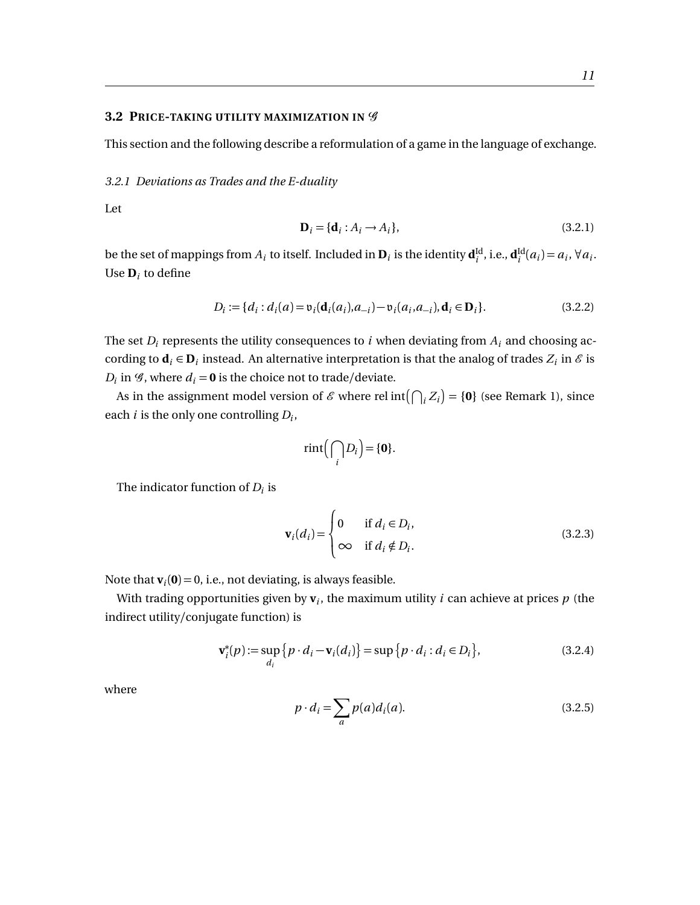## 3.2 Price-taking utility maximization in $\mathscr{G}$

This section and the following describe a reformulation of a game in the language of exchange.

### 3.2.1 Deviations as Trades and the E-duality

Let

$$\mathbf{D}_i = \{\mathbf{d}_i : A_i \to A_i\}, \tag{3.2.1}$$

be the set of mappings from $A_i$ to itself. Included in $\mathbf{D}_i$ is the identity $\mathbf{d}_i^{\mathrm{Id}}$, i.e., $\mathbf{d}_i^{\mathrm{Id}}(a_i) = a_i$, $\forall a_i$. Use $\mathbf{D}_i$ to define

$$D_i := \{d_i : d_i(a) = \mathfrak{v}_i(\mathbf{d}_i(a_i), a_{-i}) - \mathfrak{v}_i(a_i, a_{-i}), \mathbf{d}_i \in \mathbf{D}_i\}. \tag{3.2.2}$$

The set $D_i$ represents the utility consequences to $i$ when deviating from $A_i$ and choosing according to $\mathbf{d}_i \in \mathbf{D}_i$ instead. An alternative interpretation is that the analog of trades $Z_i$ in $\mathscr{E}$ is $D_i$ in $\mathscr{G}$, where $d_i = \mathbf{0}$ is the choice not to trade/deviate.

As in the assignment model version of $\mathscr{E}$ where $\operatorname{rel\,int}\left(\bigcap_i Z_i\right) = \{\mathbf{0}\}$ (see Remark 1), since each $i$ is the only one controlling $D_i$,

$$\operatorname{rint}\Big(\bigcap_i D_i\Big) = \{\mathbf{0}\}.$$

The indicator function of $D_i$ is

$$\mathbf{v}_i(d_i) = \begin{cases} 0 & \text{if } d_i \in D_i, \\ \infty & \text{if } d_i \notin D_i. \end{cases} \tag{3.2.3}$$

Note that $\mathbf{v}_i(\mathbf{0}) = 0$, i.e., not deviating, is always feasible.

With trading opportunities given by $\mathbf{v}_i$, the maximum utility $i$ can achieve at prices $p$ (the indirect utility/conjugate function) is

$$\mathbf{v}_i^*(p) := \sup_{d_i} \left\{ p \cdot d_i - \mathbf{v}_i(d_i) \right\} = \sup \left\{ p \cdot d_i : d_i \in D_i \right\}, \tag{3.2.4}$$

where

$$p \cdot d_i = \sum_a p(a) d_i(a). \tag{3.2.5}$$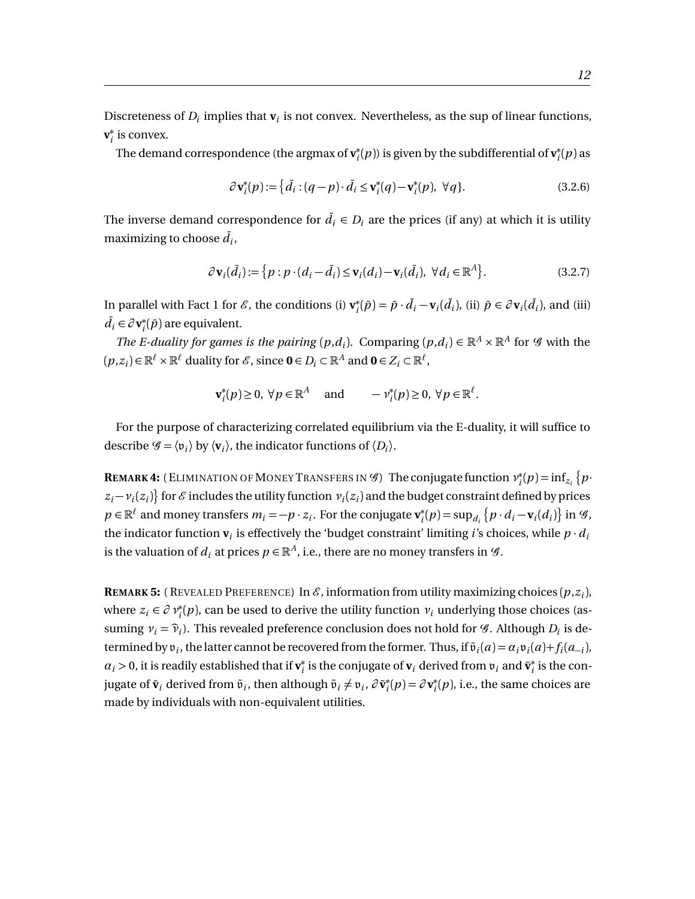Discreteness of $D_i$ implies that $\mathbf{v}_i$ is not convex. Nevertheless, as the sup of linear functions, $\mathbf{v}_i^*$ is convex.

The demand correspondence (the argmax of $\mathbf{v}_i^*(p)$) is given by the subdifferential of $\mathbf{v}_i^*(p)$ as

$$\partial \mathbf{v}_i^*(p) := \left\{ \bar{d}_i : (q-p)\cdot \bar{d}_i \le \mathbf{v}_i^*(q) - \mathbf{v}_i^*(p),\ \forall q \right\}. \tag{3.2.6}$$

The inverse demand correspondence for $\bar{d}_i \in D_i$ are the prices (if any) at which it is utility maximizing to choose $\bar{d}_i$,

$$\partial \mathbf{v}_i(\bar{d}_i) := \left\{ p : p\cdot (d_i - \bar{d}_i) \le \mathbf{v}_i(d_i) - \mathbf{v}_i(\bar{d}_i),\ \forall d_i \in \mathbb{R}^A \right\}. \tag{3.2.7}$$

In parallel with Fact 1 for $\mathscr{E}$, the conditions (i) $\mathbf{v}_i^*(\bar{p}) = \bar{p}\cdot \bar{d}_i - \mathbf{v}_i(\bar{d}_i)$, (ii) $\bar{p} \in \partial \mathbf{v}_i(\bar{d}_i)$, and (iii) $\bar{d}_i \in \partial \mathbf{v}_i^*(\bar{p})$ are equivalent.

*The E-duality for games is the pairing* $(p, d_i)$. Comparing $(p, d_i) \in \mathbb{R}^A \times \mathbb{R}^A$ for $\mathscr{G}$ with the $(p, z_i) \in \mathbb{R}^\ell \times \mathbb{R}^\ell$ duality for $\mathscr{E}$, since $\mathbf{0} \in D_i \subset \mathbb{R}^A$ and $\mathbf{0} \in Z_i \subset \mathbb{R}^\ell$,

$$\mathbf{v}_i^*(p) \ge 0,\ \forall p \in \mathbb{R}^A \quad \text{ and } \quad -\nu_i^*(p) \ge 0,\ \forall p \in \mathbb{R}^\ell.$$

For the purpose of characterizing correlated equilibrium via the E-duality, it will suffice to describe $\mathscr{G} = \langle \mathfrak{v}_i \rangle$ by $\langle \mathbf{v}_i \rangle$, the indicator functions of $\langle D_i \rangle$.

**Remark 4:** (Elimination of Money Transfers in $\mathscr{G}$) The conjugate function $\nu_i^*(p) = \inf_{z_i} \left\{ p\cdot z_i - \nu_i(z_i) \right\}$ for $\mathscr{E}$ includes the utility function $\nu_i(z_i)$ and the budget constraint defined by prices $p \in \mathbb{R}^\ell$ and money transfers $m_i = -p\cdot z_i$. For the conjugate $\mathbf{v}_i^*(p) = \sup_{d_i} \left\{ p\cdot d_i - \mathbf{v}_i(d_i) \right\}$ in $\mathscr{G}$, the indicator function $\mathbf{v}_i$ is effectively the 'budget constraint' limiting $i$'s choices, while $p\cdot d_i$ is the valuation of $d_i$ at prices $p \in \mathbb{R}^A$, i.e., there are no money transfers in $\mathscr{G}$.

**Remark 5:** (Revealed Preference) In $\mathscr{E}$, information from utility maximizing choices $(p, z_i)$, where $z_i \in \partial \nu_i^*(p)$, can be used to derive the utility function $\nu_i$ underlying those choices (assuming $\nu_i = \widehat{\nu}_i$). This revealed preference conclusion does not hold for $\mathscr{G}$. Although $D_i$ is determined by $\mathfrak{v}_i$, the latter cannot be recovered from the former. Thus, if $\tilde{\mathfrak{v}}_i(a) = \alpha_i \mathfrak{v}_i(a) + f_i(a_{-i})$, $\alpha_i > 0$, it is readily established that if $\mathbf{v}_i^*$ is the conjugate of $\mathbf{v}_i$ derived from $\mathfrak{v}_i$ and $\tilde{\mathbf{v}}_i^*$ is the conjugate of $\tilde{\mathbf{v}}_i$ derived from $\tilde{\mathfrak{v}}_i$, then although $\tilde{\mathfrak{v}}_i \neq \mathfrak{v}_i$, $\partial \tilde{\mathbf{v}}_i^*(p) = \partial \mathbf{v}_i^*(p)$, i.e., the same choices are made by individuals with non-equivalent utilities.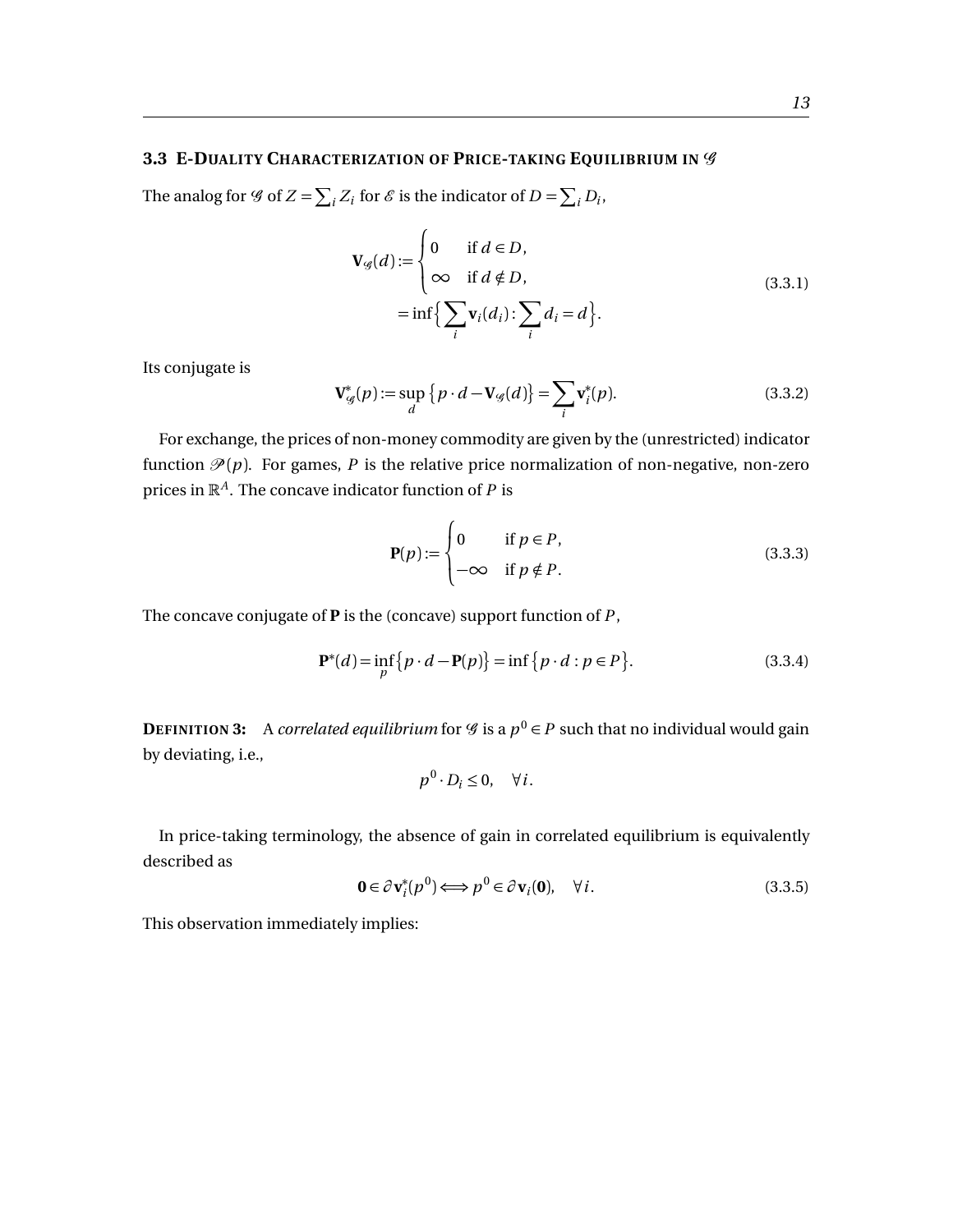### 3.3 E-Duality Characterization of Price-taking Equilibrium in $\mathscr{G}$

The analog for $\mathscr{G}$ of $Z = \sum_i Z_i$ for $\mathscr{E}$ is the indicator of $D = \sum_i D_i$,

$$
\begin{aligned}
\mathbf{V}_{\mathscr{G}}(d) &:= \begin{cases} 0 & \text{if } d \in D, \\ \infty & \text{if } d \notin D, \end{cases} \\
&= \inf\Big\{ \sum_i \mathbf{v}_i(d_i) : \sum_i d_i = d \Big\}.
\end{aligned}
\tag{3.3.1}
$$

Its conjugate is

$$
\mathbf{V}^*_{\mathscr{G}}(p) := \sup_d \big\{ p \cdot d - \mathbf{V}_{\mathscr{G}}(d) \big\} = \sum_i \mathbf{v}^*_i(p). \tag{3.3.2}
$$

For exchange, the prices of non-money commodity are given by the (unrestricted) indicator function $\mathscr{P}(p)$. For games, $P$ is the relative price normalization of non-negative, non-zero prices in $\mathbb{R}^A$. The concave indicator function of $P$ is

$$
\mathbf{P}(p) := \begin{cases} 0 & \text{if } p \in P, \\ -\infty & \text{if } p \notin P. \end{cases} \tag{3.3.3}
$$

The concave conjugate of $\mathbf{P}$ is the (concave) support function of $P$,

$$
\mathbf{P}^*(d) = \inf_p \big\{ p \cdot d - \mathbf{P}(p) \big\} = \inf \big\{ p \cdot d : p \in P \big\}. \tag{3.3.4}
$$

**Definition 3:** A *correlated equilibrium* for $\mathscr{G}$ is a $p^0 \in P$ such that no individual would gain by deviating, i.e.,

$$
p^0 \cdot D_i \leq 0, \quad \forall i.
$$

In price-taking terminology, the absence of gain in correlated equilibrium is equivalently described as

$$
\mathbf{0} \in \partial \mathbf{v}^*_i(p^0) \Longleftrightarrow p^0 \in \partial \mathbf{v}_i(\mathbf{0}), \quad \forall i. \tag{3.3.5}
$$

This observation immediately implies: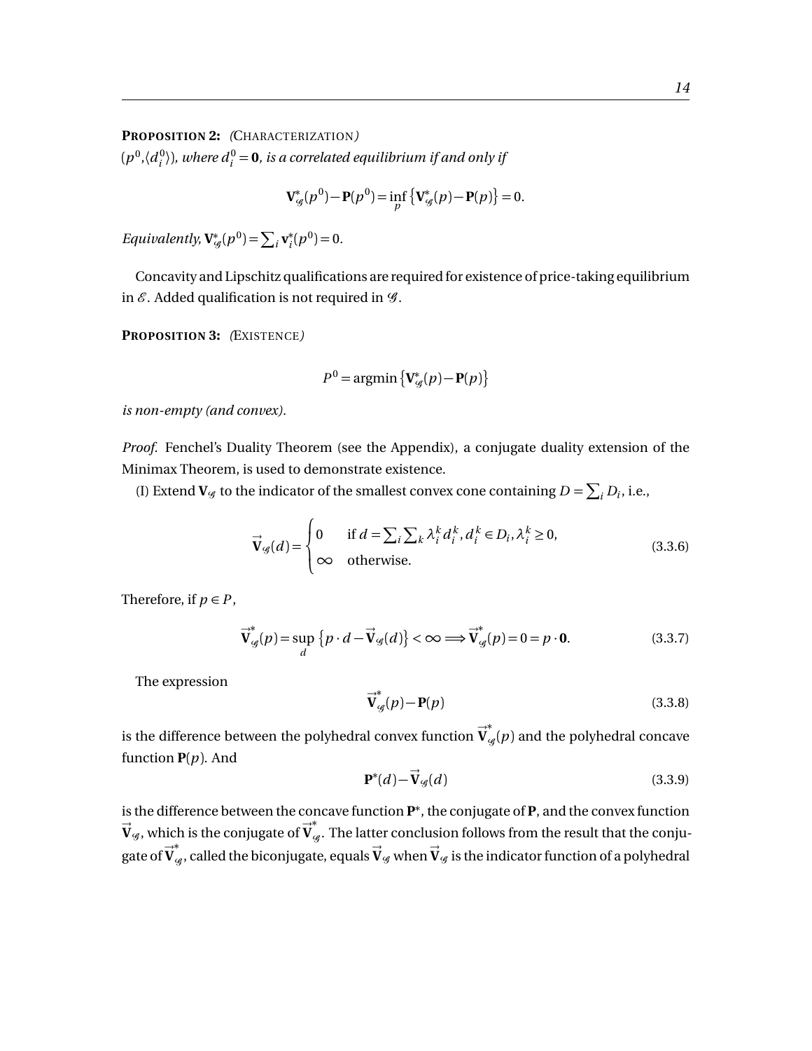**PROPOSITION 2:** *(*CHARACTERIZATION*)*
*$(p^0, \langle d_i^0 \rangle)$, where $d_i^0 = \mathbf{0}$, is a correlated equilibrium if and only if*

$$\mathbf{V}_{\mathscr{G}}^*(p^0) - \mathbf{P}(p^0) = \inf_p \left\{ \mathbf{V}_{\mathscr{G}}^*(p) - \mathbf{P}(p) \right\} = 0.$$

*Equivalently,* $\mathbf{V}_{\mathscr{G}}^*(p^0) = \sum_i \mathbf{v}_i^*(p^0) = 0$.

Concavity and Lipschitz qualifications are required for existence of price-taking equilibrium in $\mathscr{E}$. Added qualification is not required in $\mathscr{G}$.

**PROPOSITION 3:** *(*EXISTENCE*)*

$$P^0 = \operatorname{argmin} \left\{ \mathbf{V}_{\mathscr{G}}^*(p) - \mathbf{P}(p) \right\}$$

*is non-empty (and convex).*

*Proof.* Fenchel's Duality Theorem (see the Appendix), a conjugate duality extension of the Minimax Theorem, is used to demonstrate existence.

(I) Extend $\mathbf{V}_{\mathscr{G}}$ to the indicator of the smallest convex cone containing $D = \sum_i D_i$, i.e.,

$$\vec{\mathbf{V}}_{\mathscr{G}}(d) = \begin{cases} 0 & \text{if } d = \sum_i \sum_k \lambda_i^k d_i^k, d_i^k \in D_i, \lambda_i^k \geq 0, \\ \infty & \text{otherwise.} \end{cases} \tag{3.3.6}$$

Therefore, if $p \in P$,

$$\vec{\mathbf{V}}_{\mathscr{G}}^*(p) = \sup_d \left\{ p \cdot d - \vec{\mathbf{V}}_{\mathscr{G}}(d) \right\} < \infty \Longrightarrow \vec{\mathbf{V}}_{\mathscr{G}}^*(p) = 0 = p \cdot \mathbf{0}. \tag{3.3.7}$$

The expression

$$\vec{\mathbf{V}}_{\mathscr{G}}^*(p) - \mathbf{P}(p) \tag{3.3.8}$$

is the difference between the polyhedral convex function $\vec{\mathbf{V}}_{\mathscr{G}}^*(p)$ and the polyhedral concave function $\mathbf{P}(p)$. And

$$\mathbf{P}^*(d) - \vec{\mathbf{V}}_{\mathscr{G}}(d) \tag{3.3.9}$$

is the difference between the concave function $\mathbf{P}^*$, the conjugate of $\mathbf{P}$, and the convex function $\vec{\mathbf{V}}_{\mathscr{G}}$, which is the conjugate of $\vec{\mathbf{V}}_{\mathscr{G}}^*$. The latter conclusion follows from the result that the conjugate of $\vec{\mathbf{V}}_{\mathscr{G}}^*$, called the biconjugate, equals $\vec{\mathbf{V}}_{\mathscr{G}}$ when $\vec{\mathbf{V}}_{\mathscr{G}}$ is the indicator function of a polyhedral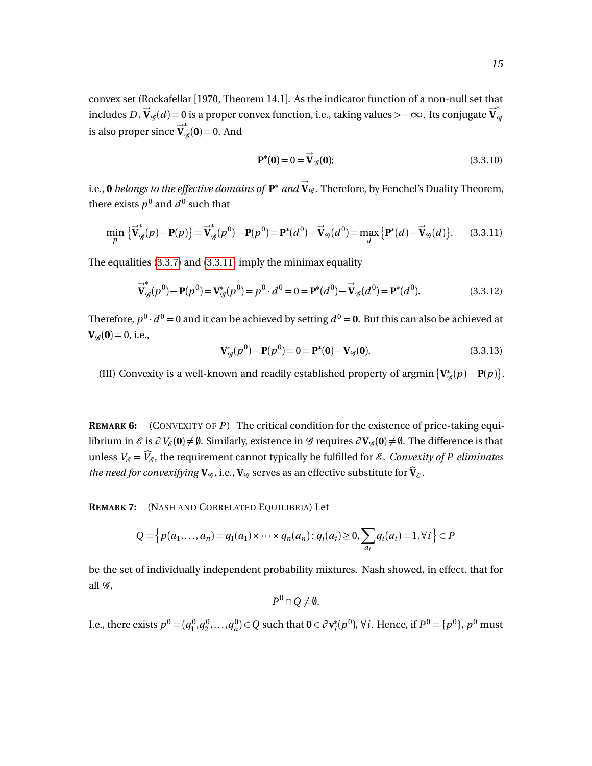convex set (Rockafellar [1970, Theorem 14.1]. As the indicator function of a non-null set that includes $D$, $\vec{\mathbf{V}}_{\mathscr{G}}(d) = 0$ is a proper convex function, i.e., taking values $> -\infty$. Its conjugate $\vec{\mathbf{V}}^*_{\mathscr{G}}$ is also proper since $\vec{\mathbf{V}}^*_{\mathscr{G}}(\mathbf{0}) = 0$. And

$$\mathbf{P}^*(\mathbf{0}) = 0 = \vec{\mathbf{V}}_{\mathscr{G}}(\mathbf{0}); \tag{3.3.10}$$

i.e., $\mathbf{0}$ *belongs to the effective domains of* $\mathbf{P}^*$ *and* $\vec{\mathbf{V}}_{\mathscr{G}}$. Therefore, by Fenchel's Duality Theorem, there exists $p^0$ and $d^0$ such that

$$\min_p \left\{\vec{\mathbf{V}}^*_{\mathscr{G}}(p) - \mathbf{P}(p)\right\} = \vec{\mathbf{V}}^*_{\mathscr{G}}(p^0) - \mathbf{P}(p^0) = \mathbf{P}^*(d^0) - \vec{\mathbf{V}}_{\mathscr{G}}(d^0) = \max_d \left\{\mathbf{P}^*(d) - \vec{\mathbf{V}}_{\mathscr{G}}(d)\right\}. \tag{3.3.11}$$

The equalities (3.3.7) and (3.3.11) imply the minimax equality

$$\vec{\mathbf{V}}^*_{\mathscr{G}}(p^0) - \mathbf{P}(p^0) = \mathbf{V}^*_{\mathscr{G}}(p^0) = p^0 \cdot d^0 = 0 = \mathbf{P}^*(d^0) - \vec{\mathbf{V}}_{\mathscr{G}}(d^0) = \mathbf{P}^*(d^0). \tag{3.3.12}$$

Therefore, $p^0 \cdot d^0 = 0$ and it can be achieved by setting $d^0 = \mathbf{0}$. But this can also be achieved at $\mathbf{V}_{\mathscr{G}}(\mathbf{0}) = 0$, i.e.,

$$\mathbf{V}^*_{\mathscr{G}}(p^0) - \mathbf{P}(p^0) = 0 = \mathbf{P}^*(\mathbf{0}) - \mathbf{V}_{\mathscr{G}}(\mathbf{0}). \tag{3.3.13}$$

(III) Convexity is a well-known and readily established property of argmin$\left\{\mathbf{V}^*_{\mathscr{G}}(p) - \mathbf{P}(p)\right\}$. □

**REMARK 6:** (CONVEXITY OF $P$) The critical condition for the existence of price-taking equilibrium in $\mathscr{E}$ is $\partial V_{\mathscr{E}}(\mathbf{0}) \neq \emptyset$. Similarly, existence in $\mathscr{G}$ requires $\partial \mathbf{V}_{\mathscr{G}}(\mathbf{0}) \neq \emptyset$. The difference is that unless $V_{\mathscr{E}} = \widehat{V}_{\mathscr{E}}$, the requirement cannot typically be fulfilled for $\mathscr{E}$. *Convexity of $P$ eliminates the need for convexifying* $\mathbf{V}_{\mathscr{G}}$, i.e., $\mathbf{V}_{\mathscr{G}}$ serves as an effective substitute for $\widehat{\mathbf{V}}_{\mathscr{E}}$.

**REMARK 7:** (NASH AND CORRELATED EQUILIBRIA) Let

$$Q = \left\{p(a_1, \ldots, a_n) = q_1(a_1) \times \cdots \times q_n(a_n) : q_i(a_i) \geq 0, \sum_{a_i} q_i(a_i) = 1, \forall i\right\} \subset P$$

be the set of individually independent probability mixtures. Nash showed, in effect, that for all $\mathscr{G}$,

$$P^0 \cap Q \neq \emptyset.$$

I.e., there exists $p^0 = (q^0_1, q^0_2, \ldots, q^0_n) \in Q$ such that $\mathbf{0} \in \partial \mathbf{v}^*_i(p^0)$, $\forall i$. Hence, if $P^0 = \{p^0\}$, $p^0$ must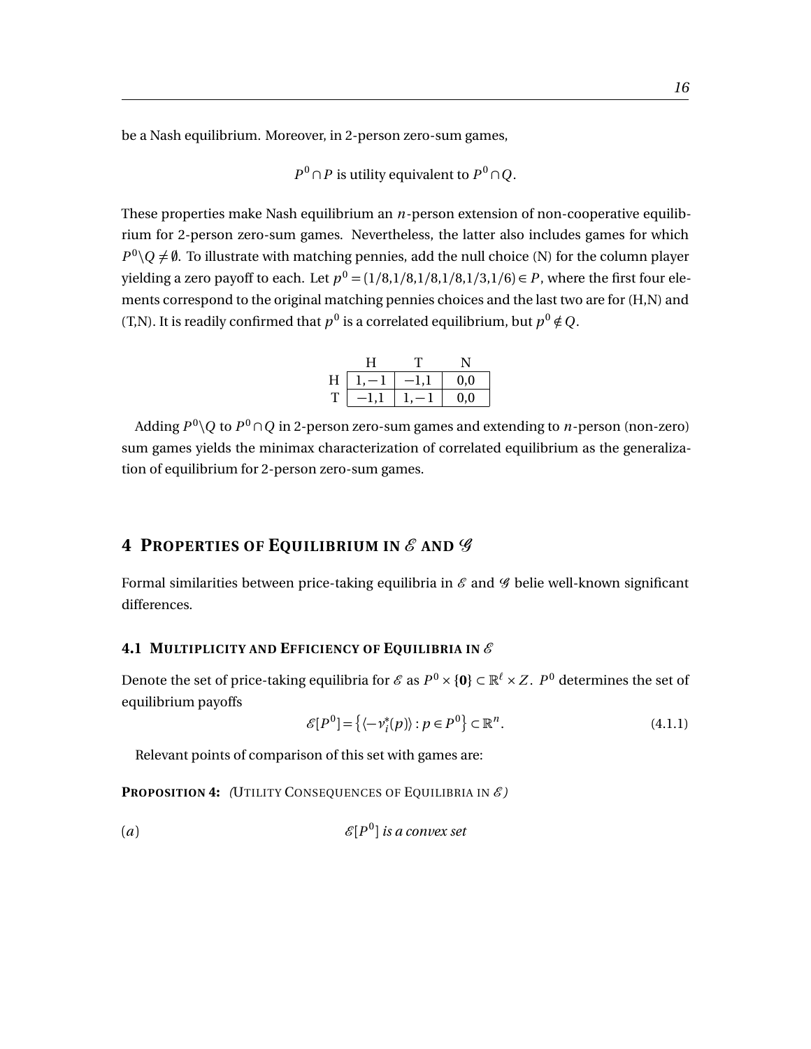be a Nash equilibrium. Moreover, in 2-person zero-sum games,

$$P^0 \cap P \text{ is utility equivalent to } P^0 \cap Q.$$

These properties make Nash equilibrium an $n$-person extension of non-cooperative equilibrium for 2-person zero-sum games. Nevertheless, the latter also includes games for which $P^0 \backslash Q \neq \emptyset$. To illustrate with matching pennies, add the null choice (N) for the column player yielding a zero payoff to each. Let $p^0 = (1/8, 1/8, 1/8, 1/8, 1/3, 1/6) \in P$, where the first four elements correspond to the original matching pennies choices and the last two are for (H,N) and (T,N). It is readily confirmed that $p^0$ is a correlated equilibrium, but $p^0 \notin Q$.

| | H | T | N |
|---|---|---|---|
| H | $1,-1$ | $-1,1$ | 0,0 |
| T | $-1,1$ | $1,-1$ | 0,0 |

Adding $P^0 \backslash Q$ to $P^0 \cap Q$ in 2-person zero-sum games and extending to $n$-person (non-zero) sum games yields the minimax characterization of correlated equilibrium as the generalization of equilibrium for 2-person zero-sum games.

## 4 Properties of Equilibrium in $\mathscr{E}$ and $\mathscr{G}$

Formal similarities between price-taking equilibria in $\mathscr{E}$ and $\mathscr{G}$ belie well-known significant differences.

### 4.1 Multiplicity and Efficiency of Equilibria in $\mathscr{E}$

Denote the set of price-taking equilibria for $\mathscr{E}$ as $P^0 \times \{\mathbf{0}\} \subset \mathbb{R}^\ell \times Z$. $P^0$ determines the set of equilibrium payoffs

$$\mathscr{E}[P^0] = \left\{ \langle -\nu_i^*(p) \rangle : p \in P^0 \right\} \subset \mathbb{R}^n. \tag{4.1.1}$$

Relevant points of comparison of this set with games are:

**Proposition 4:** *(Utility Consequences of Equilibria in $\mathscr{E}$)*

$(a)$ $\qquad\qquad$ *$\mathscr{E}[P^0]$ is a convex set*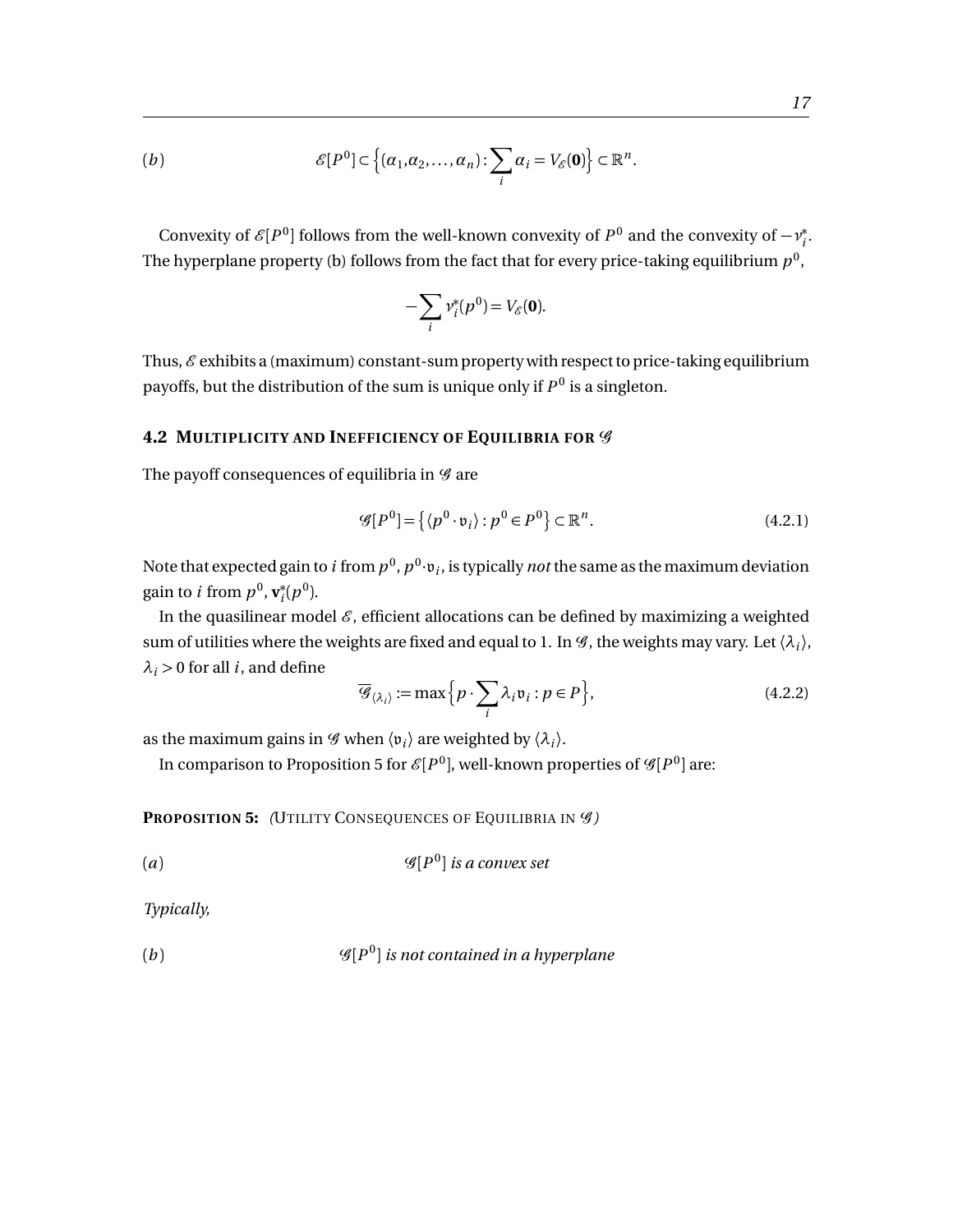$$(b) \qquad \mathscr{E}[P^0] \subset \Big\{(\alpha_1, \alpha_2, \ldots, \alpha_n) : \sum_i \alpha_i = V_{\mathscr{E}}(\mathbf{0})\Big\} \subset \mathbb{R}^n.$$

Convexity of $\mathscr{E}[P^0]$ follows from the well-known convexity of $P^0$ and the convexity of $-\nu_i^*$. The hyperplane property (b) follows from the fact that for every price-taking equilibrium $p^0$,

$$-\sum_i \nu_i^*(p^0) = V_{\mathscr{E}}(\mathbf{0}).$$

Thus, $\mathscr{E}$ exhibits a (maximum) constant-sum property with respect to price-taking equilibrium payoffs, but the distribution of the sum is unique only if $P^0$ is a singleton.

### 4.2 Multiplicity and Inefficiency of Equilibria for $\mathscr{G}$

The payoff consequences of equilibria in $\mathscr{G}$ are

$$\mathscr{G}[P^0] = \big\{\langle p^0 \cdot \mathfrak{v}_i \rangle : p^0 \in P^0\big\} \subset \mathbb{R}^n. \tag{4.2.1}$$

Note that expected gain to $i$ from $p^0$, $p^0 \cdot \mathfrak{v}_i$, is typically *not* the same as the maximum deviation gain to $i$ from $p^0$, $\mathbf{v}_i^*(p^0)$.

In the quasilinear model $\mathscr{E}$, efficient allocations can be defined by maximizing a weighted sum of utilities where the weights are fixed and equal to 1. In $\mathscr{G}$, the weights may vary. Let $\langle \lambda_i \rangle$, $\lambda_i > 0$ for all $i$, and define

$$\overline{\mathscr{G}}_{\langle \lambda_i \rangle} := \max\Big\{p \cdot \sum_i \lambda_i \mathfrak{v}_i : p \in P\Big\}, \tag{4.2.2}$$

as the maximum gains in $\mathscr{G}$ when $\langle \mathfrak{v}_i \rangle$ are weighted by $\langle \lambda_i \rangle$.

In comparison to Proposition 5 for $\mathscr{E}[P^0]$, well-known properties of $\mathscr{G}[P^0]$ are:

**Proposition 5:** *(Utility Consequences of Equilibria in $\mathscr{G}$)*

$(a)$ $\qquad$ *$\mathscr{G}[P^0]$ is a convex set*

*Typically,*

$(b)$ $\qquad$ *$\mathscr{G}[P^0]$ is not contained in a hyperplane*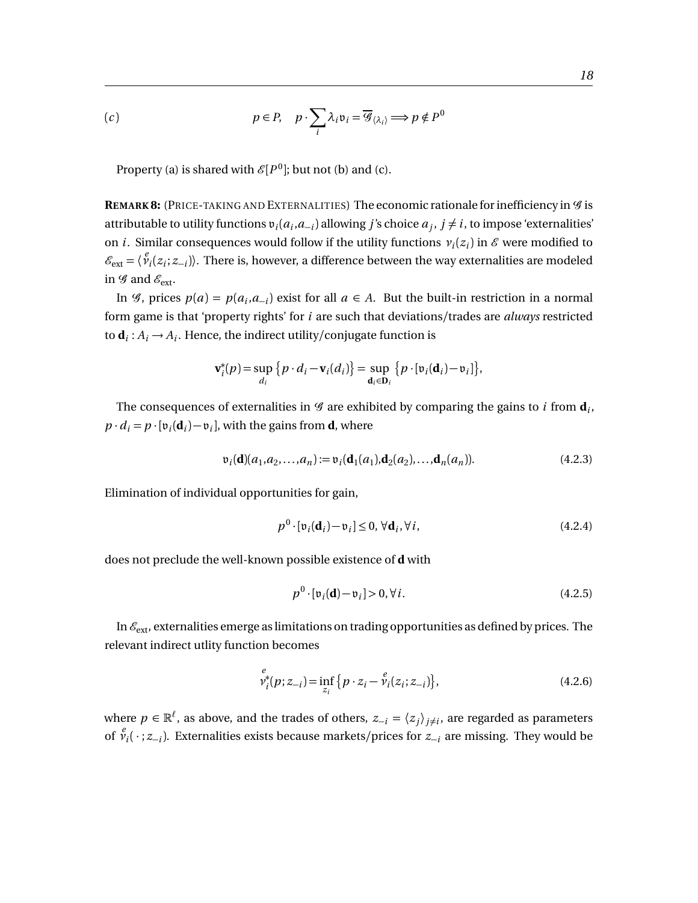$$(c) \qquad p \in P, \quad p \cdot \sum_i \lambda_i \mathfrak{v}_i = \overline{\mathscr{G}}_{\langle \lambda_i \rangle} \Longrightarrow p \notin P^0$$

Property (a) is shared with $\mathscr{E}[P^0]$; but not (b) and (c).

**REMARK 8:** (PRICE-TAKING AND EXTERNALITIES) The economic rationale for inefficiency in $\mathscr{G}$ is attributable to utility functions $\mathfrak{v}_i(a_i, a_{-i})$ allowing $j$'s choice $a_j$, $j \neq i$, to impose 'externalities' on $i$. Similar consequences would follow if the utility functions $v_i(z_i)$ in $\mathscr{E}$ were modified to $\mathscr{E}_{\text{ext}} = \langle \overset{e}{v}_i(z_i; z_{-i}) \rangle$. There is, however, a difference between the way externalities are modeled in $\mathscr{G}$ and $\mathscr{E}_{\text{ext}}$.

In $\mathscr{G}$, prices $p(a) = p(a_i, a_{-i})$ exist for all $a \in A$. But the built-in restriction in a normal form game is that 'property rights' for $i$ are such that deviations/trades are *always* restricted to $\mathbf{d}_i : A_i \to A_i$. Hence, the indirect utility/conjugate function is

$$\mathbf{v}_i^*(p) = \sup_{d_i} \{ p \cdot d_i - \mathbf{v}_i(d_i) \} = \sup_{\mathbf{d}_i \in \mathbf{D}_i} \{ p \cdot [\mathfrak{v}_i(\mathbf{d}_i) - \mathfrak{v}_i] \},$$

The consequences of externalities in $\mathscr{G}$ are exhibited by comparing the gains to $i$ from $\mathbf{d}_i$, $p \cdot d_i = p \cdot [\mathfrak{v}_i(\mathbf{d}_i) - \mathfrak{v}_i]$, with the gains from $\mathbf{d}$, where

$$\mathfrak{v}_i(\mathbf{d})(a_1, a_2, \ldots, a_n) := \mathfrak{v}_i(\mathbf{d}_1(a_1), \mathbf{d}_2(a_2), \ldots, \mathbf{d}_n(a_n)). \tag{4.2.3}$$

Elimination of individual opportunities for gain,

$$p^0 \cdot [\mathfrak{v}_i(\mathbf{d}_i) - \mathfrak{v}_i] \leq 0, \, \forall \mathbf{d}_i, \forall i, \tag{4.2.4}$$

does not preclude the well-known possible existence of $\mathbf{d}$ with

$$p^0 \cdot [\mathfrak{v}_i(\mathbf{d}) - \mathfrak{v}_i] > 0, \forall i. \tag{4.2.5}$$

In $\mathscr{E}_{\text{ext}}$, externalities emerge as limitations on trading opportunities as defined by prices. The relevant indirect utlity function becomes

$$\overset{e}{v}{}_i^*(p; z_{-i}) = \inf_{z_i} \{ p \cdot z_i - \overset{e}{v}_i(z_i; z_{-i}) \}, \tag{4.2.6}$$

where $p \in \mathbb{R}^\ell$, as above, and the trades of others, $z_{-i} = \langle z_j \rangle_{j \neq i}$, are regarded as parameters of $\overset{e}{v}_i(\,\cdot\,; z_{-i})$. Externalities exists because markets/prices for $z_{-i}$ are missing. They would be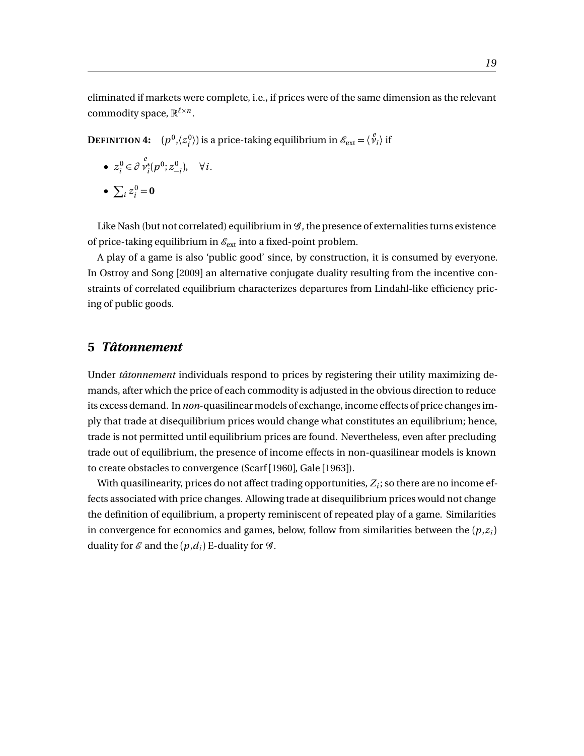eliminated if markets were complete, i.e., if prices were of the same dimension as the relevant commodity space, $\mathbb{R}^{\ell \times n}$.

**DEFINITION 4:** $(p^0, \langle z_i^0 \rangle)$ is a price-taking equilibrium in $\mathscr{E}_{\text{ext}} = \langle \overset{e}{v}_i \rangle$ if

- $z_i^0 \in \partial \overset{e}{v}{}_i^*(p^0; z_{-i}^0), \quad \forall i.$
- $\sum_i z_i^0 = \mathbf{0}$

Like Nash (but not correlated) equilibrium in $\mathscr{G}$, the presence of externalities turns existence of price-taking equilibrium in $\mathscr{E}_{\text{ext}}$ into a fixed-point problem.

A play of a game is also 'public good' since, by construction, it is consumed by everyone. In Ostroy and Song [2009] an alternative conjugate duality resulting from the incentive constraints of correlated equilibrium characterizes departures from Lindahl-like efficiency pricing of public goods.

## 5 *Tâtonnement*

Under *tâtonnement* individuals respond to prices by registering their utility maximizing demands, after which the price of each commodity is adjusted in the obvious direction to reduce its excess demand. In *non*-quasilinear models of exchange, income effects of price changes imply that trade at disequilibrium prices would change what constitutes an equilibrium; hence, trade is not permitted until equilibrium prices are found. Nevertheless, even after precluding trade out of equilibrium, the presence of income effects in non-quasilinear models is known to create obstacles to convergence (Scarf [1960], Gale [1963]).

With quasilinearity, prices do not affect trading opportunities, $Z_i$; so there are no income effects associated with price changes. Allowing trade at disequilibrium prices would not change the definition of equilibrium, a property reminiscent of repeated play of a game. Similarities in convergence for economics and games, below, follow from similarities between the $(p, z_i)$ duality for $\mathscr{E}$ and the $(p, d_i)$ E-duality for $\mathscr{G}$.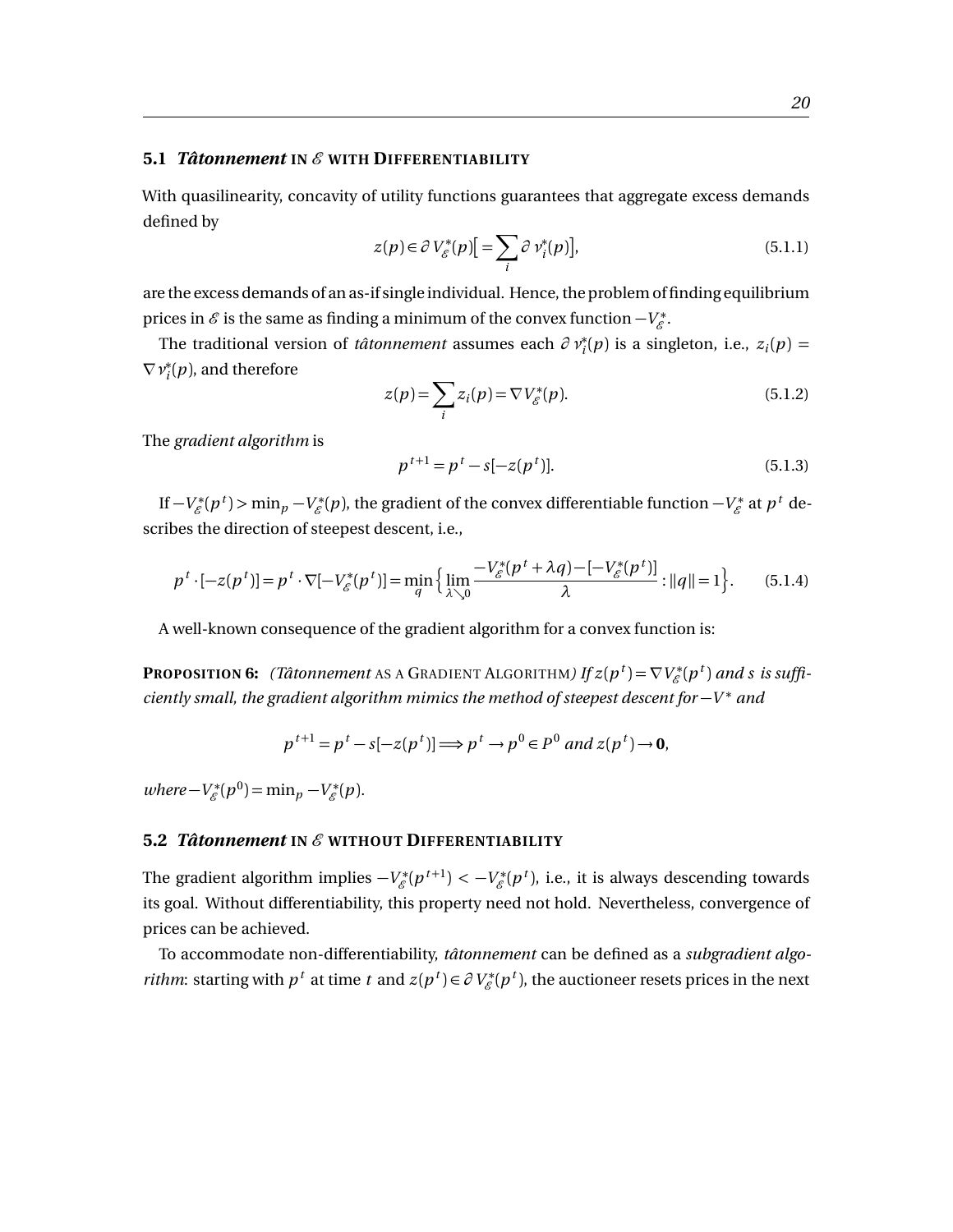### 5.1 *Tâtonnement* in $\mathscr{E}$ with Differentiability

With quasilinearity, concavity of utility functions guarantees that aggregate excess demands defined by

$$z(p) \in \partial V^*_{\mathscr{E}}(p)\Big[= \sum_i \partial v^*_i(p)\Big], \tag{5.1.1}$$

are the excess demands of an as-if single individual. Hence, the problem of finding equilibrium prices in $\mathscr{E}$ is the same as finding a minimum of the convex function $-V^*_{\mathscr{E}}$.

The traditional version of *tâtonnement* assumes each $\partial v^*_i(p)$ is a singleton, i.e., $z_i(p) = \nabla v^*_i(p)$, and therefore

$$z(p) = \sum_i z_i(p) = \nabla V^*_{\mathscr{E}}(p). \tag{5.1.2}$$

The *gradient algorithm* is

$$p^{t+1} = p^t - s[-z(p^t)]. \tag{5.1.3}$$

If $-V^*_{\mathscr{E}}(p^t) > \min_p -V^*_{\mathscr{E}}(p)$, the gradient of the convex differentiable function $-V^*_{\mathscr{E}}$ at $p^t$ describes the direction of steepest descent, i.e.,

$$p^t \cdot [-z(p^t)] = p^t \cdot \nabla[-V^*_{\mathscr{E}}(p^t)] = \min_q \Big\{ \lim_{\lambda \searrow 0} \frac{-V^*_{\mathscr{E}}(p^t + \lambda q) - [-V^*_{\mathscr{E}}(p^t)]}{\lambda} : \|q\| = 1 \Big\}. \tag{5.1.4}$$

A well-known consequence of the gradient algorithm for a convex function is:

**Proposition 6:** *(Tâtonnement as a Gradient Algorithm) If $z(p^t) = \nabla V^*_{\mathscr{E}}(p^t)$ and $s$ is sufficiently small, the gradient algorithm mimics the method of steepest descent for $-V^*$ and*

$$p^{t+1} = p^t - s[-z(p^t)] \Longrightarrow p^t \to p^0 \in P^0 \text{ and } z(p^t) \to \mathbf{0},$$

*where* $-V^*_{\mathscr{E}}(p^0) = \min_p -V^*_{\mathscr{E}}(p)$.

### 5.2 *Tâtonnement* in $\mathscr{E}$ without Differentiability

The gradient algorithm implies $-V^*_{\mathscr{E}}(p^{t+1}) < -V^*_{\mathscr{E}}(p^t)$, i.e., it is always descending towards its goal. Without differentiability, this property need not hold. Nevertheless, convergence of prices can be achieved.

To accommodate non-differentiability, *tâtonnement* can be defined as a *subgradient algorithm*: starting with $p^t$ at time $t$ and $z(p^t) \in \partial V^*_{\mathscr{E}}(p^t)$, the auctioneer resets prices in the next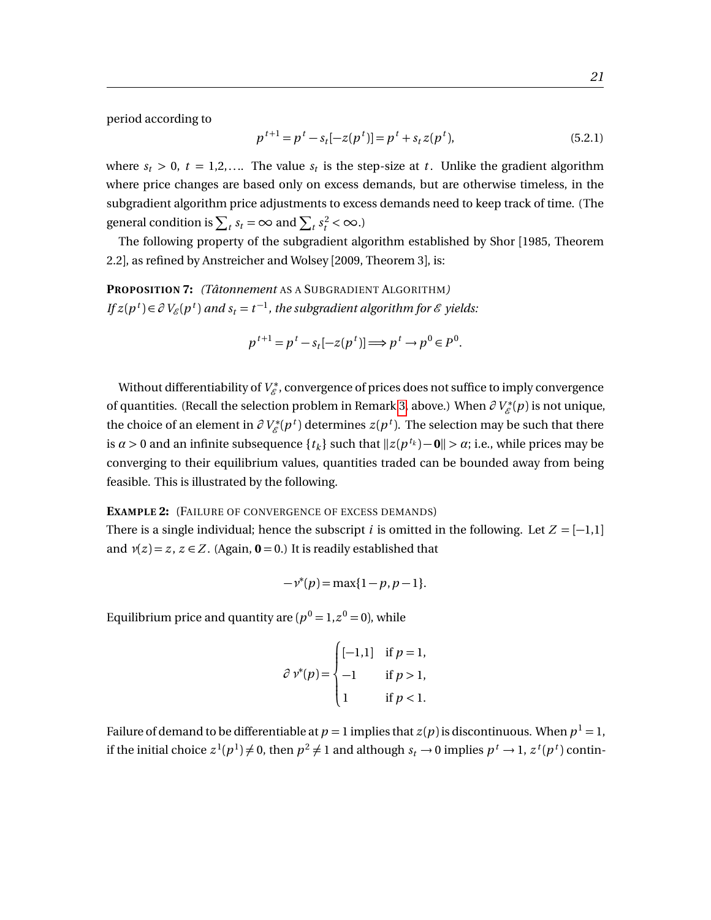period according to

$$p^{t+1} = p^t - s_t[-z(p^t)] = p^t + s_t z(p^t), \tag{5.2.1}$$

where $s_t > 0$, $t = 1,2,\ldots$. The value $s_t$ is the step-size at $t$. Unlike the gradient algorithm where price changes are based only on excess demands, but are otherwise timeless, in the subgradient algorithm price adjustments to excess demands need to keep track of time. (The general condition is $\sum_t s_t = \infty$ and $\sum_t s_t^2 < \infty$.)

The following property of the subgradient algorithm established by Shor [1985, Theorem 2.2], as refined by Anstreicher and Wolsey [2009, Theorem 3], is:

**PROPOSITION 7:** *(Tâtonnement* AS A SUBGRADIENT ALGORITHM*)*
*If $z(p^t) \in \partial V_{\mathscr{E}}(p^t)$ and $s_t = t^{-1}$, the subgradient algorithm for $\mathscr{E}$ yields:*

$$p^{t+1} = p^t - s_t[-z(p^t)] \Longrightarrow p^t \to p^0 \in P^0.$$

Without differentiability of $V^*_{\mathscr{E}}$, convergence of prices does not suffice to imply convergence of quantities. (Recall the selection problem in Remark 3, above.) When $\partial V^*_{\mathscr{E}}(p)$ is not unique, the choice of an element in $\partial V^*_{\mathscr{E}}(p^t)$ determines $z(p^t)$. The selection may be such that there is $\alpha > 0$ and an infinite subsequence $\{t_k\}$ such that $\|z(p^{t_k}) - \mathbf{0}\| > \alpha$; i.e., while prices may be converging to their equilibrium values, quantities traded can be bounded away from being feasible. This is illustrated by the following.

**EXAMPLE 2:** (FAILURE OF CONVERGENCE OF EXCESS DEMANDS)
There is a single individual; hence the subscript $i$ is omitted in the following. Let $Z = [-1,1]$ and $v(z) = z$, $z \in Z$. (Again, $\mathbf{0} = 0$.) It is readily established that

$$-v^*(p) = \max\{1-p, p-1\}.$$

Equilibrium price and quantity are $(p^0 = 1, z^0 = 0)$, while

$$\partial v^*(p) = \begin{cases} [-1,1] & \text{if } p = 1, \\ -1 & \text{if } p > 1, \\ 1 & \text{if } p < 1. \end{cases}$$

Failure of demand to be differentiable at $p = 1$ implies that $z(p)$ is discontinuous. When $p^1 = 1$, if the initial choice $z^1(p^1) \neq 0$, then $p^2 \neq 1$ and although $s_t \to 0$ implies $p^t \to 1$, $z^t(p^t)$ contin-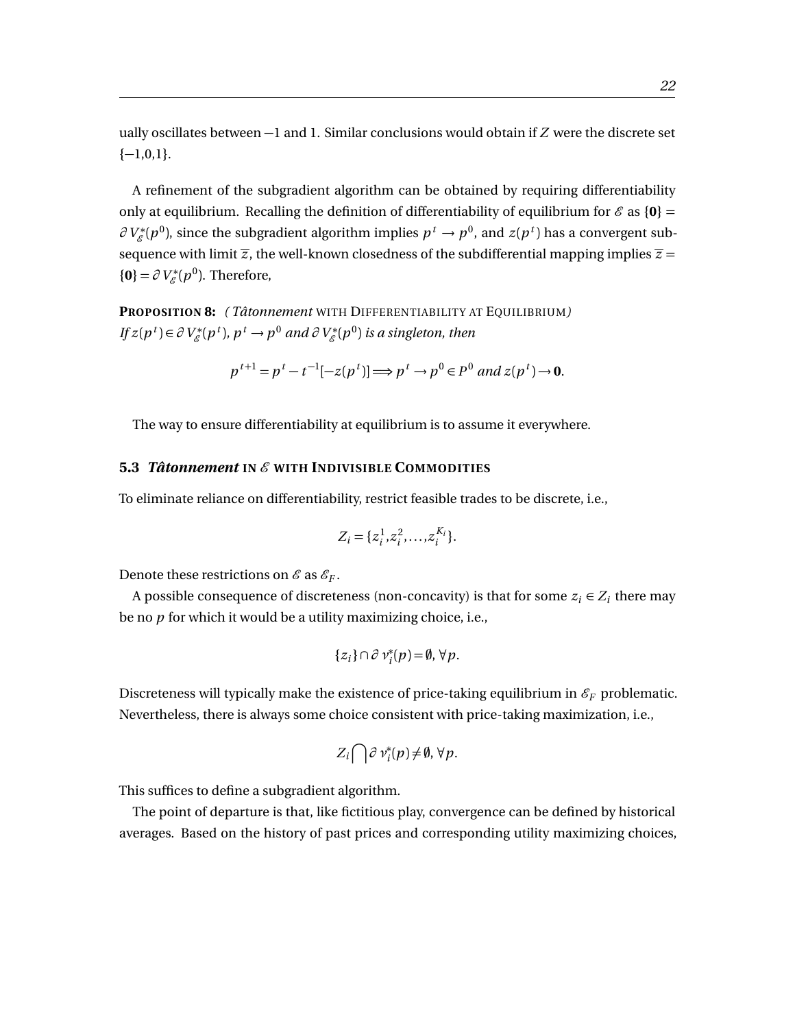ually oscillates between −1 and 1. Similar conclusions would obtain if $Z$ were the discrete set $\{-1,0,1\}$.

A refinement of the subgradient algorithm can be obtained by requiring differentiability only at equilibrium. Recalling the definition of differentiability of equilibrium for $\mathscr{E}$ as $\{\mathbf{0}\} = \partial V_{\mathscr{E}}^*(p^0)$, since the subgradient algorithm implies $p^t \to p^0$, and $z(p^t)$ has a convergent subsequence with limit $\overline{z}$, the well-known closedness of the subdifferential mapping implies $\overline{z} = \{\mathbf{0}\} = \partial V_{\mathscr{E}}^*(p^0)$. Therefore,

**PROPOSITION 8:** *(Tâtonnement* WITH DIFFERENTIABILITY AT EQUILIBRIUM*)*
*If $z(p^t) \in \partial V_{\mathscr{E}}^*(p^t)$, $p^t \to p^0$ and $\partial V_{\mathscr{E}}^*(p^0)$ is a singleton, then*

$$p^{t+1} = p^t - t^{-1}[-z(p^t)] \Longrightarrow p^t \to p^0 \in P^0 \text{ and } z(p^t) \to \mathbf{0}.$$

The way to ensure differentiability at equilibrium is to assume it everywhere.

### 5.3 *Tâtonnement* IN $\mathscr{E}$ WITH INDIVISIBLE COMMODITIES

To eliminate reliance on differentiability, restrict feasible trades to be discrete, i.e.,

$$Z_i = \{z_i^1, z_i^2, \ldots, z_i^{K_i}\}.$$

Denote these restrictions on $\mathscr{E}$ as $\mathscr{E}_F$.

A possible consequence of discreteness (non-concavity) is that for some $z_i \in Z_i$ there may be no $p$ for which it would be a utility maximizing choice, i.e.,

$$\{z_i\} \cap \partial v_i^*(p) = \emptyset, \forall p.$$

Discreteness will typically make the existence of price-taking equilibrium in $\mathscr{E}_F$ problematic. Nevertheless, there is always some choice consistent with price-taking maximization, i.e.,

$$Z_i \bigcap \partial v_i^*(p) \neq \emptyset, \forall p.$$

This suffices to define a subgradient algorithm.

The point of departure is that, like fictitious play, convergence can be defined by historical averages. Based on the history of past prices and corresponding utility maximizing choices,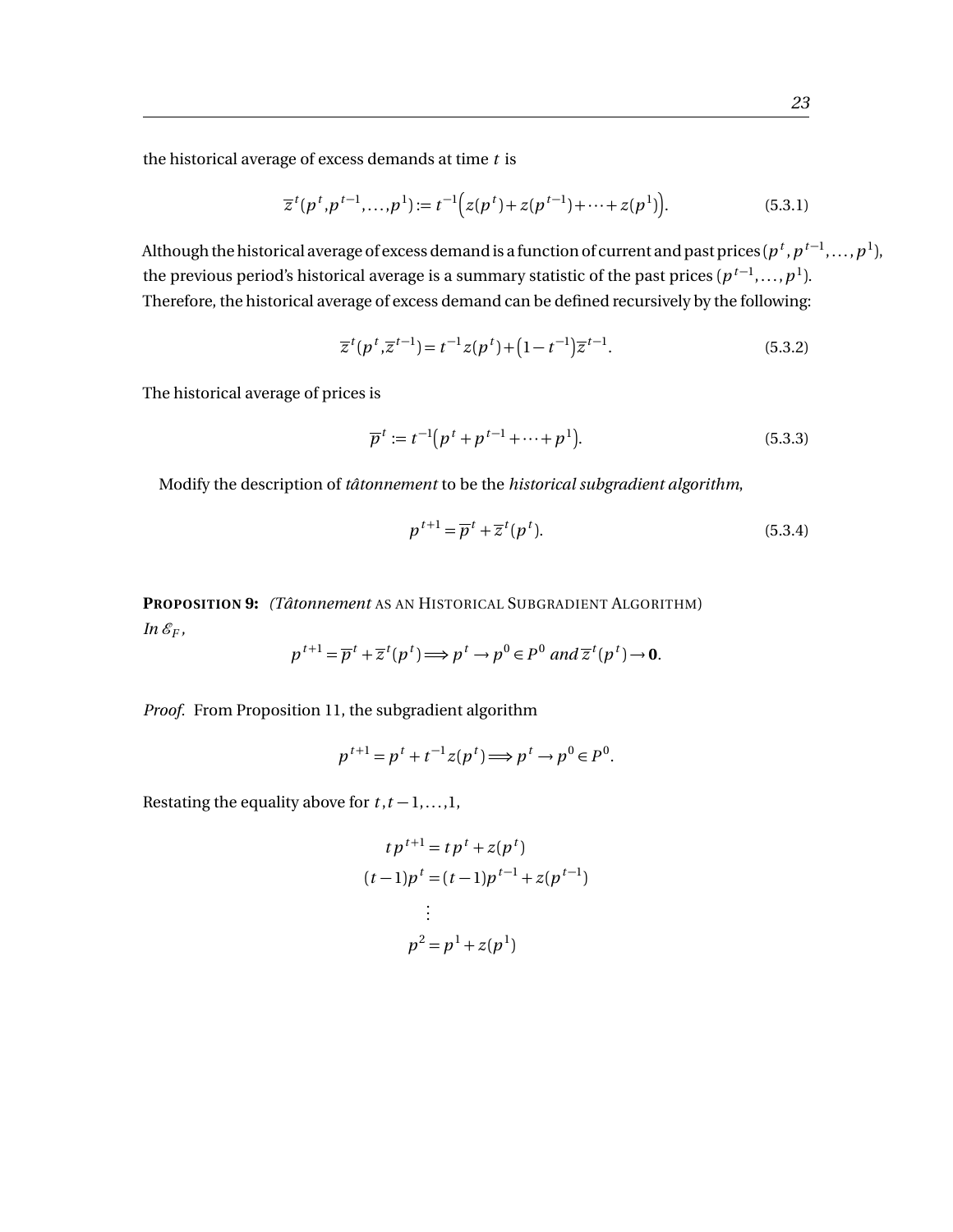the historical average of excess demands at time $t$ is

$$\overline{z}^t(p^t, p^{t-1}, \ldots, p^1) := t^{-1}\Big(z(p^t) + z(p^{t-1}) + \cdots + z(p^1)\Big). \tag{5.3.1}$$

Although the historical average of excess demand is a function of current and past prices $(p^t, p^{t-1}, \ldots, p^1)$, the previous period's historical average is a summary statistic of the past prices $(p^{t-1}, \ldots, p^1)$. Therefore, the historical average of excess demand can be defined recursively by the following:

$$\overline{z}^t(p^t, \overline{z}^{t-1}) = t^{-1} z(p^t) + \big(1 - t^{-1}\big)\overline{z}^{t-1}. \tag{5.3.2}$$

The historical average of prices is

$$\overline{p}^t := t^{-1}\big(p^t + p^{t-1} + \cdots + p^1\big). \tag{5.3.3}$$

Modify the description of *tâtonnement* to be the *historical subgradient algorithm*,

$$p^{t+1} = \overline{p}^t + \overline{z}^t(p^t). \tag{5.3.4}$$

**PROPOSITION 9:** *(Tâtonnement* AS AN HISTORICAL SUBGRADIENT ALGORITHM)
*In* $\mathscr{E}_F$,

$$p^{t+1} = \overline{p}^t + \overline{z}^t(p^t) \Longrightarrow p^t \to p^0 \in P^0 \text{ and } \overline{z}^t(p^t) \to \mathbf{0}.$$

*Proof.* From Proposition 11, the subgradient algorithm

$$p^{t+1} = p^t + t^{-1} z(p^t) \Longrightarrow p^t \to p^0 \in P^0.$$

Restating the equality above for $t, t-1, \ldots, 1$,

$$\begin{aligned}
t p^{t+1} &= t p^t + z(p^t) \\
(t-1)p^t &= (t-1)p^{t-1} + z(p^{t-1}) \\
&\vdots \\
p^2 &= p^1 + z(p^1)
\end{aligned}$$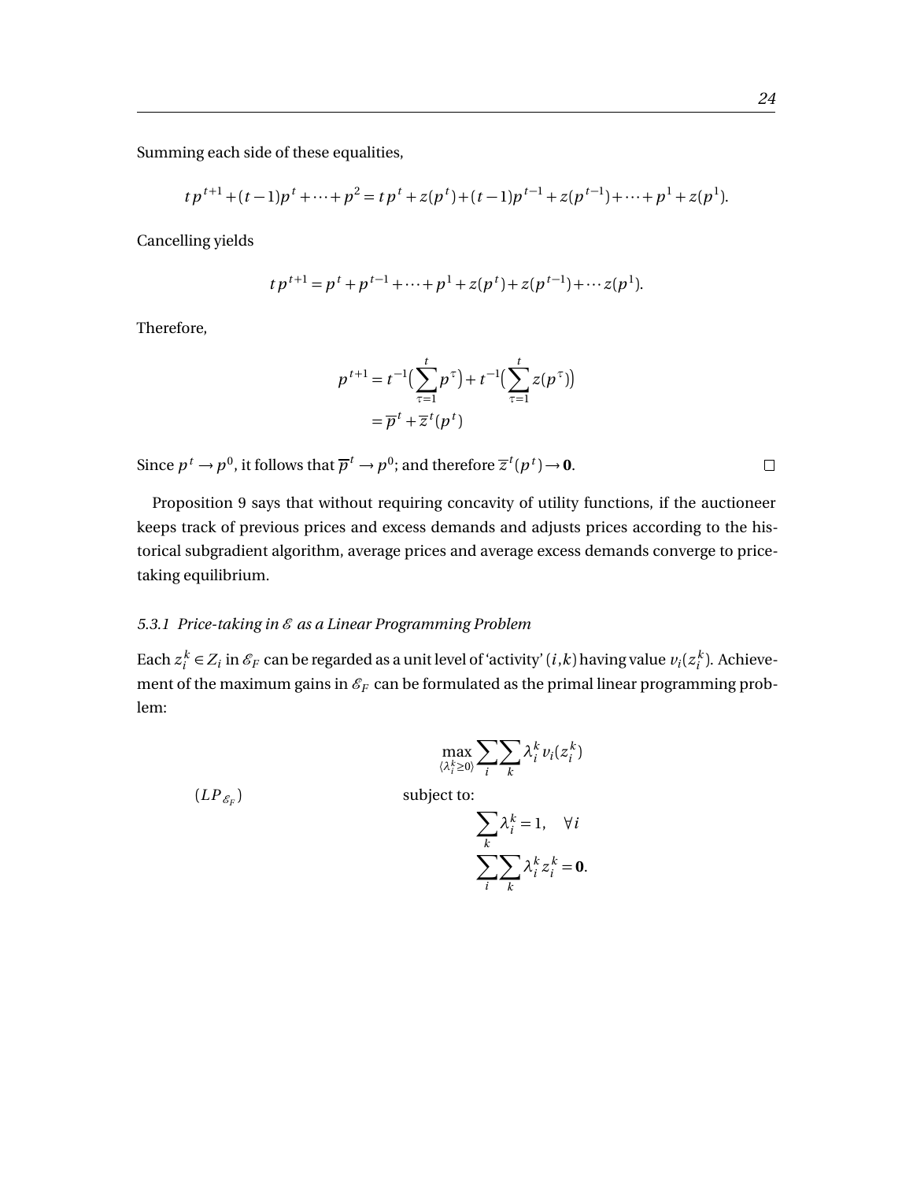Summing each side of these equalities,

$$t p^{t+1} + (t-1)p^t + \cdots + p^2 = t p^t + z(p^t) + (t-1)p^{t-1} + z(p^{t-1}) + \cdots + p^1 + z(p^1).$$

Cancelling yields

$$t p^{t+1} = p^t + p^{t-1} + \cdots + p^1 + z(p^t) + z(p^{t-1}) + \cdots z(p^1).$$

Therefore,

$$\begin{aligned} p^{t+1} &= t^{-1}\Big(\sum_{\tau=1}^{t} p^{\tau}\Big) + t^{-1}\Big(\sum_{\tau=1}^{t} z(p^{\tau})\Big) \\ &= \overline{p}^t + \overline{z}^t(p^t) \end{aligned}$$

Since $p^t \to p^0$, it follows that $\overline{p}^t \to p^0$; and therefore $\overline{z}^t(p^t) \to \mathbf{0}$. □

Proposition 9 says that without requiring concavity of utility functions, if the auctioneer keeps track of previous prices and excess demands and adjusts prices according to the historical subgradient algorithm, average prices and average excess demands converge to price-taking equilibrium.

### *5.3.1 Price-taking in $\mathscr{E}$ as a Linear Programming Problem*

Each $z_i^k \in Z_i$ in $\mathscr{E}_F$ can be regarded as a unit level of 'activity' $(i,k)$ having value $v_i(z_i^k)$. Achievement of the maximum gains in $\mathscr{E}_F$ can be formulated as the primal linear programming problem:

$$(LP_{\mathscr{E}_F}) \qquad \begin{aligned} &\max_{\langle \lambda_i^k \geq 0 \rangle} \sum_i \sum_k \lambda_i^k v_i(z_i^k) \\ &\text{subject to:} \\ &\sum_k \lambda_i^k = 1, \quad \forall i \\ &\sum_i \sum_k \lambda_i^k z_i^k = \mathbf{0}. \end{aligned}$$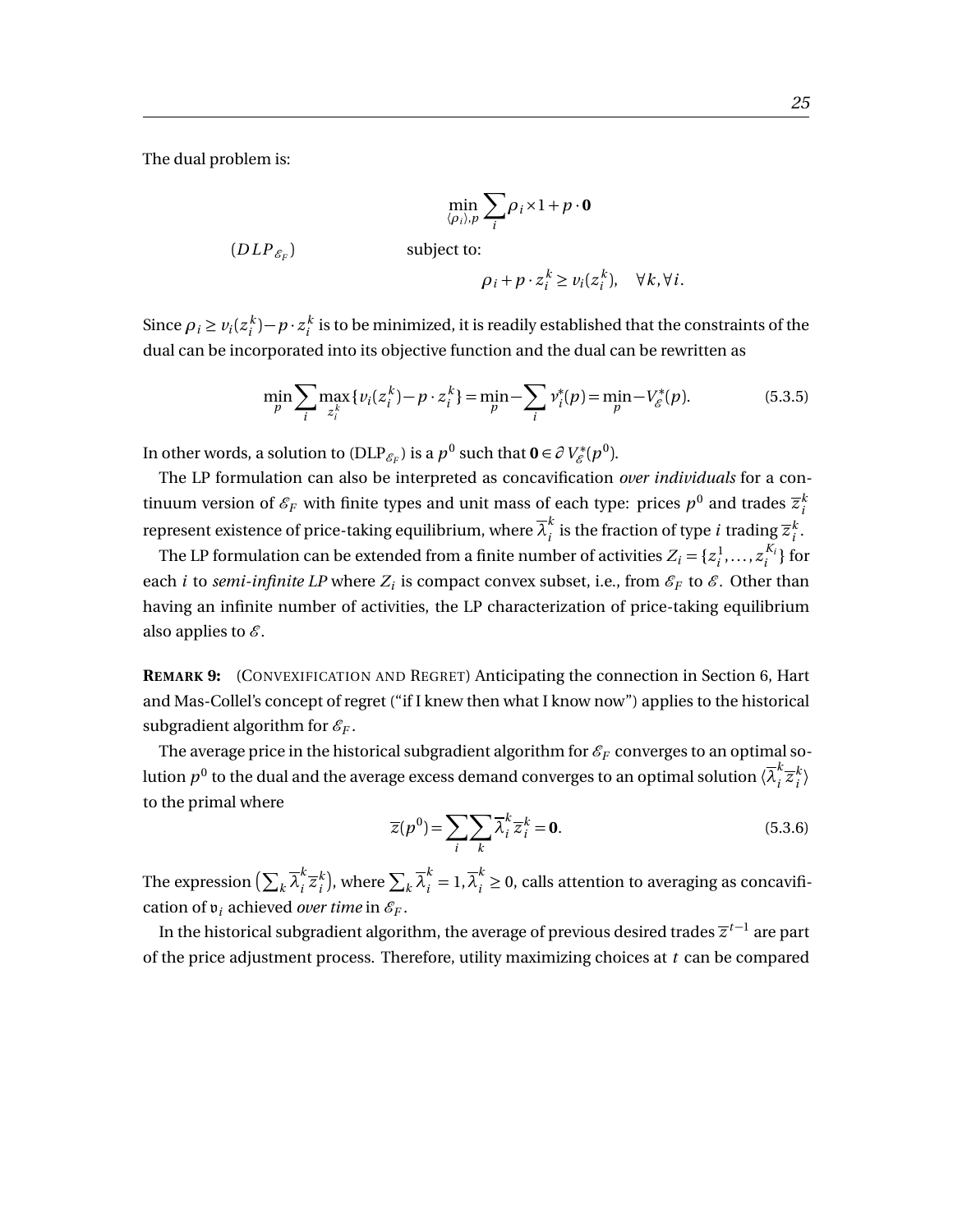The dual problem is:

$$
(DLP_{\mathscr{E}_F}) \qquad \begin{aligned} &\min_{\langle \rho_i \rangle, p} \sum_i \rho_i \times 1 + p \cdot \mathbf{0} \\ &\text{subject to:} \\ &\rho_i + p \cdot z_i^k \geq v_i(z_i^k), \quad \forall k, \forall i. \end{aligned}
$$

Since $\rho_i \geq v_i(z_i^k) - p \cdot z_i^k$ is to be minimized, it is readily established that the constraints of the dual can be incorporated into its objective function and the dual can be rewritten as

$$
\min_p \sum_i \max_{z_i^k} \{v_i(z_i^k) - p \cdot z_i^k\} = \min_p - \sum_i v_i^*(p) = \min_p - V_{\mathscr{E}}^*(p). \tag{5.3.5}
$$

In other words, a solution to (DLP$_{\mathscr{E}_F}$) is a $p^0$ such that $\mathbf{0} \in \partial V_{\mathscr{E}}^*(p^0)$.

The LP formulation can also be interpreted as concavification *over individuals* for a continuum version of $\mathscr{E}_F$ with finite types and unit mass of each type: prices $p^0$ and trades $\overline{z}_i^k$ represent existence of price-taking equilibrium, where $\overline{\lambda}_i^k$ is the fraction of type $i$ trading $\overline{z}_i^k$.

The LP formulation can be extended from a finite number of activities $Z_i = \{z_i^1, \ldots, z_i^{K_i}\}$ for each $i$ to *semi-infinite LP* where $Z_i$ is compact convex subset, i.e., from $\mathscr{E}_F$ to $\mathscr{E}$. Other than having an infinite number of activities, the LP characterization of price-taking equilibrium also applies to $\mathscr{E}$.

**REMARK 9:** (CONVEXIFICATION AND REGRET) Anticipating the connection in Section 6, Hart and Mas-Collel's concept of regret ("if I knew then what I know now") applies to the historical subgradient algorithm for $\mathscr{E}_F$.

The average price in the historical subgradient algorithm for $\mathscr{E}_F$ converges to an optimal solution $p^0$ to the dual and the average excess demand converges to an optimal solution $\langle \overline{\lambda}_i^k \overline{z}_i^k \rangle$ to the primal where

$$
\overline{z}(p^0) = \sum_i \sum_k \overline{\lambda}_i^k \overline{z}_i^k = \mathbf{0}. \tag{5.3.6}
$$

The expression $\left(\sum_k \overline{\lambda}_i^k \overline{z}_i^k\right)$, where $\sum_k \overline{\lambda}_i^k = 1, \overline{\lambda}_i^k \geq 0$, calls attention to averaging as concavification of $\mathfrak{v}_i$ achieved *over time* in $\mathscr{E}_F$.

In the historical subgradient algorithm, the average of previous desired trades $\overline{z}^{t-1}$ are part of the price adjustment process. Therefore, utility maximizing choices at $t$ can be compared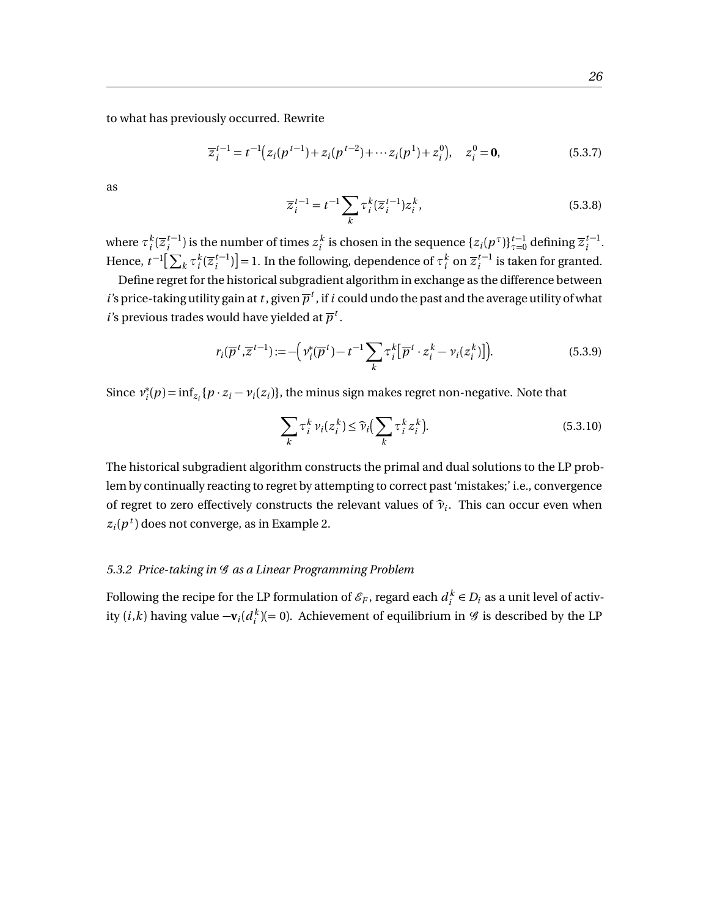to what has previously occurred. Rewrite

$$\overline{z}_i^{t-1} = t^{-1}\big(z_i(p^{t-1}) + z_i(p^{t-2}) + \cdots z_i(p^1) + z_i^0\big), \quad z_i^0 = \mathbf{0}, \tag{5.3.7}$$

as

$$\overline{z}_i^{t-1} = t^{-1}\sum_k \tau_i^k(\overline{z}_i^{t-1}) z_i^k, \tag{5.3.8}$$

where $\tau_i^k(\overline{z}_i^{t-1})$ is the number of times $z_i^k$ is chosen in the sequence $\{z_i(p^\tau)\}_{\tau=0}^{t-1}$ defining $\overline{z}_i^{t-1}$. Hence, $t^{-1}\big[\sum_k \tau_i^k(\overline{z}_i^{t-1})\big] = 1$. In the following, dependence of $\tau_i^k$ on $\overline{z}_i^{t-1}$ is taken for granted.

Define regret for the historical subgradient algorithm in exchange as the difference between $i$'s price-taking utility gain at $t$, given $\overline{p}^t$, if $i$ could undo the past and the average utility of what $i$'s previous trades would have yielded at $\overline{p}^t$.

$$r_i(\overline{p}^t, \overline{z}^{t-1}) := -\Big(\nu_i^*(\overline{p}^t) - t^{-1}\sum_k \tau_i^k\big[\overline{p}^t \cdot z_i^k - \nu_i(z_i^k)\big]\Big). \tag{5.3.9}$$

Since $\nu_i^*(p) = \inf_{z_i}\{p \cdot z_i - \nu_i(z_i)\}$, the minus sign makes regret non-negative. Note that

$$\sum_k \tau_i^k \nu_i(z_i^k) \leq \widehat{\nu}_i\Big(\sum_k \tau_i^k z_i^k\Big). \tag{5.3.10}$$

The historical subgradient algorithm constructs the primal and dual solutions to the LP problem by continually reacting to regret by attempting to correct past 'mistakes;' i.e., convergence of regret to zero effectively constructs the relevant values of $\widehat{\nu}_i$. This can occur even when $z_i(p^t)$ does not converge, as in Example 2.

### 5.3.2 Price-taking in $\mathscr{G}$ as a Linear Programming Problem

Following the recipe for the LP formulation of $\mathscr{E}_F$, regard each $d_i^k \in D_i$ as a unit level of activity $(i,k)$ having value $-\mathbf{v}_i(d_i^k)(=0)$. Achievement of equilibrium in $\mathscr{G}$ is described by the LP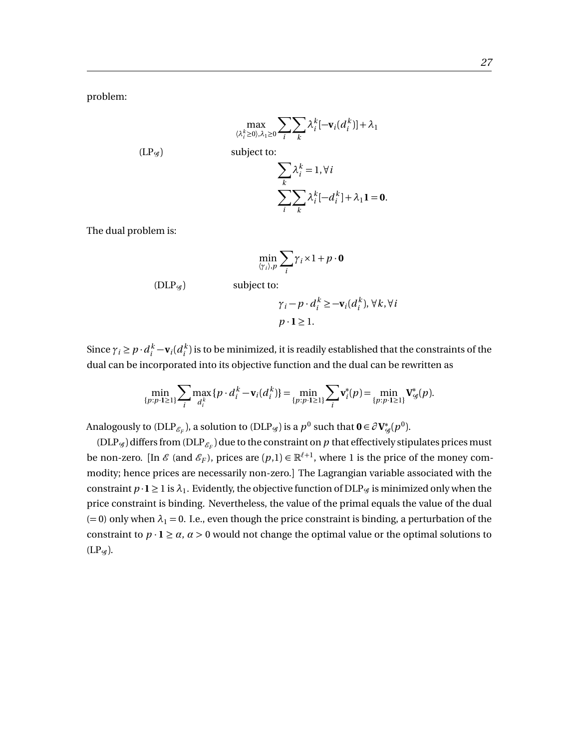problem:

$$
(\text{LP}_{\mathscr{G}}) \qquad
\begin{aligned}
&\max_{\langle \lambda_i^k \geq 0 \rangle, \lambda_1 \geq 0} \sum_i \sum_k \lambda_i^k [-\mathbf{v}_i(d_i^k)] + \lambda_1 \\
&\text{subject to:} \\
&\qquad \sum_k \lambda_i^k = 1, \forall i \\
&\qquad \sum_i \sum_k \lambda_i^k [-d_i^k] + \lambda_1 \mathbf{1} = \mathbf{0}.
\end{aligned}
$$

The dual problem is:

$$
(\text{DLP}_{\mathscr{G}}) \qquad
\begin{aligned}
&\min_{\langle \gamma_i \rangle, p} \sum_i \gamma_i \times 1 + p \cdot \mathbf{0} \\
&\text{subject to:} \\
&\qquad \gamma_i - p \cdot d_i^k \geq -\mathbf{v}_i(d_i^k), \forall k, \forall i \\
&\qquad p \cdot \mathbf{1} \geq 1.
\end{aligned}
$$

Since $\gamma_i \geq p \cdot d_i^k - \mathbf{v}_i(d_i^k)$ is to be minimized, it is readily established that the constraints of the dual can be incorporated into its objective function and the dual can be rewritten as

$$
\min_{\{p: p\cdot\mathbf{1}\geq 1\}} \sum_i \max_{d_i^k} \{p \cdot d_i^k - \mathbf{v}_i(d_i^k)\} = \min_{\{p: p\cdot\mathbf{1}\geq 1\}} \sum_i \mathbf{v}_i^*(p) = \min_{\{p: p\cdot\mathbf{1}\geq 1\}} \mathbf{V}_{\mathscr{G}}^*(p).
$$

Analogously to ($\text{DLP}_{\mathscr{E}_F}$), a solution to ($\text{DLP}_{\mathscr{G}}$) is a $p^0$ such that $\mathbf{0} \in \partial \mathbf{V}_{\mathscr{G}}^*(p^0)$.

($\text{DLP}_{\mathscr{G}}$) differs from ($\text{DLP}_{\mathscr{E}_F}$) due to the constraint on $p$ that effectively stipulates prices must be non-zero. [In $\mathscr{E}$ (and $\mathscr{E}_F$), prices are $(p, 1) \in \mathbb{R}^{\ell+1}$, where 1 is the price of the money commodity; hence prices are necessarily non-zero.] The Lagrangian variable associated with the constraint $p \cdot \mathbf{1} \geq 1$ is $\lambda_1$. Evidently, the objective function of $\text{DLP}_{\mathscr{G}}$ is minimized only when the price constraint is binding. Nevertheless, the value of the primal equals the value of the dual ($= 0$) only when $\lambda_1 = 0$. I.e., even though the price constraint is binding, a perturbation of the constraint to $p \cdot \mathbf{1} \geq \alpha$, $\alpha > 0$ would not change the optimal value or the optimal solutions to ($\text{LP}_{\mathscr{G}}$).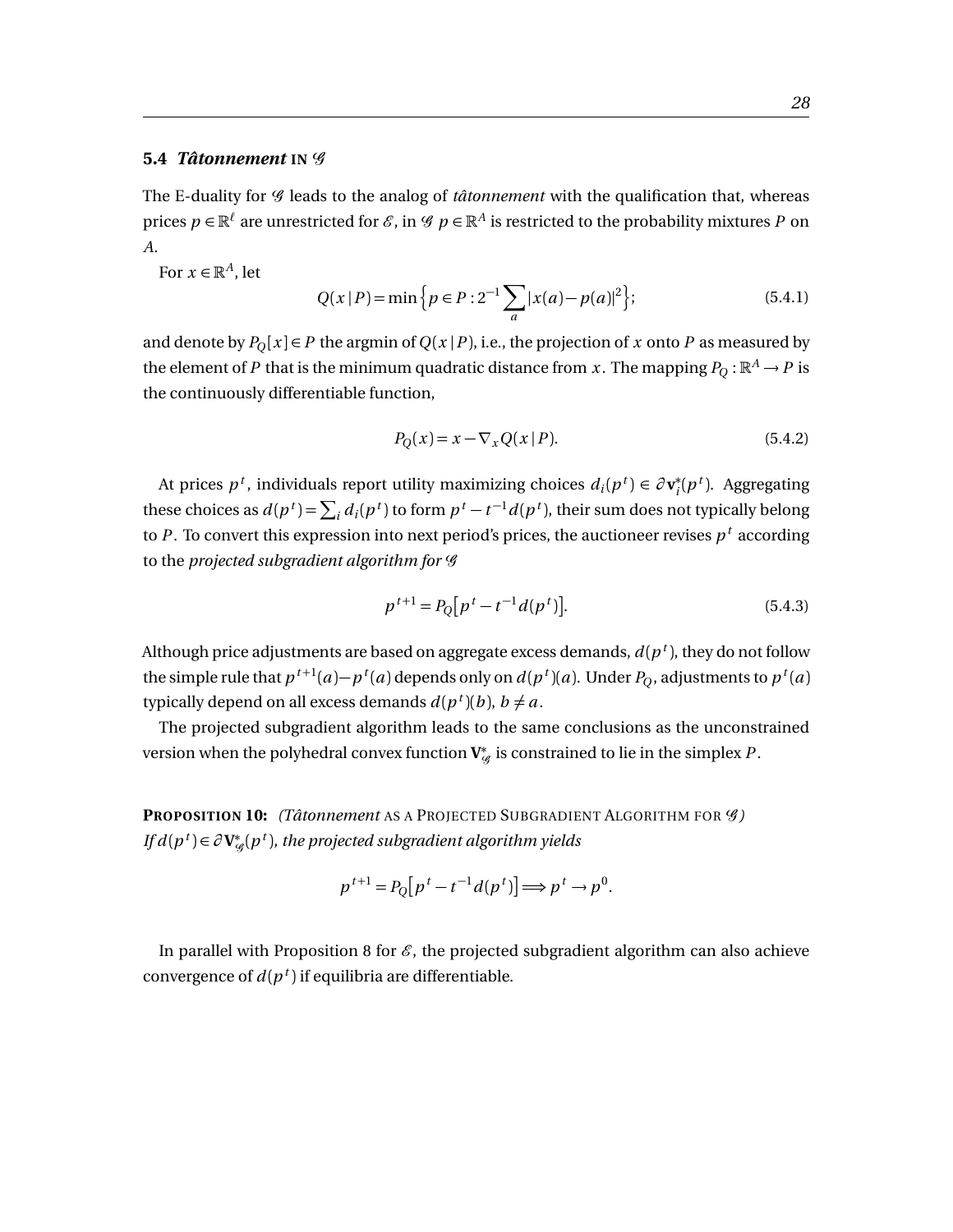### 5.4 *Tâtonnement* IN $\mathscr{G}$

The E-duality for $\mathscr{G}$ leads to the analog of *tâtonnement* with the qualification that, whereas prices $p \in \mathbb{R}^\ell$ are unrestricted for $\mathscr{E}$, in $\mathscr{G}$ $p \in \mathbb{R}^A$ is restricted to the probability mixtures $P$ on $A$.

For $x \in \mathbb{R}^A$, let

$$Q(x \mid P) = \min\Big\{p \in P : 2^{-1} \sum_a |x(a) - p(a)|^2\Big\}; \tag{5.4.1}$$

and denote by $P_Q[x] \in P$ the argmin of $Q(x \mid P)$, i.e., the projection of $x$ onto $P$ as measured by the element of $P$ that is the minimum quadratic distance from $x$. The mapping $P_Q : \mathbb{R}^A \to P$ is the continuously differentiable function,

$$P_Q(x) = x - \nabla_x Q(x \mid P). \tag{5.4.2}$$

At prices $p^t$, individuals report utility maximizing choices $d_i(p^t) \in \partial \mathbf{v}_i^*(p^t)$. Aggregating these choices as $d(p^t) = \sum_i d_i(p^t)$ to form $p^t - t^{-1} d(p^t)$, their sum does not typically belong to $P$. To convert this expression into next period's prices, the auctioneer revises $p^t$ according to the *projected subgradient algorithm for* $\mathscr{G}$

$$p^{t+1} = P_Q\big[p^t - t^{-1} d(p^t)\big]. \tag{5.4.3}$$

Although price adjustments are based on aggregate excess demands, $d(p^t)$, they do not follow the simple rule that $p^{t+1}(a) - p^t(a)$ depends only on $d(p^t)(a)$. Under $P_Q$, adjustments to $p^t(a)$ typically depend on all excess demands $d(p^t)(b)$, $b \neq a$.

The projected subgradient algorithm leads to the same conclusions as the unconstrained version when the polyhedral convex function $\mathbf{V}_{\mathscr{G}}^*$ is constrained to lie in the simplex $P$.

**PROPOSITION 10:** *(Tâtonnement* AS A PROJECTED SUBGRADIENT ALGORITHM FOR $\mathscr{G}$*)*
*If* $d(p^t) \in \partial \mathbf{V}_{\mathscr{G}}^*(p^t)$*, the projected subgradient algorithm yields*

$$p^{t+1} = P_Q\big[p^t - t^{-1} d(p^t)\big] \Longrightarrow p^t \to p^0.$$

In parallel with Proposition 8 for $\mathscr{E}$, the projected subgradient algorithm can also achieve convergence of $d(p^t)$ if equilibria are differentiable.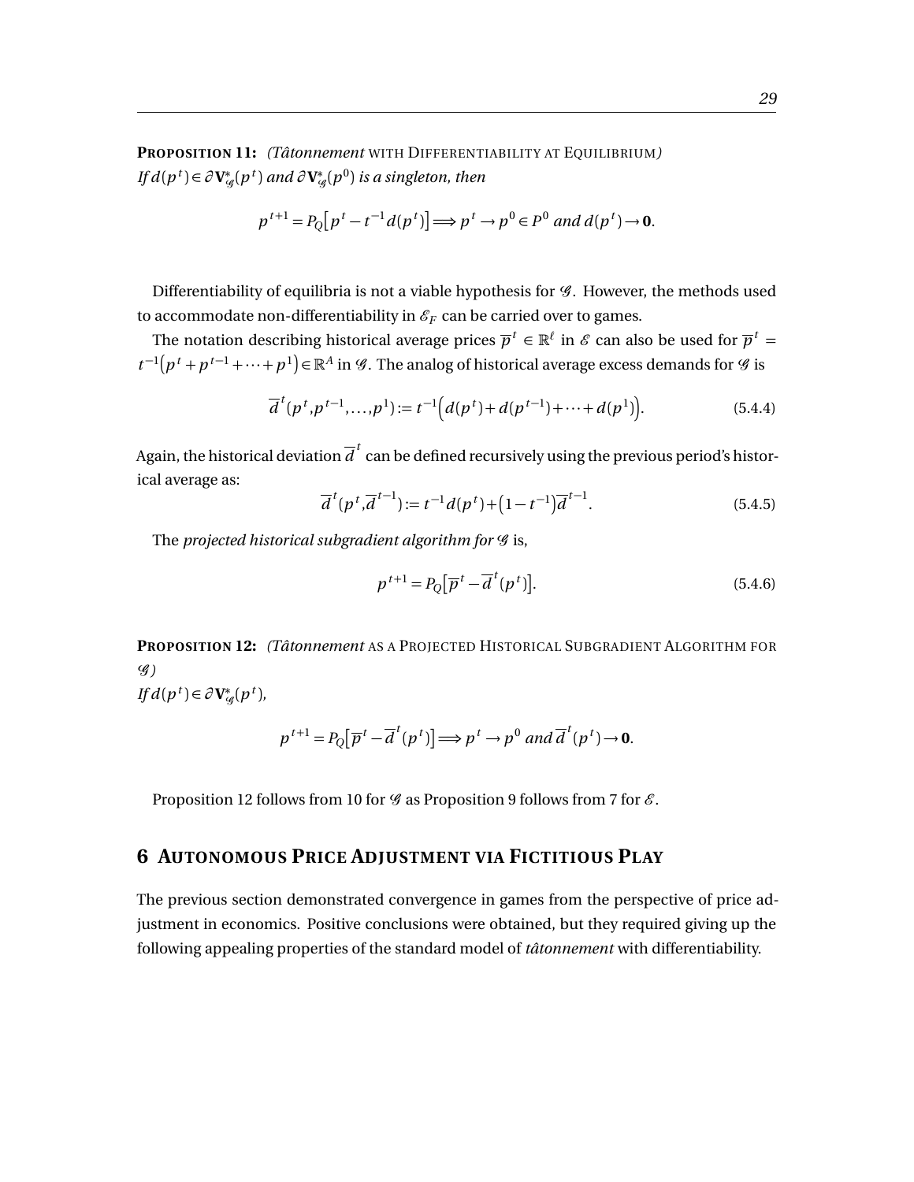**PROPOSITION 11:** *(Tâtonnement* WITH DIFFERENTIABILITY AT EQUILIBRIUM*)*
*If $d(p^t) \in \partial \mathbf{V}^*_{\mathscr{G}}(p^t)$ and $\partial \mathbf{V}^*_{\mathscr{G}}(p^0)$ is a singleton, then*

$$p^{t+1} = P_Q\big[p^t - t^{-1} d(p^t)\big] \Longrightarrow p^t \to p^0 \in P^0 \text{ and } d(p^t) \to \mathbf{0}.$$

Differentiability of equilibria is not a viable hypothesis for $\mathscr{G}$. However, the methods used to accommodate non-differentiability in $\mathscr{E}_F$ can be carried over to games.

The notation describing historical average prices $\overline{p}^t \in \mathbb{R}^\ell$ in $\mathscr{E}$ can also be used for $\overline{p}^t = t^{-1}\big(p^t + p^{t-1} + \cdots + p^1\big) \in \mathbb{R}^A$ in $\mathscr{G}$. The analog of historical average excess demands for $\mathscr{G}$ is

$$\overline{d}^t(p^t, p^{t-1}, \ldots, p^1) := t^{-1}\Big(d(p^t) + d(p^{t-1}) + \cdots + d(p^1)\Big). \tag{5.4.4}$$

Again, the historical deviation $\overline{d}^t$ can be defined recursively using the previous period's historical average as:

$$\overline{d}^t(p^t, \overline{d}^{t-1}) := t^{-1} d(p^t) + \big(1 - t^{-1}\big)\overline{d}^{t-1}. \tag{5.4.5}$$

The *projected historical subgradient algorithm for $\mathscr{G}$* is,

$$p^{t+1} = P_Q\big[\overline{p}^t - \overline{d}^t(p^t)\big]. \tag{5.4.6}$$

**PROPOSITION 12:** *(Tâtonnement* AS A PROJECTED HISTORICAL SUBGRADIENT ALGORITHM FOR *$\mathscr{G}$)*
*If $d(p^t) \in \partial \mathbf{V}^*_{\mathscr{G}}(p^t)$,*

$$p^{t+1} = P_Q\big[\overline{p}^t - \overline{d}^t(p^t)\big] \Longrightarrow p^t \to p^0 \text{ and } \overline{d}^t(p^t) \to \mathbf{0}.$$

Proposition 12 follows from 10 for $\mathscr{G}$ as Proposition 9 follows from 7 for $\mathscr{E}$.

## 6 AUTONOMOUS PRICE ADJUSTMENT VIA FICTITIOUS PLAY

The previous section demonstrated convergence in games from the perspective of price adjustment in economics. Positive conclusions were obtained, but they required giving up the following appealing properties of the standard model of *tâtonnement* with differentiability.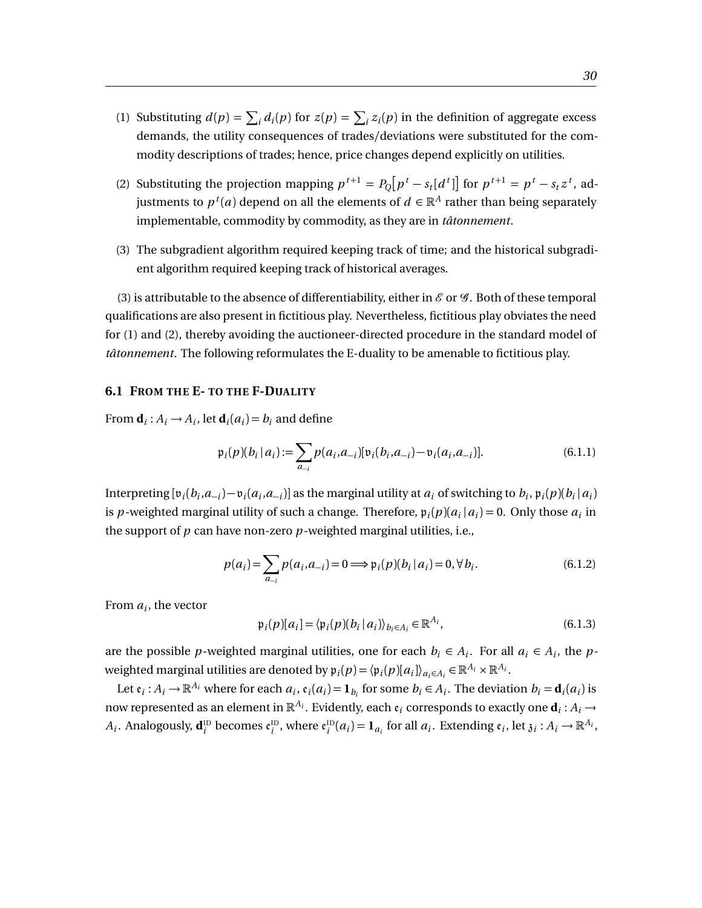(1) Substituting $d(p) = \sum_i d_i(p)$ for $z(p) = \sum_i z_i(p)$ in the definition of aggregate excess demands, the utility consequences of trades/deviations were substituted for the commodity descriptions of trades; hence, price changes depend explicitly on utilities.

(2) Substituting the projection mapping $p^{t+1} = P_Q\big[p^t - s_t[d^t]\big]$ for $p^{t+1} = p^t - s_t z^t$, adjustments to $p^t(a)$ depend on all the elements of $d \in \mathbb{R}^A$ rather than being separately implementable, commodity by commodity, as they are in *tâtonnement*.

(3) The subgradient algorithm required keeping track of time; and the historical subgradient algorithm required keeping track of historical averages.

(3) is attributable to the absence of differentiability, either in $\mathscr{E}$ or $\mathscr{G}$. Both of these temporal qualifications are also present in fictitious play. Nevertheless, fictitious play obviates the need for (1) and (2), thereby avoiding the auctioneer-directed procedure in the standard model of *tâtonnement*. The following reformulates the E-duality to be amenable to fictitious play.

### 6.1 From the E- to the F-Duality

From $\mathbf{d}_i : A_i \to A_i$, let $\mathbf{d}_i(a_i) = b_i$ and define

$$\mathfrak{p}_i(p)(b_i \,|\, a_i) := \sum_{a_{-i}} p(a_i, a_{-i})[\mathfrak{v}_i(b_i, a_{-i}) - \mathfrak{v}_i(a_i, a_{-i})]. \tag{6.1.1}$$

Interpreting $[\mathfrak{v}_i(b_i, a_{-i}) - \mathfrak{v}_i(a_i, a_{-i})]$ as the marginal utility at $a_i$ of switching to $b_i$, $\mathfrak{p}_i(p)(b_i \,|\, a_i)$ is $p$-weighted marginal utility of such a change. Therefore, $\mathfrak{p}_i(p)(a_i \,|\, a_i) = 0$. Only those $a_i$ in the support of $p$ can have non-zero $p$-weighted marginal utilities, i.e.,

$$p(a_i) = \sum_{a_{-i}} p(a_i, a_{-i}) = 0 \Longrightarrow \mathfrak{p}_i(p)(b_i \,|\, a_i) = 0, \forall\, b_i. \tag{6.1.2}$$

From $a_i$, the vector

$$\mathfrak{p}_i(p)[a_i] = \langle \mathfrak{p}_i(p)(b_i \,|\, a_i) \rangle_{b_i \in A_i} \in \mathbb{R}^{A_i}, \tag{6.1.3}$$

are the possible $p$-weighted marginal utilities, one for each $b_i \in A_i$. For all $a_i \in A_i$, the $p$-weighted marginal utilities are denoted by $\mathfrak{p}_i(p) = \langle \mathfrak{p}_i(p)[a_i] \rangle_{a_i \in A_i} \in \mathbb{R}^{A_i} \times \mathbb{R}^{A_i}$.

Let $\mathfrak{e}_i : A_i \to \mathbb{R}^{A_i}$ where for each $a_i$, $\mathfrak{e}_i(a_i) = \mathbf{1}_{b_i}$ for some $b_i \in A_i$. The deviation $b_i = \mathbf{d}_i(a_i)$ is now represented as an element in $\mathbb{R}^{A_i}$. Evidently, each $\mathfrak{e}_i$ corresponds to exactly one $\mathbf{d}_i : A_i \to A_i$. Analogously, $\mathbf{d}_i^{\text{ID}}$ becomes $\mathfrak{e}_i^{\text{ID}}$, where $\mathfrak{e}_i^{\text{ID}}(a_i) = \mathbf{1}_{a_i}$ for all $a_i$. Extending $\mathfrak{e}_i$, let $\mathfrak{z}_i : A_i \to \mathbb{R}^{A_i}$,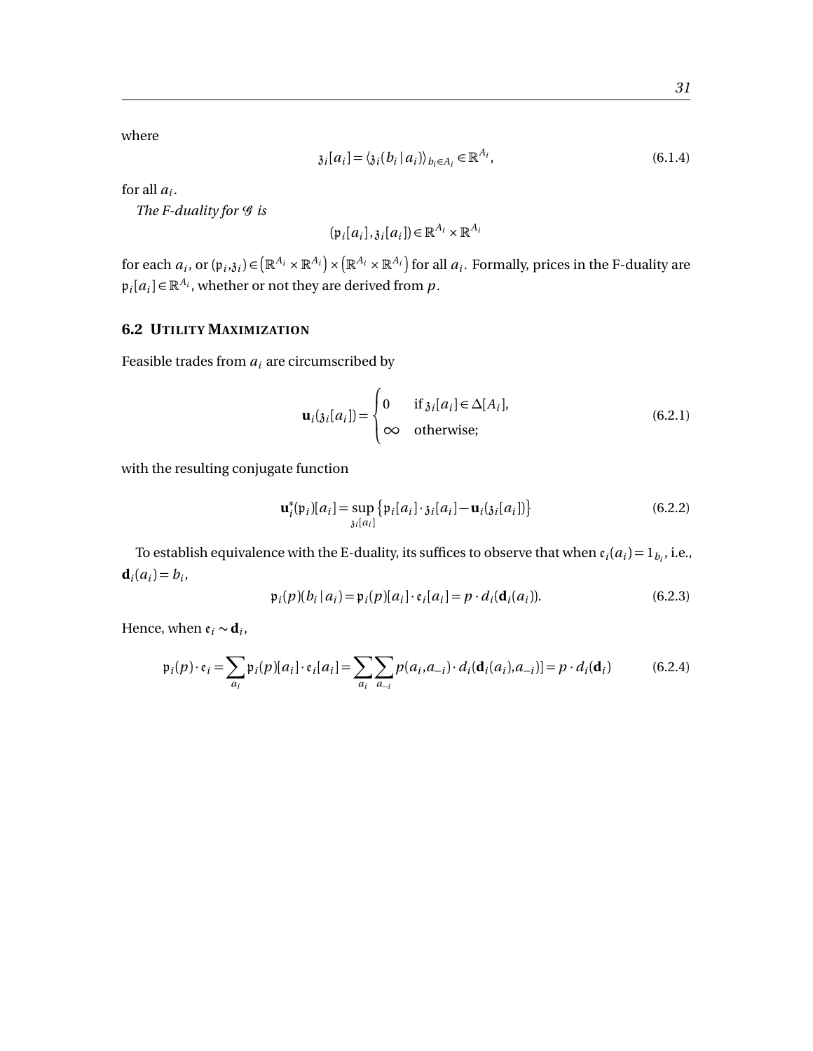where

$$\mathfrak{z}_i[a_i] = \langle \mathfrak{z}_i(b_i \mid a_i) \rangle_{b_i \in A_i} \in \mathbb{R}^{A_i}, \tag{6.1.4}$$

for all $a_i$.

*The F-duality for $\mathcal{G}$ is*

$$(\mathfrak{p}_i[a_i], \mathfrak{z}_i[a_i]) \in \mathbb{R}^{A_i} \times \mathbb{R}^{A_i}$$

for each $a_i$, or $(\mathfrak{p}_i, \mathfrak{z}_i) \in \left(\mathbb{R}^{A_i} \times \mathbb{R}^{A_i}\right) \times \left(\mathbb{R}^{A_i} \times \mathbb{R}^{A_i}\right)$ for all $a_i$. Formally, prices in the F-duality are $\mathfrak{p}_i[a_i] \in \mathbb{R}^{A_i}$, whether or not they are derived from $p$.

## 6.2 Utility Maximization

Feasible trades from $a_i$ are circumscribed by

$$\mathbf{u}_i(\mathfrak{z}_i[a_i]) = \begin{cases} 0 & \text{if } \mathfrak{z}_i[a_i] \in \Delta[A_i], \\ \infty & \text{otherwise;} \end{cases} \tag{6.2.1}$$

with the resulting conjugate function

$$\mathbf{u}_i^*(\mathfrak{p}_i)[a_i] = \sup_{\mathfrak{z}_i[a_i]} \left\{ \mathfrak{p}_i[a_i] \cdot \mathfrak{z}_i[a_i] - \mathbf{u}_i(\mathfrak{z}_i[a_i]) \right\} \tag{6.2.2}$$

To establish equivalence with the E-duality, its suffices to observe that when $\mathfrak{e}_i(a_i) = 1_{b_i}$, i.e., $\mathbf{d}_i(a_i) = b_i$,

$$\mathfrak{p}_i(p)(b_i \mid a_i) = \mathfrak{p}_i(p)[a_i] \cdot \mathfrak{e}_i[a_i] = p \cdot d_i(\mathbf{d}_i(a_i)). \tag{6.2.3}$$

Hence, when $\mathfrak{e}_i \sim \mathbf{d}_i$,

$$\mathfrak{p}_i(p) \cdot \mathfrak{e}_i = \sum_{a_i} \mathfrak{p}_i(p)[a_i] \cdot \mathfrak{e}_i[a_i] = \sum_{a_i} \sum_{a_{-i}} p(a_i, a_{-i}) \cdot d_i(\mathbf{d}_i(a_i), a_{-i})] = p \cdot d_i(\mathbf{d}_i) \tag{6.2.4}$$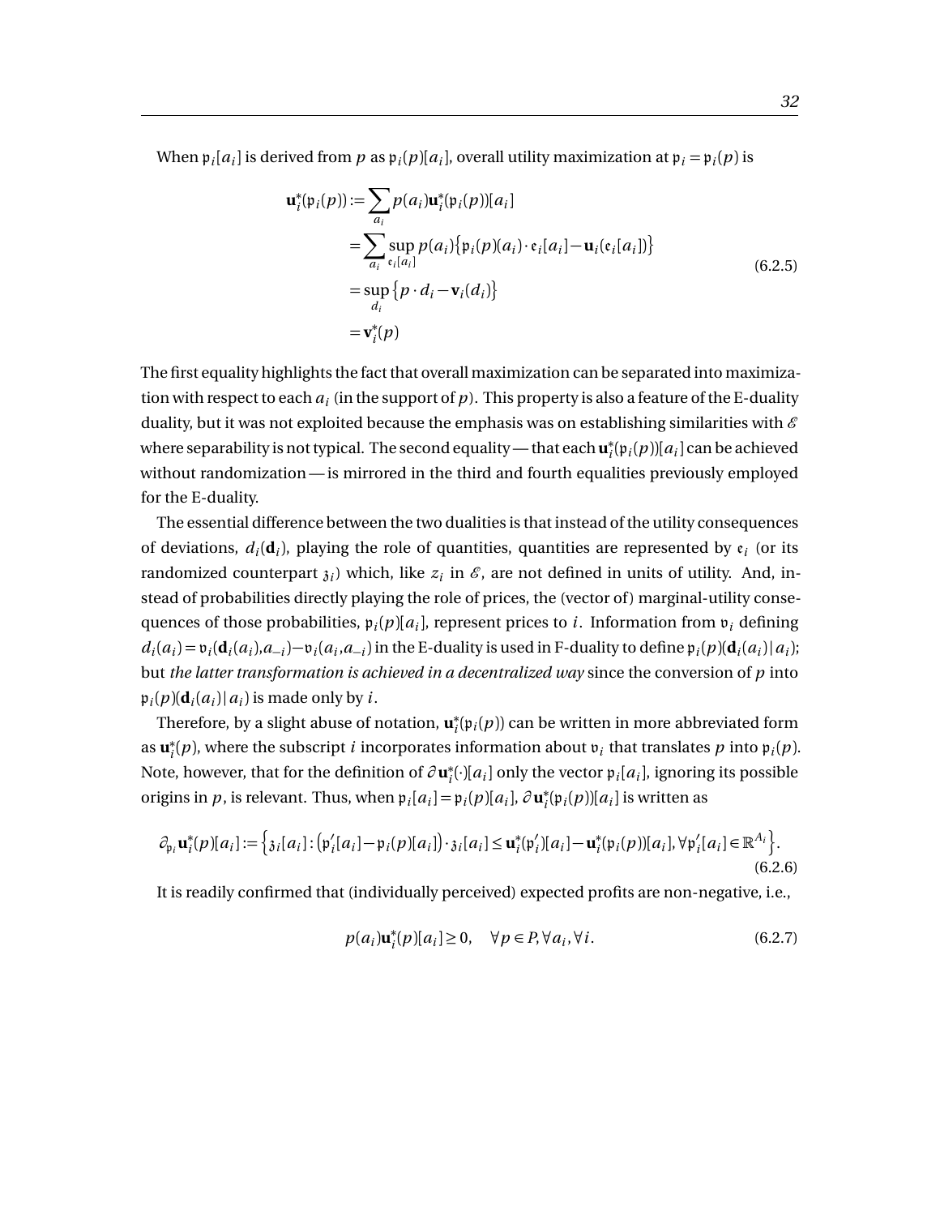When $\mathfrak{p}_i[a_i]$ is derived from $p$ as $\mathfrak{p}_i(p)[a_i]$, overall utility maximization at $\mathfrak{p}_i = \mathfrak{p}_i(p)$ is

$$
\begin{aligned}
\mathbf{u}_i^*(\mathfrak{p}_i(p)) &:= \sum_{a_i} p(a_i)\mathbf{u}_i^*(\mathfrak{p}_i(p))[a_i] \\
&= \sum_{a_i} \sup_{\mathfrak{e}_i[a_i]} p(a_i)\left\{\mathfrak{p}_i(p)(a_i)\cdot \mathfrak{e}_i[a_i] - \mathbf{u}_i(\mathfrak{e}_i[a_i])\right\} \\
&= \sup_{d_i}\left\{p\cdot d_i - \mathbf{v}_i(d_i)\right\} \\
&= \mathbf{v}_i^*(p)
\end{aligned}
\tag{6.2.5}
$$

The first equality highlights the fact that overall maximization can be separated into maximization with respect to each $a_i$ (in the support of $p$). This property is also a feature of the E-duality duality, but it was not exploited because the emphasis was on establishing similarities with $\mathscr{E}$ where separability is not typical. The second equality — that each $\mathbf{u}_i^*(\mathfrak{p}_i(p))[a_i]$ can be achieved without randomization — is mirrored in the third and fourth equalities previously employed for the E-duality.

The essential difference between the two dualities is that instead of the utility consequences of deviations, $d_i(\mathbf{d}_i)$, playing the role of quantities, quantities are represented by $\mathfrak{e}_i$ (or its randomized counterpart $\mathfrak{z}_i$) which, like $z_i$ in $\mathscr{E}$, are not defined in units of utility. And, instead of probabilities directly playing the role of prices, the (vector of) marginal-utility consequences of those probabilities, $\mathfrak{p}_i(p)[a_i]$, represent prices to $i$. Information from $\mathfrak{v}_i$ defining $d_i(a_i) = \mathfrak{v}_i(\mathbf{d}_i(a_i), a_{-i}) - \mathfrak{v}_i(a_i, a_{-i})$ in the E-duality is used in F-duality to define $\mathfrak{p}_i(p)(\mathbf{d}_i(a_i)\,|\,a_i)$; but *the latter transformation is achieved in a decentralized way* since the conversion of $p$ into $\mathfrak{p}_i(p)(\mathbf{d}_i(a_i)\,|\,a_i)$ is made only by $i$.

Therefore, by a slight abuse of notation, $\mathbf{u}_i^*(\mathfrak{p}_i(p))$ can be written in more abbreviated form as $\mathbf{u}_i^*(p)$, where the subscript $i$ incorporates information about $\mathfrak{v}_i$ that translates $p$ into $\mathfrak{p}_i(p)$. Note, however, that for the definition of $\partial\mathbf{u}_i^*(\cdot)[a_i]$ only the vector $\mathfrak{p}_i[a_i]$, ignoring its possible origins in $p$, is relevant. Thus, when $\mathfrak{p}_i[a_i] = \mathfrak{p}_i(p)[a_i]$, $\partial\mathbf{u}_i^*(\mathfrak{p}_i(p))[a_i]$ is written as

$$
\partial_{\mathfrak{p}_i}\mathbf{u}_i^*(p)[a_i] := \left\{\mathfrak{z}_i[a_i] : \left(\mathfrak{p}_i'[a_i] - \mathfrak{p}_i(p)[a_i]\right)\cdot\mathfrak{z}_i[a_i] \leq \mathbf{u}_i^*(\mathfrak{p}_i')[a_i] - \mathbf{u}_i^*(\mathfrak{p}_i(p))[a_i], \forall \mathfrak{p}_i'[a_i] \in \mathbb{R}^{A_i}\right\}.
\tag{6.2.6}
$$

It is readily confirmed that (individually perceived) expected profits are non-negative, i.e.,

$$
p(a_i)\mathbf{u}_i^*(p)[a_i] \geq 0, \quad \forall p \in P, \forall a_i, \forall i.
\tag{6.2.7}
$$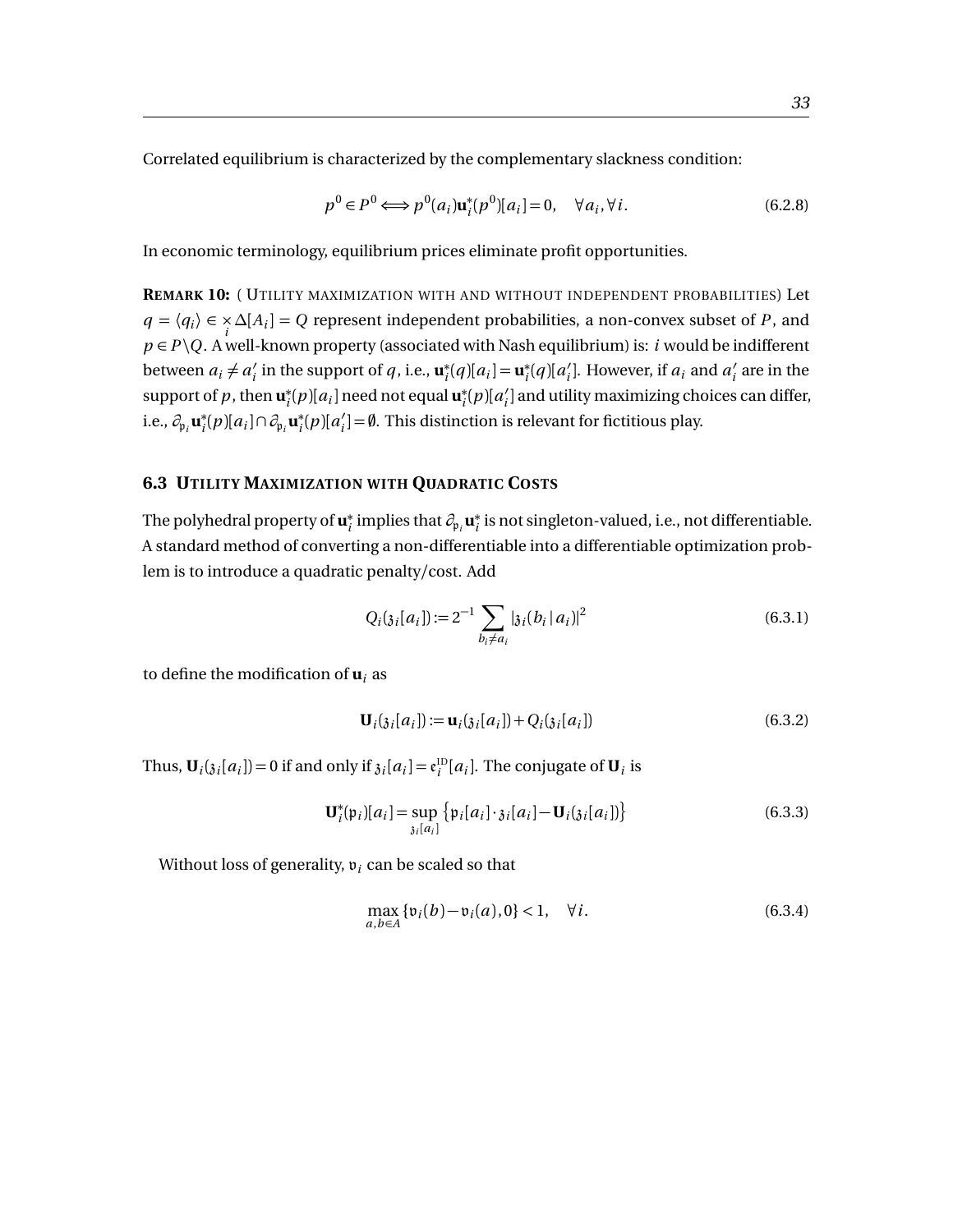Correlated equilibrium is characterized by the complementary slackness condition:

$$p^0 \in P^0 \Longleftrightarrow p^0(a_i)\mathbf{u}_i^*(p^0)[a_i] = 0, \quad \forall a_i, \forall i. \tag{6.2.8}$$

In economic terminology, equilibrium prices eliminate profit opportunities.

**REMARK 10:** ( UTILITY MAXIMIZATION WITH AND WITHOUT INDEPENDENT PROBABILITIES) Let $q = \langle q_i \rangle \in \times_i \Delta[A_i] = Q$ represent independent probabilities, a non-convex subset of $P$, and $p \in P \backslash Q$. A well-known property (associated with Nash equilibrium) is: $i$ would be indifferent between $a_i \neq a_i'$ in the support of $q$, i.e., $\mathbf{u}_i^*(q)[a_i] = \mathbf{u}_i^*(q)[a_i']$. However, if $a_i$ and $a_i'$ are in the support of $p$, then $\mathbf{u}_i^*(p)[a_i]$ need not equal $\mathbf{u}_i^*(p)[a_i']$ and utility maximizing choices can differ, i.e., $\partial_{\mathfrak{p}_i}\mathbf{u}_i^*(p)[a_i] \cap \partial_{\mathfrak{p}_i}\mathbf{u}_i^*(p)[a_i'] = \emptyset$. This distinction is relevant for fictitious play.

## 6.3 UTILITY MAXIMIZATION WITH QUADRATIC COSTS

The polyhedral property of $\mathbf{u}_i^*$ implies that $\partial_{\mathfrak{p}_i}\mathbf{u}_i^*$ is not singleton-valued, i.e., not differentiable. A standard method of converting a non-differentiable into a differentiable optimization problem is to introduce a quadratic penalty/cost. Add

$$Q_i(\mathfrak{z}_i[a_i]) := 2^{-1} \sum_{b_i \neq a_i} |\mathfrak{z}_i(b_i \,|\, a_i)|^2 \tag{6.3.1}$$

to define the modification of $\mathbf{u}_i$ as

$$\mathbf{U}_i(\mathfrak{z}_i[a_i]) := \mathbf{u}_i(\mathfrak{z}_i[a_i]) + Q_i(\mathfrak{z}_i[a_i]) \tag{6.3.2}$$

Thus, $\mathbf{U}_i(\mathfrak{z}_i[a_i]) = 0$ if and only if $\mathfrak{z}_i[a_i] = \mathfrak{e}_i^{\text{ID}}[a_i]$. The conjugate of $\mathbf{U}_i$ is

$$\mathbf{U}_i^*(\mathfrak{p}_i)[a_i] = \sup_{\mathfrak{z}_i[a_i]} \left\{ \mathfrak{p}_i[a_i] \cdot \mathfrak{z}_i[a_i] - \mathbf{U}_i(\mathfrak{z}_i[a_i]) \right\} \tag{6.3.3}$$

Without loss of generality, $\mathfrak{v}_i$ can be scaled so that

$$\max_{a,b \in A} \{\mathfrak{v}_i(b) - \mathfrak{v}_i(a), 0\} < 1, \quad \forall i. \tag{6.3.4}$$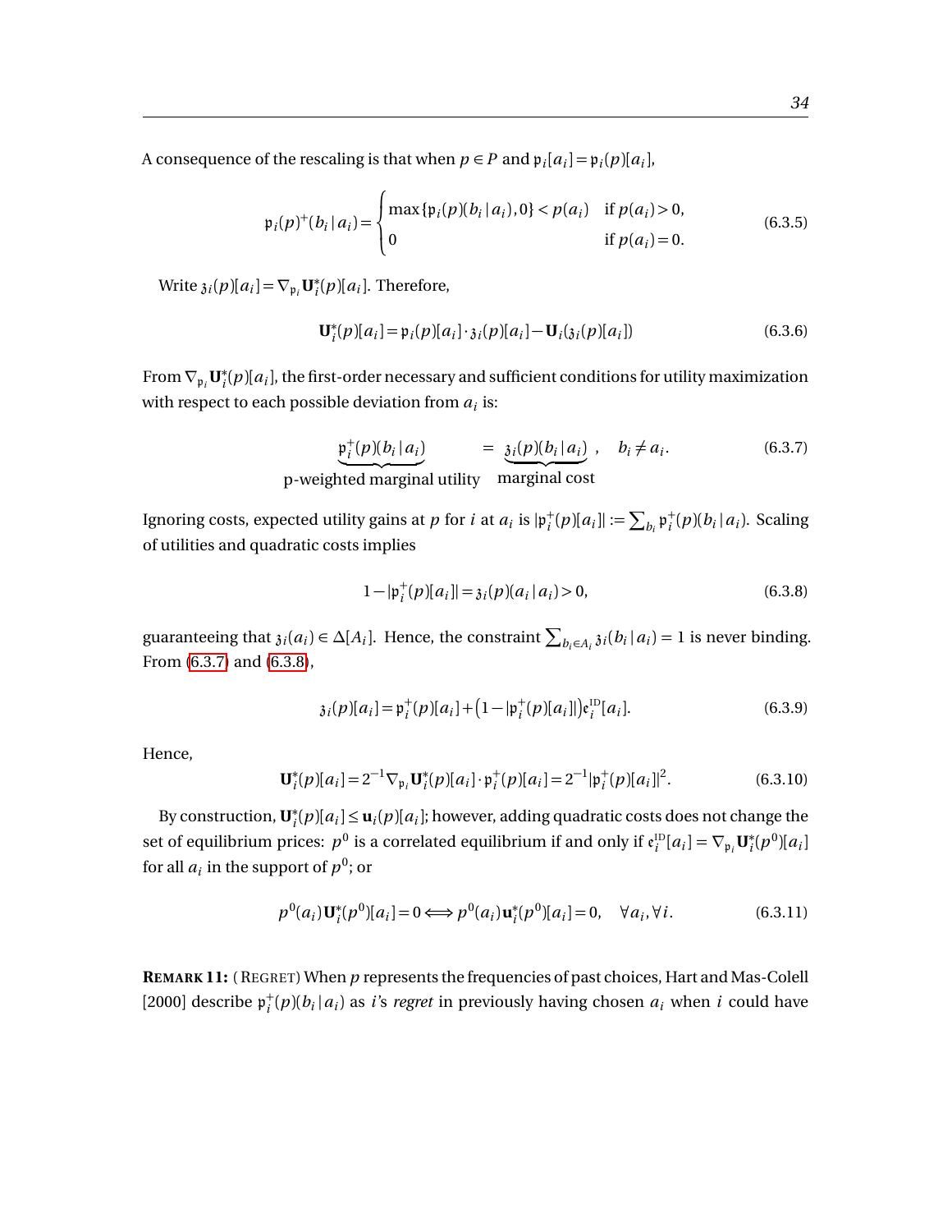A consequence of the rescaling is that when $p \in P$ and $\mathfrak{p}_i[a_i] = \mathfrak{p}_i(p)[a_i]$,

$$\mathfrak{p}_i(p)^+(b_i \,|\, a_i) = \begin{cases} \max\{\mathfrak{p}_i(p)(b_i \,|\, a_i), 0\} < p(a_i) & \text{if } p(a_i) > 0, \\ 0 & \text{if } p(a_i) = 0. \end{cases} \tag{6.3.5}$$

Write $\mathfrak{z}_i(p)[a_i] = \nabla_{\mathfrak{p}_i} \mathbf{U}_i^*(p)[a_i]$. Therefore,

$$\mathbf{U}_i^*(p)[a_i] = \mathfrak{p}_i(p)[a_i] \cdot \mathfrak{z}_i(p)[a_i] - \mathbf{U}_i(\mathfrak{z}_i(p)[a_i]) \tag{6.3.6}$$

From $\nabla_{\mathfrak{p}_i} \mathbf{U}_i^*(p)[a_i]$, the first-order necessary and sufficient conditions for utility maximization with respect to each possible deviation from $a_i$ is:

$$\underbrace{\mathfrak{p}_i^+(p)(b_i \,|\, a_i)}_{\text{p-weighted marginal utility}} = \underbrace{\mathfrak{z}_i(p)(b_i \,|\, a_i)}_{\text{marginal cost}}, \quad b_i \neq a_i. \tag{6.3.7}$$

Ignoring costs, expected utility gains at $p$ for $i$ at $a_i$ is $|\mathfrak{p}_i^+(p)[a_i]| := \sum_{b_i} \mathfrak{p}_i^+(p)(b_i \,|\, a_i)$. Scaling of utilities and quadratic costs implies

$$1 - |\mathfrak{p}_i^+(p)[a_i]| = \mathfrak{z}_i(p)(a_i \,|\, a_i) > 0, \tag{6.3.8}$$

guaranteeing that $\mathfrak{z}_i(a_i) \in \Delta[A_i]$. Hence, the constraint $\sum_{b_i \in A_i} \mathfrak{z}_i(b_i \,|\, a_i) = 1$ is never binding. From (6.3.7) and (6.3.8),

$$\mathfrak{z}_i(p)[a_i] = \mathfrak{p}_i^+(p)[a_i] + \big(1 - |\mathfrak{p}_i^+(p)[a_i]|\big)\mathfrak{e}_i^{\text{ID}}[a_i]. \tag{6.3.9}$$

Hence,

$$\mathbf{U}_i^*(p)[a_i] = 2^{-1} \nabla_{\mathfrak{p}_i} \mathbf{U}_i^*(p)[a_i] \cdot \mathfrak{p}_i^+(p)[a_i] = 2^{-1} |\mathfrak{p}_i^+(p)[a_i]|^2. \tag{6.3.10}$$

By construction, $\mathbf{U}_i^*(p)[a_i] \leq \mathbf{u}_i(p)[a_i]$; however, adding quadratic costs does not change the set of equilibrium prices: $p^0$ is a correlated equilibrium if and only if $\mathfrak{e}_i^{\text{ID}}[a_i] = \nabla_{\mathfrak{p}_i} \mathbf{U}_i^*(p^0)[a_i]$ for all $a_i$ in the support of $p^0$; or

$$p^0(a_i) \mathbf{U}_i^*(p^0)[a_i] = 0 \Longleftrightarrow p^0(a_i) \mathbf{u}_i^*(p^0)[a_i] = 0, \quad \forall a_i, \forall i. \tag{6.3.11}$$

**Remark 11:** (Regret) When $p$ represents the frequencies of past choices, Hart and Mas-Colell [2000] describe $\mathfrak{p}_i^+(p)(b_i \,|\, a_i)$ as $i$'s *regret* in previously having chosen $a_i$ when $i$ could have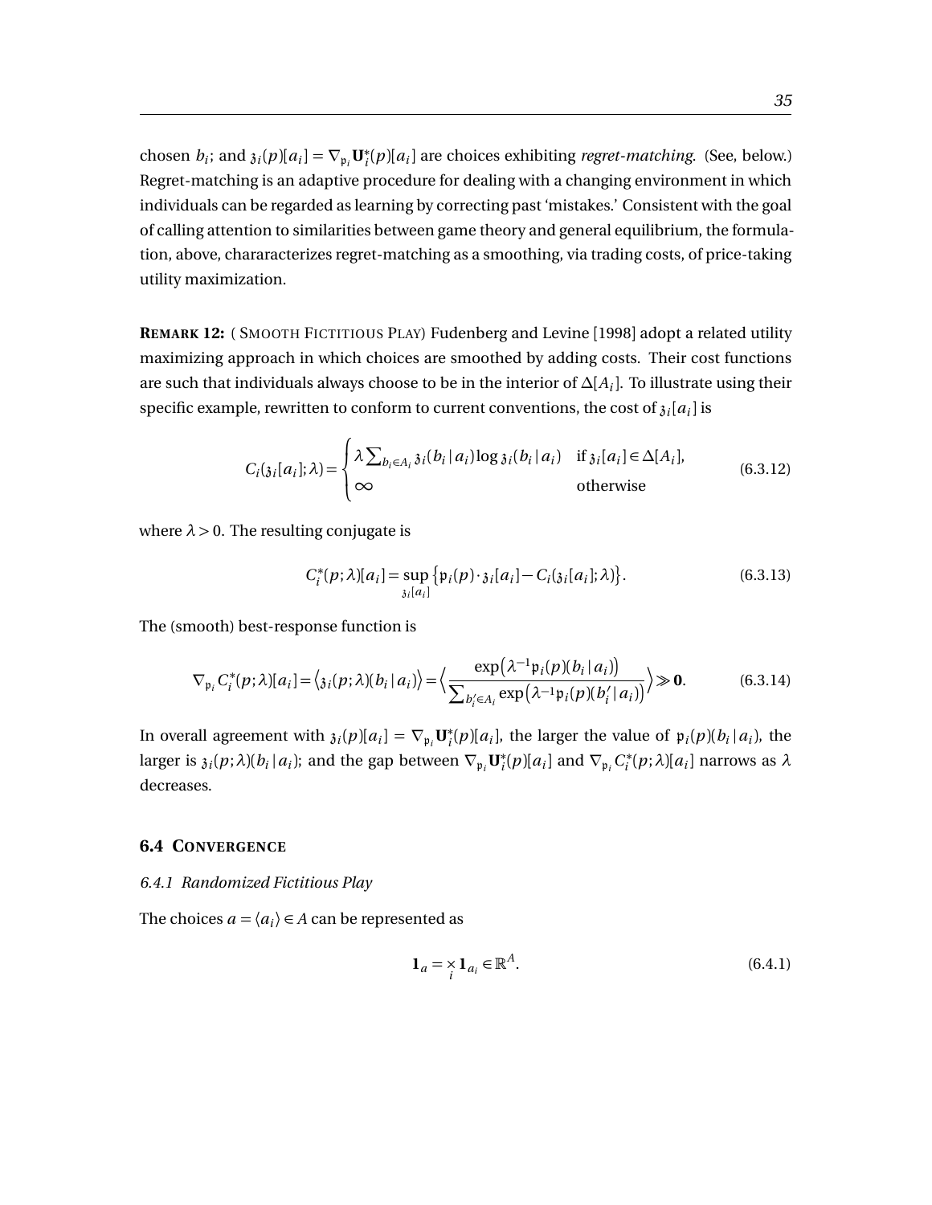chosen $b_i$; and $\mathfrak{z}_i(p)[a_i] = \nabla_{\mathfrak{p}_i} \mathbf{U}_i^*(p)[a_i]$ are choices exhibiting *regret-matching*. (See, below.) Regret-matching is an adaptive procedure for dealing with a changing environment in which individuals can be regarded as learning by correcting past 'mistakes.' Consistent with the goal of calling attention to similarities between game theory and general equilibrium, the formulation, above, chararacterizes regret-matching as a smoothing, via trading costs, of price-taking utility maximization.

**REMARK 12:** ( SMOOTH FICTITIOUS PLAY) Fudenberg and Levine [1998] adopt a related utility maximizing approach in which choices are smoothed by adding costs. Their cost functions are such that individuals always choose to be in the interior of $\Delta[A_i]$. To illustrate using their specific example, rewritten to conform to current conventions, the cost of $\mathfrak{z}_i[a_i]$ is

$$C_i(\mathfrak{z}_i[a_i];\lambda) = \begin{cases} \lambda \sum_{b_i \in A_i} \mathfrak{z}_i(b_i \,|\, a_i) \log \mathfrak{z}_i(b_i \,|\, a_i) & \text{if } \mathfrak{z}_i[a_i] \in \Delta[A_i], \\ \infty & \text{otherwise} \end{cases} \tag{6.3.12}$$

where $\lambda > 0$. The resulting conjugate is

$$C_i^*(p;\lambda)[a_i] = \sup_{\mathfrak{z}_i[a_i]} \left\{ \mathfrak{p}_i(p) \cdot \mathfrak{z}_i[a_i] - C_i(\mathfrak{z}_i[a_i];\lambda) \right\}. \tag{6.3.13}$$

The (smooth) best-response function is

$$\nabla_{\mathfrak{p}_i} C_i^*(p;\lambda)[a_i] = \left\langle \mathfrak{z}_i(p;\lambda)(b_i \,|\, a_i) \right\rangle = \left\langle \frac{\exp\left(\lambda^{-1} \mathfrak{p}_i(p)(b_i \,|\, a_i)\right)}{\sum_{b_i' \in A_i} \exp\left(\lambda^{-1} \mathfrak{p}_i(p)(b_i' \,|\, a_i)\right)} \right\rangle \gg \mathbf{0}. \tag{6.3.14}$$

In overall agreement with $\mathfrak{z}_i(p)[a_i] = \nabla_{\mathfrak{p}_i} \mathbf{U}_i^*(p)[a_i]$, the larger the value of $\mathfrak{p}_i(p)(b_i \,|\, a_i)$, the larger is $\mathfrak{z}_i(p;\lambda)(b_i \,|\, a_i)$; and the gap between $\nabla_{\mathfrak{p}_i} \mathbf{U}_i^*(p)[a_i]$ and $\nabla_{\mathfrak{p}_i} C_i^*(p;\lambda)[a_i]$ narrows as $\lambda$ decreases.

### 6.4 CONVERGENCE

#### *6.4.1 Randomized Fictitious Play*

The choices $a = \langle a_i \rangle \in A$ can be represented as

$$\mathbf{1}_a = \times_i \mathbf{1}_{a_i} \in \mathbb{R}^A. \tag{6.4.1}$$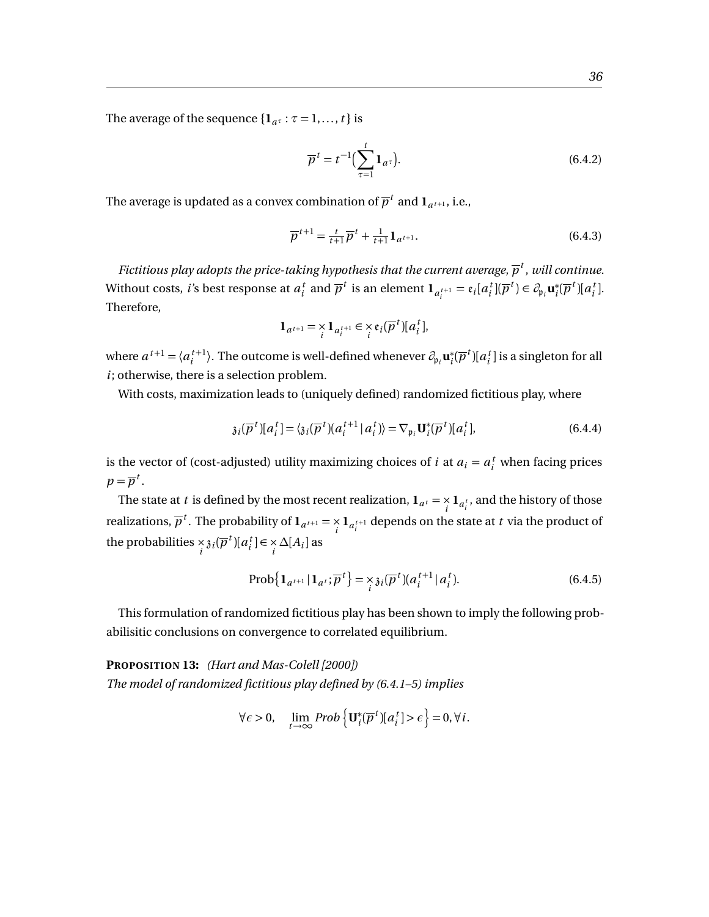The average of the sequence $\{\mathbf{1}_{a^\tau} : \tau = 1, \dots, t\}$ is

$$\overline{p}^t = t^{-1}\Big(\sum_{\tau=1}^{t} \mathbf{1}_{a^\tau}\Big). \tag{6.4.2}$$

The average is updated as a convex combination of $\overline{p}^t$ and $\mathbf{1}_{a^{t+1}}$, i.e.,

$$\overline{p}^{t+1} = \tfrac{t}{t+1}\overline{p}^t + \tfrac{1}{t+1}\mathbf{1}_{a^{t+1}}. \tag{6.4.3}$$

*Fictitious play adopts the price-taking hypothesis that the current average, $\overline{p}^t$, will continue.* Without costs, $i$'s best response at $a_i^t$ and $\overline{p}^t$ is an element $\mathbf{1}_{a_i^{t+1}} = \mathfrak{e}_i[a_i^t](\overline{p}^t) \in \partial_{\mathfrak{p}_i}\mathbf{u}_i^*(\overline{p}^t)[a_i^t]$. Therefore,

$$\mathbf{1}_{a^{t+1}} = \times_i \mathbf{1}_{a_i^{t+1}} \in \times_i \mathfrak{e}_i(\overline{p}^t)[a_i^t],$$

where $a^{t+1} = \langle a_i^{t+1}\rangle$. The outcome is well-defined whenever $\partial_{\mathfrak{p}_i}\mathbf{u}_i^*(\overline{p}^t)[a_i^t]$ is a singleton for all $i$; otherwise, there is a selection problem.

With costs, maximization leads to (uniquely defined) randomized fictitious play, where

$$\mathfrak{z}_i(\overline{p}^t)[a_i^t] = \langle \mathfrak{z}_i(\overline{p}^t)(a_i^{t+1} \mid a_i^t)\rangle = \nabla_{\mathfrak{p}_i}\mathbf{U}_i^*(\overline{p}^t)[a_i^t], \tag{6.4.4}$$

is the vector of (cost-adjusted) utility maximizing choices of $i$ at $a_i = a_i^t$ when facing prices $p = \overline{p}^t$.

The state at $t$ is defined by the most recent realization, $\mathbf{1}_{a^t} = \times_i \mathbf{1}_{a_i^t}$, and the history of those realizations, $\overline{p}^t$. The probability of $\mathbf{1}_{a^{t+1}} = \times_i \mathbf{1}_{a_i^{t+1}}$ depends on the state at $t$ via the product of the probabilities $\times_i \mathfrak{z}_i(\overline{p}^t)[a_i^t] \in \times_i \Delta[A_i]$ as

$$\text{Prob}\big\{\mathbf{1}_{a^{t+1}} \mid \mathbf{1}_{a^t}; \overline{p}^t\big\} = \times_i \mathfrak{z}_i(\overline{p}^t)(a_i^{t+1} \mid a_i^t). \tag{6.4.5}$$

This formulation of randomized fictitious play has been shown to imply the following probabilisitic conclusions on convergence to correlated equilibrium.

**Proposition 13:** *(Hart and Mas-Colell [2000])*
*The model of randomized fictitious play defined by (6.4.1–5) implies*

$$\forall \epsilon > 0, \quad \lim_{t\to\infty} \textit{Prob}\left\{\mathbf{U}_i^*(\overline{p}^t)[a_i^t] > \epsilon\right\} = 0, \forall i.$$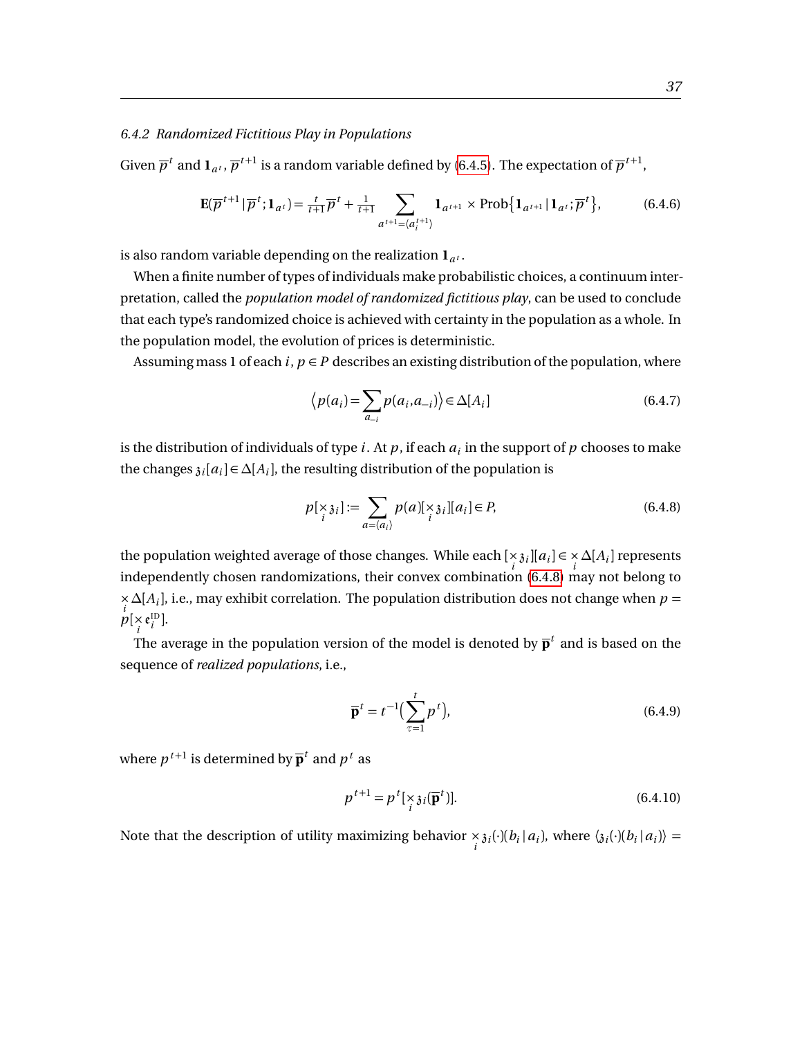### 6.4.2 *Randomized Fictitious Play in Populations*

Given $\overline{p}^t$ and $\mathbf{1}_{a^t}$, $\overline{p}^{t+1}$ is a random variable defined by (6.4.5). The expectation of $\overline{p}^{t+1}$,

$$\mathbf{E}(\overline{p}^{t+1}\,|\,\overline{p}^t;\mathbf{1}_{a^t}) = \tfrac{t}{t+1}\overline{p}^t + \tfrac{1}{t+1}\sum_{a^{t+1}=\langle a_i^{t+1}\rangle} \mathbf{1}_{a^{t+1}} \times \text{Prob}\big\{\mathbf{1}_{a^{t+1}}\,|\,\mathbf{1}_{a^t};\overline{p}^t\big\}, \tag{6.4.6}$$

is also random variable depending on the realization $\mathbf{1}_{a^t}$.

When a finite number of types of individuals make probabilistic choices, a continuum interpretation, called the *population model of randomized fictitious play*, can be used to conclude that each type's randomized choice is achieved with certainty in the population as a whole. In the population model, the evolution of prices is deterministic.

Assuming mass 1 of each $i$, $p \in P$ describes an existing distribution of the population, where

$$\Big\langle p(a_i) = \sum_{a_{-i}} p(a_i, a_{-i})\Big\rangle \in \Delta[A_i] \tag{6.4.7}$$

is the distribution of individuals of type $i$. At $p$, if each $a_i$ in the support of $p$ chooses to make the changes $\mathfrak{z}_i[a_i] \in \Delta[A_i]$, the resulting distribution of the population is

$$p[\times_i \mathfrak{z}_i] := \sum_{a=\langle a_i\rangle} p(a)[\times_i \mathfrak{z}_i][a_i] \in P, \tag{6.4.8}$$

the population weighted average of those changes. While each $[\times_i \mathfrak{z}_i][a_i] \in \times_i \Delta[A_i]$ represents independently chosen randomizations, their convex combination (6.4.8) may not belong to $\times_i \Delta[A_i]$, i.e., may exhibit correlation. The population distribution does not change when $p = p[\times_i \mathfrak{e}_i^{\text{ID}}]$.

The average in the population version of the model is denoted by $\overline{\mathbf{p}}^t$ and is based on the sequence of *realized populations*, i.e.,

$$\overline{\mathbf{p}}^t = t^{-1}\Big(\sum_{\tau=1}^{t} p^t\Big), \tag{6.4.9}$$

where $p^{t+1}$ is determined by $\overline{\mathbf{p}}^t$ and $p^t$ as

$$p^{t+1} = p^t[\times_i \mathfrak{z}_i(\overline{\mathbf{p}}^t)]. \tag{6.4.10}$$

Note that the description of utility maximizing behavior $\times_i \mathfrak{z}_i(\cdot)(b_i\,|\,a_i)$, where $\langle \mathfrak{z}_i(\cdot)(b_i\,|\,a_i)\rangle =$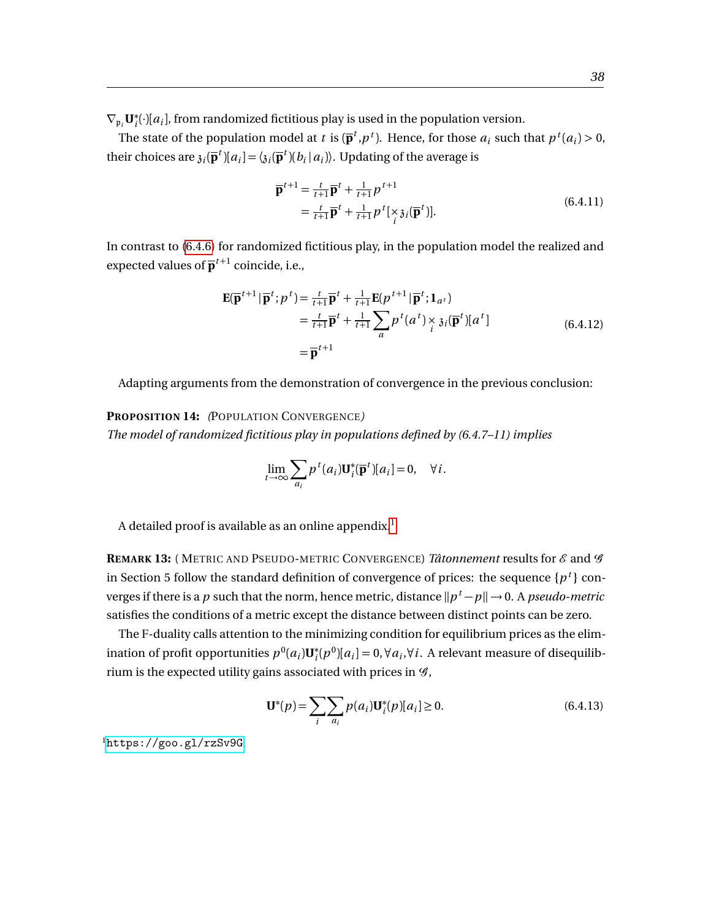$\nabla_{\mathfrak{p}_i} \mathbf{U}_i^*(\cdot)[a_i]$, from randomized fictitious play is used in the population version.

The state of the population model at $t$ is $(\overline{\mathbf{p}}^t, p^t)$. Hence, for those $a_i$ such that $p^t(a_i) > 0$, their choices are $\mathfrak{z}_i(\overline{\mathbf{p}}^t)[a_i] = \langle \mathfrak{z}_i(\overline{\mathbf{p}}^t)(b_i \,|\, a_i) \rangle$. Updating of the average is

$$
\begin{aligned}
\overline{\mathbf{p}}^{t+1} &= \tfrac{t}{t+1}\overline{\mathbf{p}}^t + \tfrac{1}{t+1} p^{t+1} \\
&= \tfrac{t}{t+1}\overline{\mathbf{p}}^t + \tfrac{1}{t+1} p^t [\times_i \mathfrak{z}_i(\overline{\mathbf{p}}^t)].
\end{aligned}
\tag{6.4.11}
$$

In contrast to (6.4.6) for randomized fictitious play, in the population model the realized and expected values of $\overline{\mathbf{p}}^{t+1}$ coincide, i.e.,

$$
\begin{aligned}
\mathbf{E}(\overline{\mathbf{p}}^{t+1} \,|\, \overline{\mathbf{p}}^t; p^t) &= \tfrac{t}{t+1}\overline{\mathbf{p}}^t + \tfrac{1}{t+1}\mathbf{E}(p^{t+1} \,|\, \overline{\mathbf{p}}^t; \mathbf{1}_{a^t}) \\
&= \tfrac{t}{t+1}\overline{\mathbf{p}}^t + \tfrac{1}{t+1}\sum_a p^t(a^t) \times_i \mathfrak{z}_i(\overline{\mathbf{p}}^t)[a^t] \\
&= \overline{\mathbf{p}}^{t+1}
\end{aligned}
\tag{6.4.12}
$$

Adapting arguments from the demonstration of convergence in the previous conclusion:

**Proposition 14:** (Population Convergence)
*The model of randomized fictitious play in populations defined by (6.4.7–11) implies*

$$
\lim_{t\to\infty} \sum_{a_i} p^t(a_i)\mathbf{U}_i^*(\overline{\mathbf{p}}^t)[a_i] = 0, \quad \forall i.
$$

A detailed proof is available as an online appendix.[1]

**Remark 13:** (Metric and Pseudo-metric Convergence) *Tâtonnement* results for $\mathscr{E}$ and $\mathscr{G}$ in Section 5 follow the standard definition of convergence of prices: the sequence $\{p^t\}$ converges if there is a $p$ such that the norm, hence metric, distance $\|p^t - p\| \to 0$. A *pseudo-metric* satisfies the conditions of a metric except the distance between distinct points can be zero.

The F-duality calls attention to the minimizing condition for equilibrium prices as the elimination of profit opportunities $p^0(a_i)\mathbf{U}_i^*(p^0)[a_i] = 0, \forall a_i, \forall i$. A relevant measure of disequilibrium is the expected utility gains associated with prices in $\mathscr{G}$,

$$
\mathbf{U}^*(p) = \sum_i \sum_{a_i} p(a_i)\mathbf{U}_i^*(p)[a_i] \geq 0.
\tag{6.4.13}
$$

[1] https://goo.gl/rzSv9G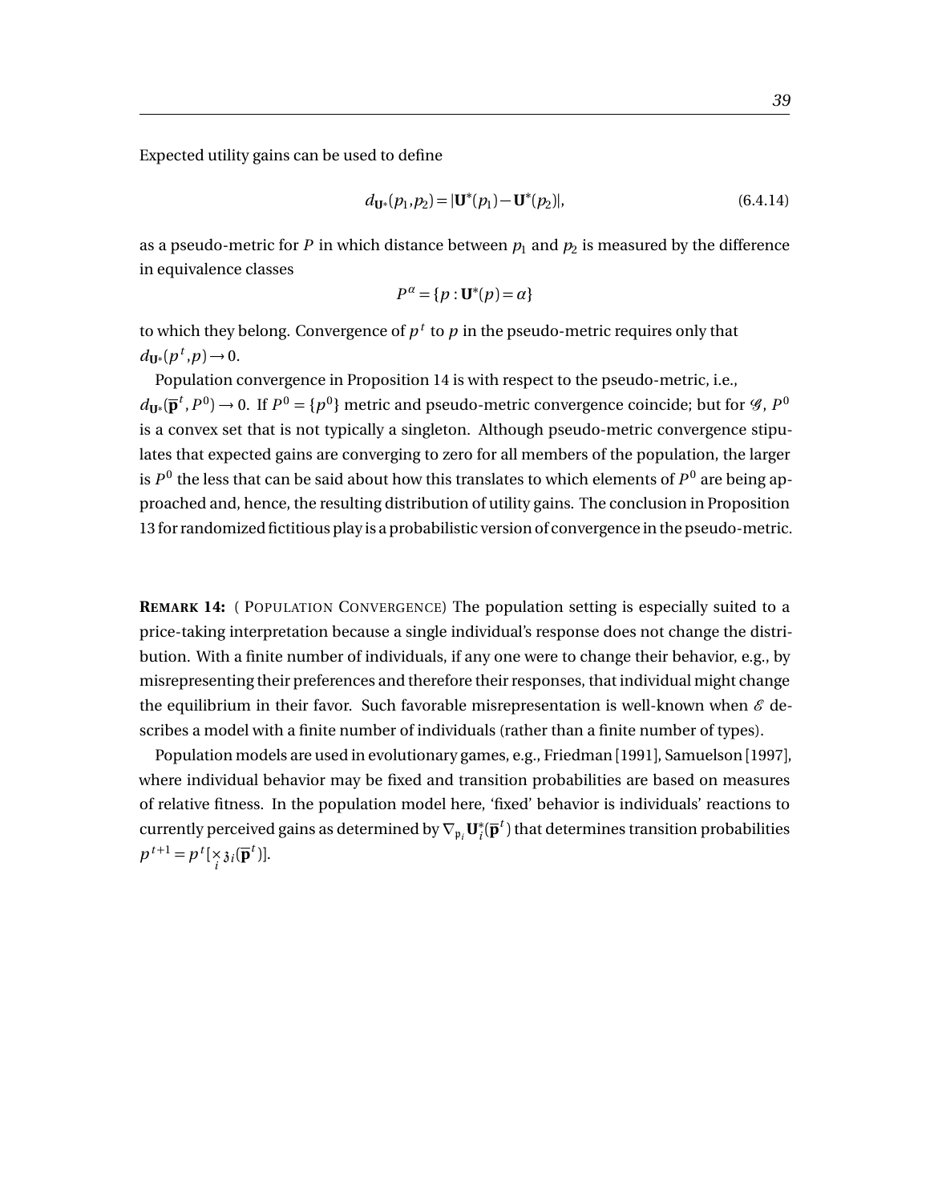Expected utility gains can be used to define

$$d_{\mathbf{U}^*}(p_1, p_2) = |\mathbf{U}^*(p_1) - \mathbf{U}^*(p_2)|, \tag{6.4.14}$$

as a pseudo-metric for $P$ in which distance between $p_1$ and $p_2$ is measured by the difference in equivalence classes

$$P^\alpha = \{p : \mathbf{U}^*(p) = \alpha\}$$

to which they belong. Convergence of $p^t$ to $p$ in the pseudo-metric requires only that $d_{\mathbf{U}^*}(p^t, p) \to 0$.

Population convergence in Proposition 14 is with respect to the pseudo-metric, i.e., $d_{\mathbf{U}^*}(\overline{\mathbf{p}}^t, P^0) \to 0$. If $P^0 = \{p^0\}$ metric and pseudo-metric convergence coincide; but for $\mathscr{G}$, $P^0$ is a convex set that is not typically a singleton. Although pseudo-metric convergence stipulates that expected gains are converging to zero for all members of the population, the larger is $P^0$ the less that can be said about how this translates to which elements of $P^0$ are being approached and, hence, the resulting distribution of utility gains. The conclusion in Proposition 13 for randomized fictitious play is a probabilistic version of convergence in the pseudo-metric.

**REMARK 14:** ( POPULATION CONVERGENCE) The population setting is especially suited to a price-taking interpretation because a single individual's response does not change the distribution. With a finite number of individuals, if any one were to change their behavior, e.g., by misrepresenting their preferences and therefore their responses, that individual might change the equilibrium in their favor. Such favorable misrepresentation is well-known when $\mathscr{E}$ describes a model with a finite number of individuals (rather than a finite number of types).

Population models are used in evolutionary games, e.g., Friedman [1991], Samuelson [1997], where individual behavior may be fixed and transition probabilities are based on measures of relative fitness. In the population model here, 'fixed' behavior is individuals' reactions to currently perceived gains as determined by $\nabla_{\mathfrak{p}_i} \mathbf{U}_i^*(\overline{\mathbf{p}}^t)$ that determines transition probabilities $p^{t+1} = p^t[\times_i \mathfrak{z}_i(\overline{\mathbf{p}}^t)]$.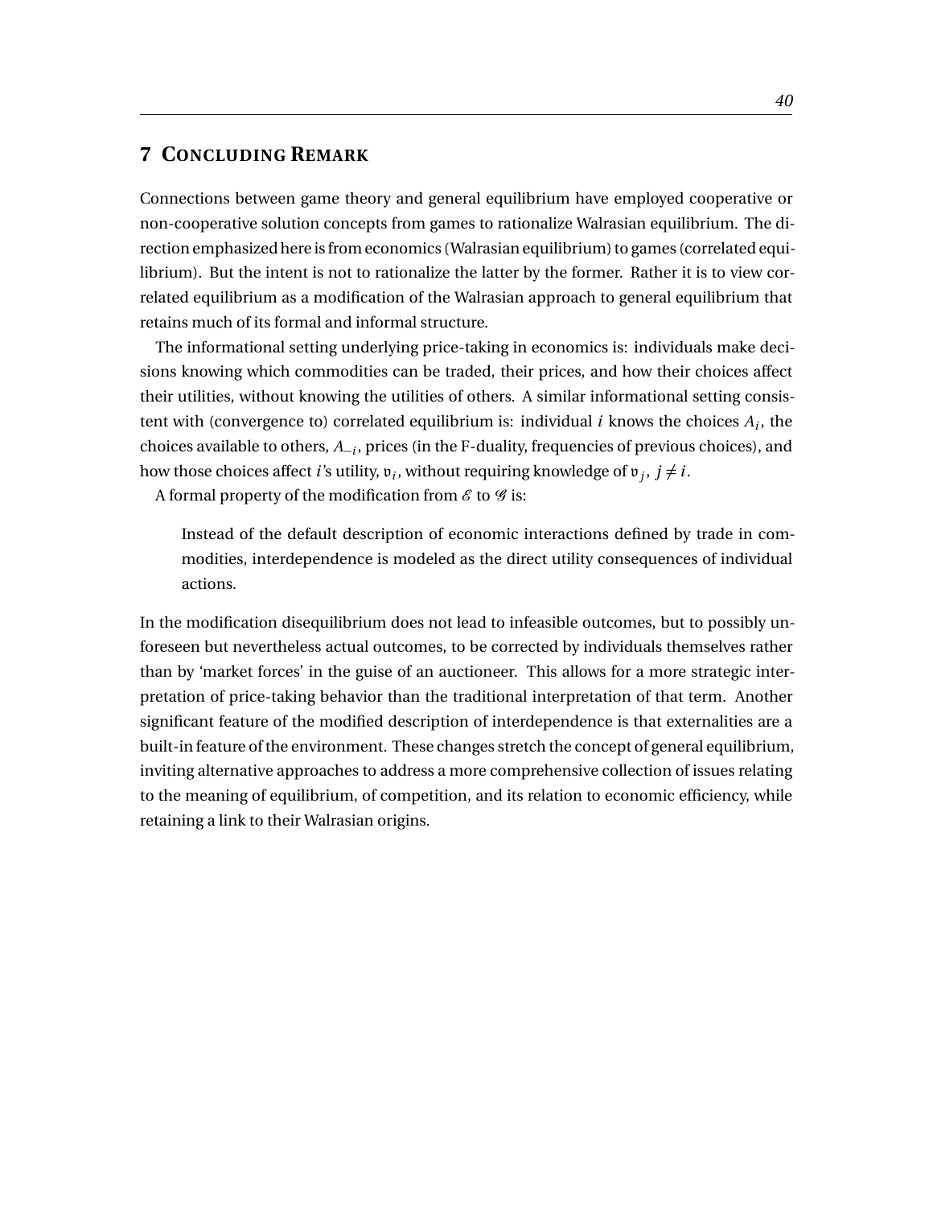## 7 CONCLUDING REMARK

Connections between game theory and general equilibrium have employed cooperative or non-cooperative solution concepts from games to rationalize Walrasian equilibrium. The direction emphasized here is from economics (Walrasian equilibrium) to games (correlated equilibrium). But the intent is not to rationalize the latter by the former. Rather it is to view correlated equilibrium as a modification of the Walrasian approach to general equilibrium that retains much of its formal and informal structure.

The informational setting underlying price-taking in economics is: individuals make decisions knowing which commodities can be traded, their prices, and how their choices affect their utilities, without knowing the utilities of others. A similar informational setting consistent with (convergence to) correlated equilibrium is: individual $i$ knows the choices $A_i$, the choices available to others, $A_{-i}$, prices (in the F-duality, frequencies of previous choices), and how those choices affect $i$'s utility, $\mathfrak{v}_i$, without requiring knowledge of $\mathfrak{v}_j$, $j \neq i$.

A formal property of the modification from $\mathscr{E}$ to $\mathscr{G}$ is:

> Instead of the default description of economic interactions defined by trade in commodities, interdependence is modeled as the direct utility consequences of individual actions.

In the modification disequilibrium does not lead to infeasible outcomes, but to possibly unforeseen but nevertheless actual outcomes, to be corrected by individuals themselves rather than by 'market forces' in the guise of an auctioneer. This allows for a more strategic interpretation of price-taking behavior than the traditional interpretation of that term. Another significant feature of the modified description of interdependence is that externalities are a built-in feature of the environment. These changes stretch the concept of general equilibrium, inviting alternative approaches to address a more comprehensive collection of issues relating to the meaning of equilibrium, of competition, and its relation to economic efficiency, while retaining a link to their Walrasian origins.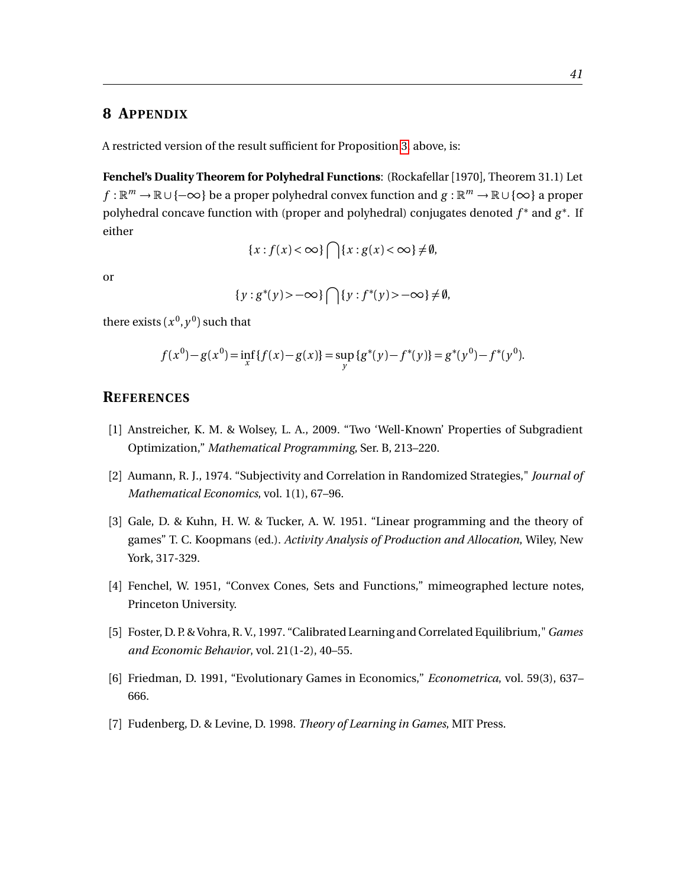## 8 Appendix

A restricted version of the result sufficient for Proposition 3, above, is:

**Fenchel's Duality Theorem for Polyhedral Functions**: (Rockafellar [1970], Theorem 31.1) Let $f : \mathbb{R}^m \to \mathbb{R} \cup \{-\infty\}$ be a proper polyhedral convex function and $g : \mathbb{R}^m \to \mathbb{R} \cup \{\infty\}$ a proper polyhedral concave function with (proper and polyhedral) conjugates denoted $f^*$ and $g^*$. If either

$$\{x : f(x) < \infty\} \bigcap \{x : g(x) < \infty\} \neq \emptyset,$$

or

$$\{y : g^*(y) > -\infty\} \bigcap \{y : f^*(y) > -\infty\} \neq \emptyset,$$

there exists $(x^0, y^0)$ such that

$$f(x^0) - g(x^0) = \inf_x \{f(x) - g(x)\} = \sup_y \{g^*(y) - f^*(y)\} = g^*(y^0) - f^*(y^0).$$

## References

[1] Anstreicher, K. M. & Wolsey, L. A., 2009. "Two 'Well-Known' Properties of Subgradient Optimization," *Mathematical Programming*, Ser. B, 213–220.

[2] Aumann, R. J., 1974. "Subjectivity and Correlation in Randomized Strategies," *Journal of Mathematical Economics*, vol. 1(1), 67–96.

[3] Gale, D. & Kuhn, H. W. & Tucker, A. W. 1951. "Linear programming and the theory of games" T. C. Koopmans (ed.). *Activity Analysis of Production and Allocation*, Wiley, New York, 317-329.

[4] Fenchel, W. 1951, "Convex Cones, Sets and Functions," mimeographed lecture notes, Princeton University.

[5] Foster, D. P. & Vohra, R. V., 1997. "Calibrated Learning and Correlated Equilibrium," *Games and Economic Behavior*, vol. 21(1-2), 40–55.

[6] Friedman, D. 1991, "Evolutionary Games in Economics," *Econometrica*, vol. 59(3), 637–666.

[7] Fudenberg, D. & Levine, D. 1998. *Theory of Learning in Games*, MIT Press.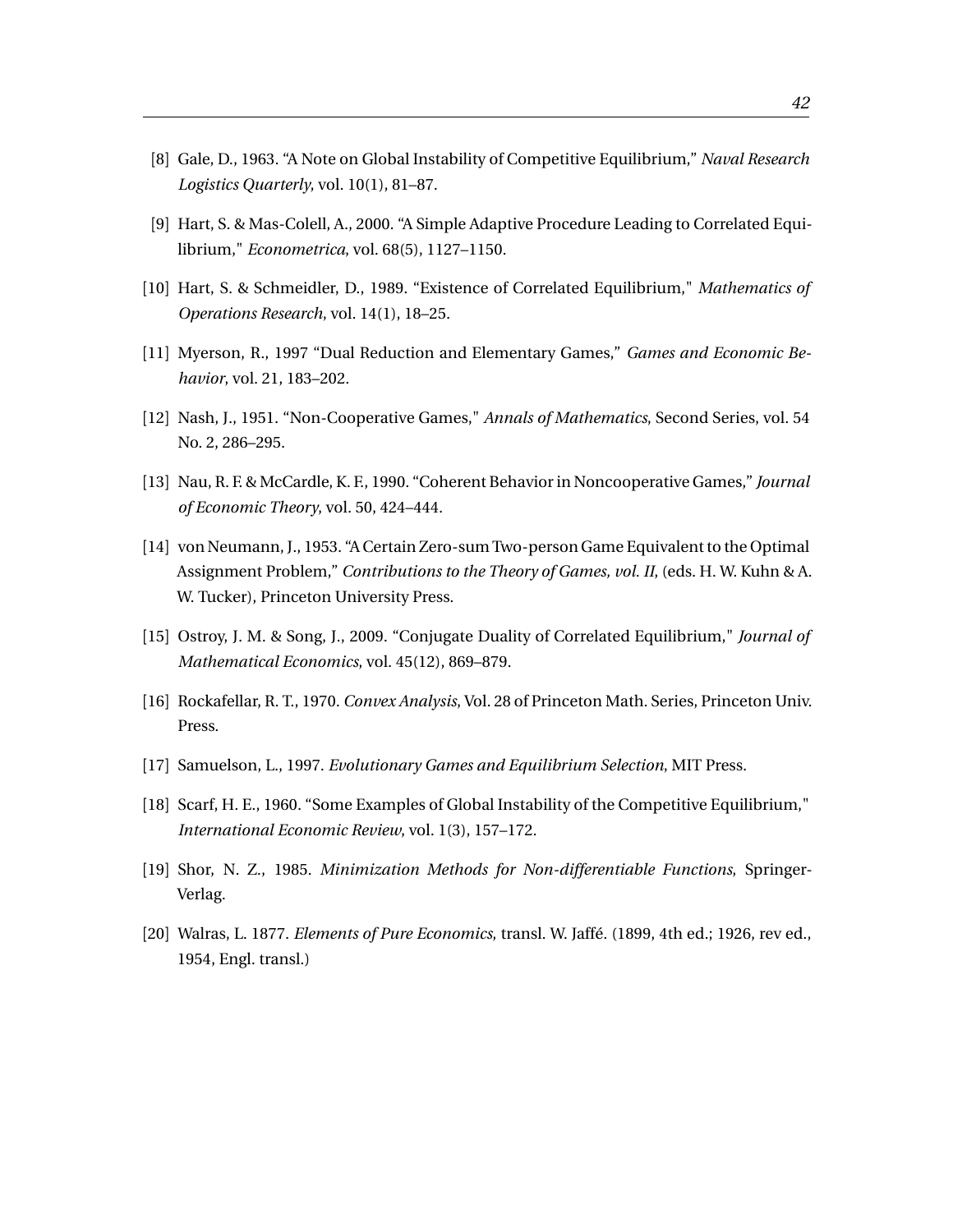[8] Gale, D., 1963. "A Note on Global Instability of Competitive Equilibrium," *Naval Research Logistics Quarterly*, vol. 10(1), 81–87.

[9] Hart, S. & Mas-Colell, A., 2000. "A Simple Adaptive Procedure Leading to Correlated Equilibrium," *Econometrica*, vol. 68(5), 1127–1150.

[10] Hart, S. & Schmeidler, D., 1989. "Existence of Correlated Equilibrium," *Mathematics of Operations Research*, vol. 14(1), 18–25.

[11] Myerson, R., 1997 "Dual Reduction and Elementary Games," *Games and Economic Behavior*, vol. 21, 183–202.

[12] Nash, J., 1951. "Non-Cooperative Games," *Annals of Mathematics*, Second Series, vol. 54 No. 2, 286–295.

[13] Nau, R. F. & McCardle, K. F., 1990. "Coherent Behavior in Noncooperative Games," *Journal of Economic Theory*, vol. 50, 424–444.

[14] von Neumann, J., 1953. "A Certain Zero-sum Two-person Game Equivalent to the Optimal Assignment Problem," *Contributions to the Theory of Games, vol. II*, (eds. H. W. Kuhn & A. W. Tucker), Princeton University Press.

[15] Ostroy, J. M. & Song, J., 2009. "Conjugate Duality of Correlated Equilibrium," *Journal of Mathematical Economics*, vol. 45(12), 869–879.

[16] Rockafellar, R. T., 1970. *Convex Analysis*, Vol. 28 of Princeton Math. Series, Princeton Univ. Press.

[17] Samuelson, L., 1997. *Evolutionary Games and Equilibrium Selection*, MIT Press.

[18] Scarf, H. E., 1960. "Some Examples of Global Instability of the Competitive Equilibrium," *International Economic Review*, vol. 1(3), 157–172.

[19] Shor, N. Z., 1985. *Minimization Methods for Non-differentiable Functions*, Springer-Verlag.

[20] Walras, L. 1877. *Elements of Pure Economics*, transl. W. Jaffé. (1899, 4th ed.; 1926, rev ed., 1954, Engl. transl.)